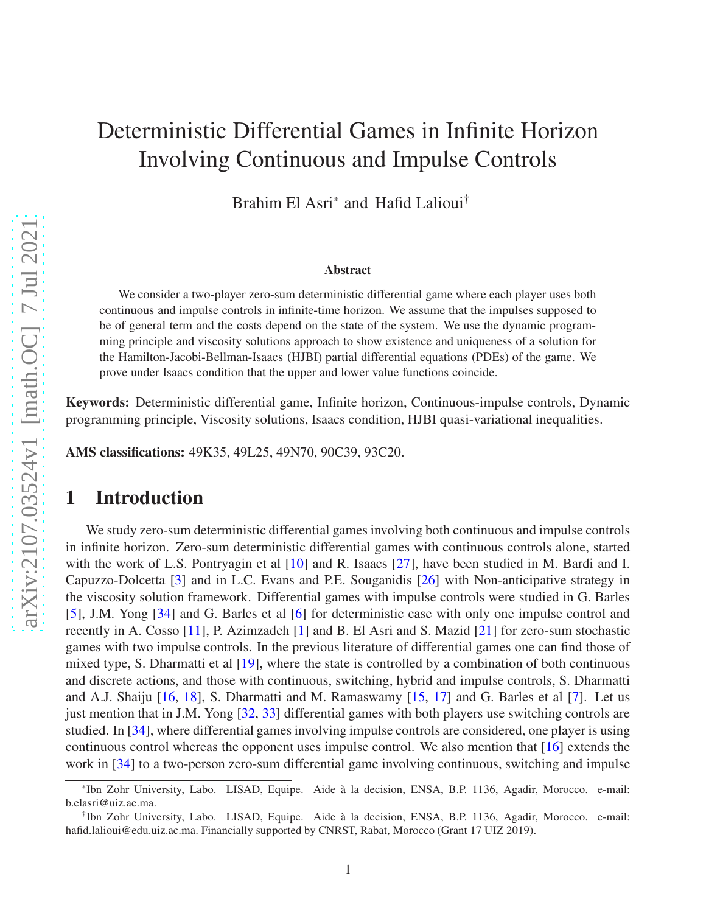# Deterministic Differential Games in Infinite Horizon Involving Continuous and Impulse Controls

Brahim El Asri* and Hafid Lalioui†

### Abstract

We consider a two-player zero-sum deterministic differential game where each player uses both continuous and impulse controls in infinite-time horizon. We assume that the impulses supposed to be of general term and the costs depend on the state of the system. We use the dynamic programming principle and viscosity solutions approach to show existence and uniqueness of a solution for the Hamilton-Jacobi-Bellman-Isaacs (HJBI) partial differential equations (PDEs) of the game. We prove under Isaacs condition that the upper and lower value functions coincide.

**Keywords:** Deterministic differential game, Infinite horizon, Continuous-impulse controls, Dynamic programming principle, Viscosity solutions, Isaacs condition, HJBI quasi-variational inequalities.

**AMS classifications:** 49K35, 49L25, 49N70, 90C39, 93C20.

## 1 Introduction

We study zero-sum deterministic differential games involving both continuous and impulse controls in infinite horizon. Zero-sum deterministic differential games with continuous controls alone, started with the work of L.S. Pontryagin et al [10] and R. Isaacs [27], have been studied in M. Bardi and I. Capuzzo-Dolcetta [3] and in L.C. Evans and P.E. Souganidis [26] with Non-anticipative strategy in the viscosity solution framework. Differential games with impulse controls were studied in G. Barles [5], J.M. Yong [34] and G. Barles et al [6] for deterministic case with only one impulse control and recently in A. Cosso [11], P. Azimzadeh [1] and B. El Asri and S. Mazid [21] for zero-sum stochastic games with two impulse controls. In the previous literature of differential games one can find those of mixed type, S. Dharmatti et al [19], where the state is controlled by a combination of both continuous and discrete actions, and those with continuous, switching, hybrid and impulse controls, S. Dharmatti and A.J. Shaiju [16, 18], S. Dharmatti and M. Ramaswamy [15, 17] and G. Barles et al [7]. Let us just mention that in J.M. Yong [32, 33] differential games with both players use switching controls are studied. In [34], where differential games involving impulse controls are considered, one player is using continuous control whereas the opponent uses impulse control. We also mention that [16] extends the work in [34] to a two-person zero-sum differential game involving continuous, switching and impulse

---

*Ibn Zohr University, Labo. LISAD, Equipe. Aide à la decision, ENSA, B.P. 1136, Agadir, Morocco. e-mail: b.elasri@uiz.ac.ma.

†Ibn Zohr University, Labo. LISAD, Equipe. Aide à la decision, ENSA, B.P. 1136, Agadir, Morocco. e-mail: hafid.lalioui@edu.uiz.ac.ma. Financially supported by CNRST, Rabat, Morocco (Grant 17 UIZ 2019).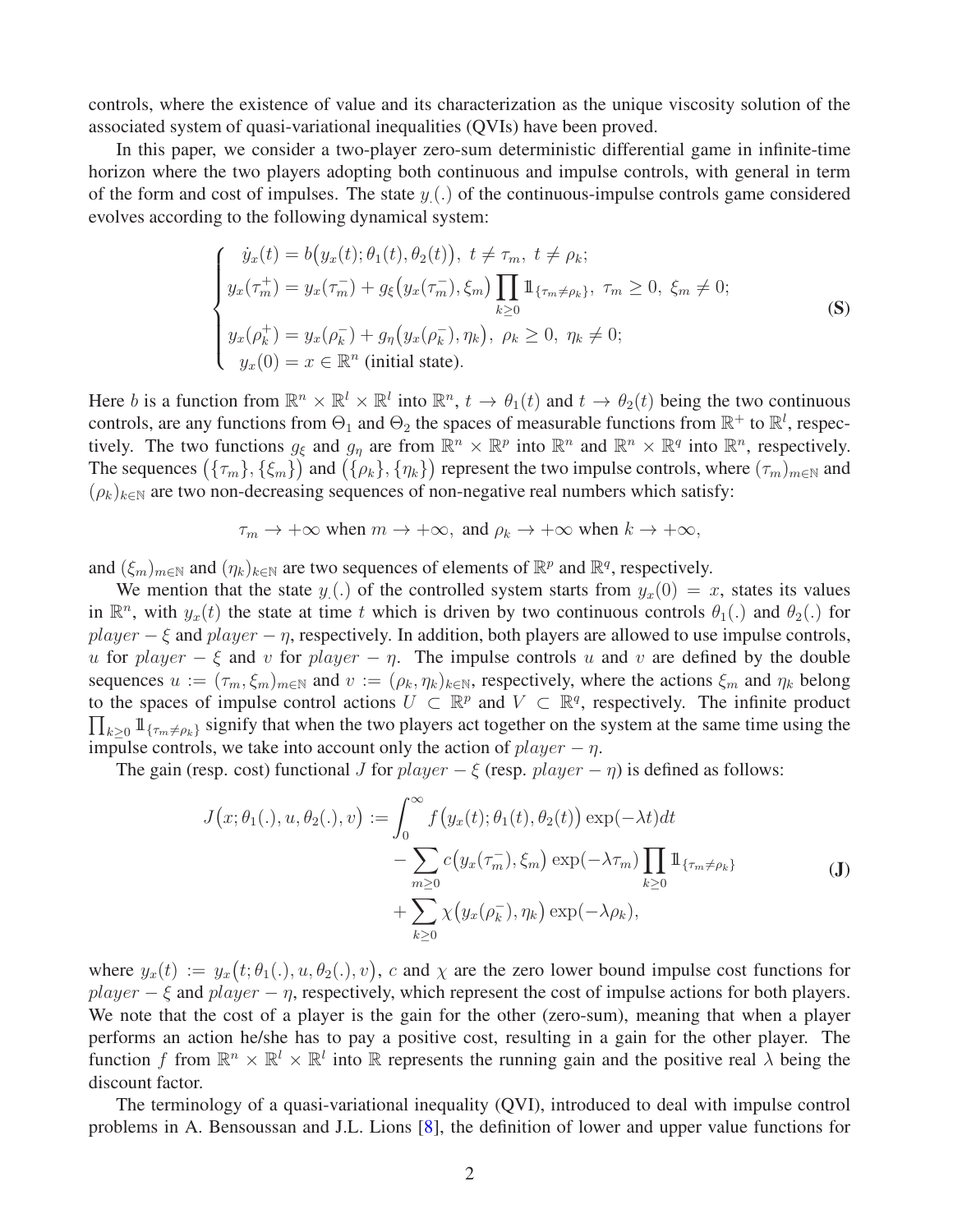controls, where the existence of value and its characterization as the unique viscosity solution of the associated system of quasi-variational inequalities (QVIs) have been proved.

In this paper, we consider a two-player zero-sum deterministic differential game in infinite-time horizon where the two players adopting both continuous and impulse controls, with general in term of the form and cost of impulses. The state $y_.(.)$ of the continuous-impulse controls game considered evolves according to the following dynamical system:

$$
\begin{cases}
\dot{y}_x(t) = b\big(y_x(t); \theta_1(t), \theta_2(t)\big), \ t \neq \tau_m, \ t \neq \rho_k; \\
y_x(\tau_m^+) = y_x(\tau_m^-) + g_\xi\big(y_x(\tau_m^-), \xi_m\big) \prod_{k \geq 0} \mathbb{1}_{\{\tau_m \neq \rho_k\}}, \ \tau_m \geq 0, \ \xi_m \neq 0; \\
y_x(\rho_k^+) = y_x(\rho_k^-) + g_\eta\big(y_x(\rho_k^-), \eta_k\big), \ \rho_k \geq 0, \ \eta_k \neq 0; \\
y_x(0) = x \in \mathbb{R}^n \text{ (initial state)}.
\end{cases}
\tag{S}
$$

Here $b$ is a function from $\mathbb{R}^n \times \mathbb{R}^l \times \mathbb{R}^l$ into $\mathbb{R}^n$, $t \to \theta_1(t)$ and $t \to \theta_2(t)$ being the two continuous controls, are any functions from $\Theta_1$ and $\Theta_2$ the spaces of measurable functions from $\mathbb{R}^+$ to $\mathbb{R}^l$, respectively. The two functions $g_\xi$ and $g_\eta$ are from $\mathbb{R}^n \times \mathbb{R}^p$ into $\mathbb{R}^n$ and $\mathbb{R}^n \times \mathbb{R}^q$ into $\mathbb{R}^n$, respectively. The sequences $\big(\{\tau_m\}, \{\xi_m\}\big)$ and $\big(\{\rho_k\}, \{\eta_k\}\big)$ represent the two impulse controls, where $(\tau_m)_{m\in\mathbb{N}}$ and $(\rho_k)_{k\in\mathbb{N}}$ are two non-decreasing sequences of non-negative real numbers which satisfy:

$$
\tau_m \to +\infty \text{ when } m \to +\infty, \text{ and } \rho_k \to +\infty \text{ when } k \to +\infty,
$$

and $(\xi_m)_{m\in\mathbb{N}}$ and $(\eta_k)_{k\in\mathbb{N}}$ are two sequences of elements of $\mathbb{R}^p$ and $\mathbb{R}^q$, respectively.

We mention that the state $y_.(.)$ of the controlled system starts from $y_x(0) = x$, states its values in $\mathbb{R}^n$, with $y_x(t)$ the state at time $t$ which is driven by two continuous controls $\theta_1(.)$ and $\theta_2(.)$ for $player - \xi$ and $player - \eta$, respectively. In addition, both players are allowed to use impulse controls, $u$ for $player - \xi$ and $v$ for $player - \eta$. The impulse controls $u$ and $v$ are defined by the double sequences $u := (\tau_m, \xi_m)_{m\in\mathbb{N}}$ and $v := (\rho_k, \eta_k)_{k\in\mathbb{N}}$, respectively, where the actions $\xi_m$ and $\eta_k$ belong to the spaces of impulse control actions $U \subset \mathbb{R}^p$ and $V \subset \mathbb{R}^q$, respectively. The infinite product $\prod_{k\geq 0} \mathbb{1}_{\{\tau_m \neq \rho_k\}}$ signify that when the two players act together on the system at the same time using the impulse controls, we take into account only the action of $player - \eta$.

The gain (resp. cost) functional $J$ for $player - \xi$ (resp. $player - \eta$) is defined as follows:

$$
\begin{aligned}
J\big(x; \theta_1(.), u, \theta_2(.), v\big) := & \int_0^\infty f\big(y_x(t); \theta_1(t), \theta_2(t)\big) \exp(-\lambda t) dt \\
& - \sum_{m \geq 0} c\big(y_x(\tau_m^-), \xi_m\big) \exp(-\lambda \tau_m) \prod_{k \geq 0} \mathbb{1}_{\{\tau_m \neq \rho_k\}} \\
& + \sum_{k \geq 0} \chi\big(y_x(\rho_k^-), \eta_k\big) \exp(-\lambda \rho_k),
\end{aligned}
\tag{J}
$$

where $y_x(t) := y_x\big(t; \theta_1(.), u, \theta_2(.), v\big)$, $c$ and $\chi$ are the zero lower bound impulse cost functions for $player - \xi$ and $player - \eta$, respectively, which represent the cost of impulse actions for both players. We note that the cost of a player is the gain for the other (zero-sum), meaning that when a player performs an action he/she has to pay a positive cost, resulting in a gain for the other player. The function $f$ from $\mathbb{R}^n \times \mathbb{R}^l \times \mathbb{R}^l$ into $\mathbb{R}$ represents the running gain and the positive real $\lambda$ being the discount factor.

The terminology of a quasi-variational inequality (QVI), introduced to deal with impulse control problems in A. Bensoussan and J.L. Lions [8], the definition of lower and upper value functions for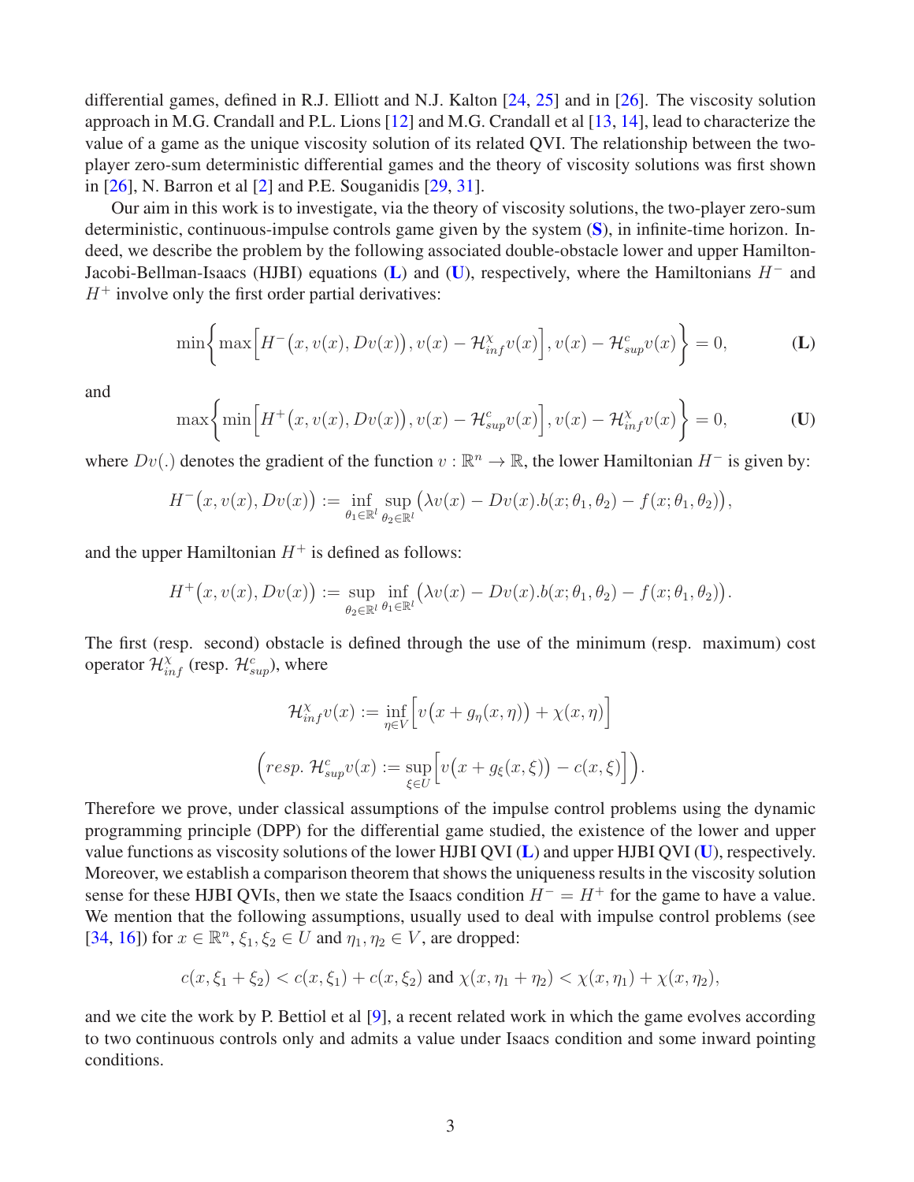differential games, defined in R.J. Elliott and N.J. Kalton [24, 25] and in [26]. The viscosity solution approach in M.G. Crandall and P.L. Lions [12] and M.G. Crandall et al [13, 14], lead to characterize the value of a game as the unique viscosity solution of its related QVI. The relationship between the two-player zero-sum deterministic differential games and the theory of viscosity solutions was first shown in [26], N. Barron et al [2] and P.E. Souganidis [29, 31].

Our aim in this work is to investigate, via the theory of viscosity solutions, the two-player zero-sum deterministic, continuous-impulse controls game given by the system (**S**), in infinite-time horizon. Indeed, we describe the problem by the following associated double-obstacle lower and upper Hamilton-Jacobi-Bellman-Isaacs (HJBI) equations (**L**) and (**U**), respectively, where the Hamiltonians $H^-$ and $H^+$ involve only the first order partial derivatives:

$$
\min\Big\{\max\Big[H^-\big(x,v(x),Dv(x)\big),v(x)-\mathcal{H}^{\chi}_{inf}v(x)\Big],v(x)-\mathcal{H}^{c}_{sup}v(x)\Big\}=0, \tag{L}
$$

and

$$
\max\Big\{\min\Big[H^+\big(x,v(x),Dv(x)\big),v(x)-\mathcal{H}^{c}_{sup}v(x)\Big],v(x)-\mathcal{H}^{\chi}_{inf}v(x)\Big\}=0, \tag{U}
$$

where $Dv(.)$ denotes the gradient of the function $v:\mathbb{R}^n\to\mathbb{R}$, the lower Hamiltonian $H^-$ is given by:

$$
H^-\big(x,v(x),Dv(x)\big):=\inf_{\theta_1\in\mathbb{R}^l}\sup_{\theta_2\in\mathbb{R}^l}\big(\lambda v(x)-Dv(x).b(x;\theta_1,\theta_2)-f(x;\theta_1,\theta_2)\big),
$$

and the upper Hamiltonian $H^+$ is defined as follows:

$$
H^+\big(x,v(x),Dv(x)\big):=\sup_{\theta_2\in\mathbb{R}^l}\inf_{\theta_1\in\mathbb{R}^l}\big(\lambda v(x)-Dv(x).b(x;\theta_1,\theta_2)-f(x;\theta_1,\theta_2)\big).
$$

The first (resp. second) obstacle is defined through the use of the minimum (resp. maximum) cost operator $\mathcal{H}^{\chi}_{inf}$ (resp. $\mathcal{H}^{c}_{sup}$), where

$$
\mathcal{H}^{\chi}_{inf}v(x):=\inf_{\eta\in V}\Big[v\big(x+g_\eta(x,\eta)\big)+\chi(x,\eta)\Big]
$$

$$
\Big(resp.\ \mathcal{H}^{c}_{sup}v(x):=\sup_{\xi\in U}\Big[v\big(x+g_\xi(x,\xi)\big)-c(x,\xi)\Big]\Big).
$$

Therefore we prove, under classical assumptions of the impulse control problems using the dynamic programming principle (DPP) for the differential game studied, the existence of the lower and upper value functions as viscosity solutions of the lower HJBI QVI (**L**) and upper HJBI QVI (**U**), respectively. Moreover, we establish a comparison theorem that shows the uniqueness results in the viscosity solution sense for these HJBI QVIs, then we state the Isaacs condition $H^-=H^+$ for the game to have a value. We mention that the following assumptions, usually used to deal with impulse control problems (see [34, 16]) for $x\in\mathbb{R}^n$, $\xi_1,\xi_2\in U$ and $\eta_1,\eta_2\in V$, are dropped:

$$
c(x,\xi_1+\xi_2)<c(x,\xi_1)+c(x,\xi_2) \text{ and } \chi(x,\eta_1+\eta_2)<\chi(x,\eta_1)+\chi(x,\eta_2),
$$

and we cite the work by P. Bettiol et al [9], a recent related work in which the game evolves according to two continuous controls only and admits a value under Isaacs condition and some inward pointing conditions.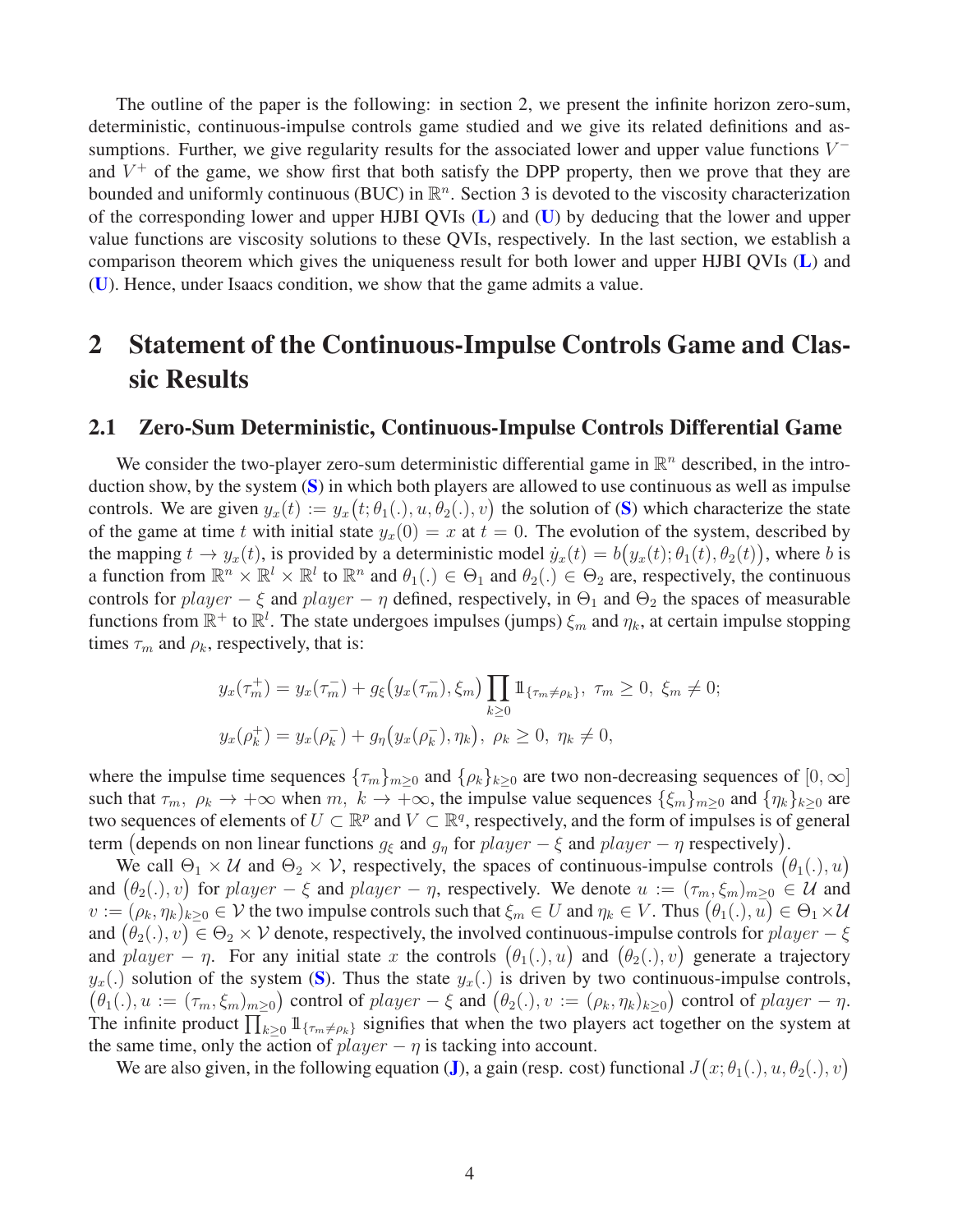The outline of the paper is the following: in section 2, we present the infinite horizon zero-sum, deterministic, continuous-impulse controls game studied and we give its related definitions and assumptions. Further, we give regularity results for the associated lower and upper value functions $V^-$ and $V^+$ of the game, we show first that both satisfy the DPP property, then we prove that they are bounded and uniformly continuous (BUC) in $\mathbb{R}^n$. Section 3 is devoted to the viscosity characterization of the corresponding lower and upper HJBI QVIs (**L**) and (**U**) by deducing that the lower and upper value functions are viscosity solutions to these QVIs, respectively. In the last section, we establish a comparison theorem which gives the uniqueness result for both lower and upper HJBI QVIs (**L**) and (**U**). Hence, under Isaacs condition, we show that the game admits a value.

# 2 Statement of the Continuous-Impulse Controls Game and Classic Results

## 2.1 Zero-Sum Deterministic, Continuous-Impulse Controls Differential Game

We consider the two-player zero-sum deterministic differential game in $\mathbb{R}^n$ described, in the introduction show, by the system (**S**) in which both players are allowed to use continuous as well as impulse controls. We are given $y_x(t) := y_x\big(t; \theta_1(.), u, \theta_2(.), v\big)$ the solution of (**S**) which characterize the state of the game at time $t$ with initial state $y_x(0) = x$ at $t = 0$. The evolution of the system, described by the mapping $t \to y_x(t)$, is provided by a deterministic model $\dot{y}_x(t) = b\big(y_x(t); \theta_1(t), \theta_2(t)\big)$, where $b$ is a function from $\mathbb{R}^n \times \mathbb{R}^l \times \mathbb{R}^l$ to $\mathbb{R}^n$ and $\theta_1(.) \in \Theta_1$ and $\theta_2(.) \in \Theta_2$ are, respectively, the continuous controls for $player-\xi$ and $player-\eta$ defined, respectively, in $\Theta_1$ and $\Theta_2$ the spaces of measurable functions from $\mathbb{R}^+$ to $\mathbb{R}^l$. The state undergoes impulses (jumps) $\xi_m$ and $\eta_k$, at certain impulse stopping times $\tau_m$ and $\rho_k$, respectively, that is:

$$
\begin{aligned}
&y_x(\tau_m^+) = y_x(\tau_m^-) + g_\xi\big(y_x(\tau_m^-), \xi_m\big) \prod_{k \geq 0} \mathbb{1}_{\{\tau_m \neq \rho_k\}}, \ \tau_m \geq 0, \ \xi_m \neq 0; \\
&y_x(\rho_k^+) = y_x(\rho_k^-) + g_\eta\big(y_x(\rho_k^-), \eta_k\big), \ \rho_k \geq 0, \ \eta_k \neq 0,
\end{aligned}
$$

where the impulse time sequences $\{\tau_m\}_{m\geq 0}$ and $\{\rho_k\}_{k\geq 0}$ are two non-decreasing sequences of $[0, \infty]$ such that $\tau_m, \ \rho_k \to +\infty$ when $m, \ k \to +\infty$, the impulse value sequences $\{\xi_m\}_{m\geq 0}$ and $\{\eta_k\}_{k\geq 0}$ are two sequences of elements of $U \subset \mathbb{R}^p$ and $V \subset \mathbb{R}^q$, respectively, and the form of impulses is of general term $\big($depends on non linear functions $g_\xi$ and $g_\eta$ for $player-\xi$ and $player-\eta$ respectively$\big)$.

We call $\Theta_1 \times \mathcal{U}$ and $\Theta_2 \times \mathcal{V}$, respectively, the spaces of continuous-impulse controls $\big(\theta_1(.), u\big)$ and $\big(\theta_2(.), v\big)$ for $player-\xi$ and $player-\eta$, respectively. We denote $u := (\tau_m, \xi_m)_{m\geq 0} \in \mathcal{U}$ and $v := (\rho_k, \eta_k)_{k\geq 0} \in \mathcal{V}$ the two impulse controls such that $\xi_m \in U$ and $\eta_k \in V$. Thus $\big(\theta_1(.), u\big) \in \Theta_1 \times \mathcal{U}$ and $\big(\theta_2(.), v\big) \in \Theta_2 \times \mathcal{V}$ denote, respectively, the involved continuous-impulse controls for $player-\xi$ and $player-\eta$. For any initial state $x$ the controls $\big(\theta_1(.), u\big)$ and $\big(\theta_2(.), v\big)$ generate a trajectory $y_x(.)$ solution of the system (**S**). Thus the state $y_x(.)$ is driven by two continuous-impulse controls, $\big(\theta_1(.), u := (\tau_m, \xi_m)_{m\geq 0}\big)$ control of $player-\xi$ and $\big(\theta_2(.), v := (\rho_k, \eta_k)_{k\geq 0}\big)$ control of $player-\eta$. The infinite product $\prod_{k\geq 0} \mathbb{1}_{\{\tau_m \neq \rho_k\}}$ signifies that when the two players act together on the system at the same time, only the action of $player-\eta$ is tacking into account.

We are also given, in the following equation (**J**), a gain (resp. cost) functional $J\big(x; \theta_1(.), u, \theta_2(.), v\big)$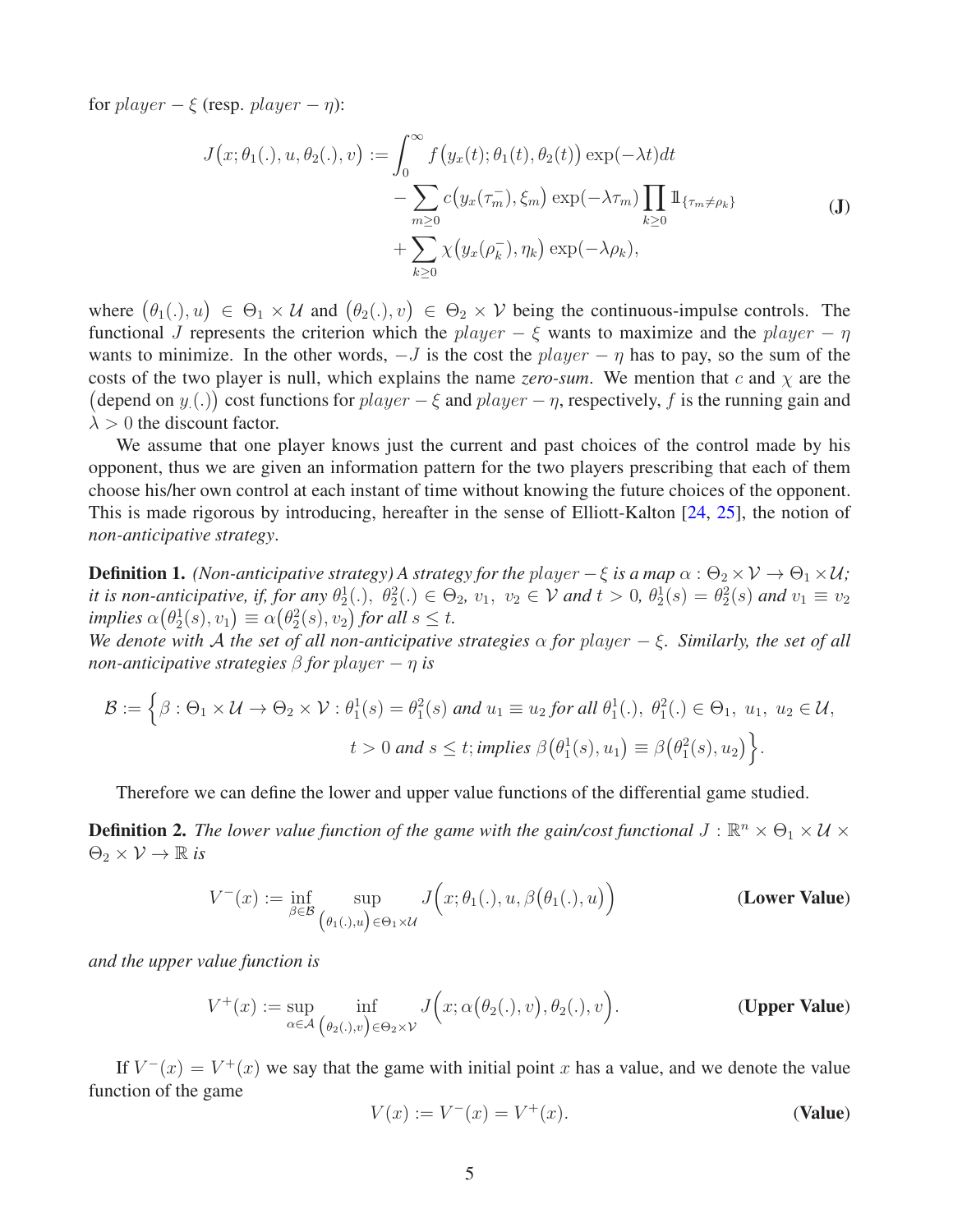for $player-\xi$ (resp. $player-\eta$):

$$
\begin{aligned}
J\big(x;\theta_1(.),u,\theta_2(.),v\big) := &\int_0^\infty f\big(y_x(t);\theta_1(t),\theta_2(t)\big)\exp(-\lambda t)dt \\
&-\sum_{m\geq 0} c\big(y_x(\tau_m^-),\xi_m\big)\exp(-\lambda\tau_m)\prod_{k\geq 0}\mathbb{1}_{\{\tau_m\neq\rho_k\}} \\
&+\sum_{k\geq 0}\chi\big(y_x(\rho_k^-),\eta_k\big)\exp(-\lambda\rho_k),
\end{aligned}
\tag{J}
$$

where $\big(\theta_1(.),u\big)\in\Theta_1\times\mathcal{U}$ and $\big(\theta_2(.),v\big)\in\Theta_2\times\mathcal{V}$ being the continuous-impulse controls. The functional $J$ represents the criterion which the $player-\xi$ wants to maximize and the $player-\eta$ wants to minimize. In the other words, $-J$ is the cost the $player-\eta$ has to pay, so the sum of the costs of the two player is null, which explains the name *zero-sum*. We mention that $c$ and $\chi$ are the $\big($depend on $y_.(.)\big)$ cost functions for $player-\xi$ and $player-\eta$, respectively, $f$ is the running gain and $\lambda>0$ the discount factor.

We assume that one player knows just the current and past choices of the control made by his opponent, thus we are given an information pattern for the two players prescribing that each of them choose his/her own control at each instant of time without knowing the future choices of the opponent. This is made rigorous by introducing, hereafter in the sense of Elliott-Kalton [24, 25], the notion of *non-anticipative strategy*.

**Definition 1.** *(Non-anticipative strategy) A strategy for the $player-\xi$ is a map $\alpha:\Theta_2\times\mathcal{V}\to\Theta_1\times\mathcal{U}$; it is non-anticipative, if, for any $\theta_2^1(.),\ \theta_2^2(.)\in\Theta_2$, $v_1,\ v_2\in\mathcal{V}$ and $t>0$, $\theta_2^1(s)=\theta_2^2(s)$ and $v_1\equiv v_2$ implies $\alpha\big(\theta_2^1(s),v_1\big)\equiv\alpha\big(\theta_2^2(s),v_2\big)$ for all $s\leq t$.*
*We denote with $\mathcal{A}$ the set of all non-anticipative strategies $\alpha$ for $player-\xi$. Similarly, the set of all non-anticipative strategies $\beta$ for $player-\eta$ is*

$$
\begin{aligned}
\mathcal{B}:=\Big\{\beta:\Theta_1\times\mathcal{U}\to\Theta_2\times\mathcal{V}:\theta_1^1(s)=\theta_1^2(s)\text{ and }u_1\equiv u_2\text{ for all }\theta_1^1(.),\ \theta_1^2(.)\in\Theta_1,\ u_1,\ u_2\in\mathcal{U},\\
t>0\text{ and }s\leq t;\text{ implies }\beta\big(\theta_1^1(s),u_1\big)\equiv\beta\big(\theta_1^2(s),u_2\big)\Big\}.
\end{aligned}
$$

Therefore we can define the lower and upper value functions of the differential game studied.

**Definition 2.** *The lower value function of the game with the gain/cost functional $J:\mathbb{R}^n\times\Theta_1\times\mathcal{U}\times\Theta_2\times\mathcal{V}\to\mathbb{R}$ is*

$$
V^-(x):=\inf_{\beta\in\mathcal{B}}\ \sup_{\left(\theta_1(.),u\right)\in\Theta_1\times\mathcal{U}} J\Big(x;\theta_1(.),u,\beta\big(\theta_1(.),u\big)\Big)
\tag{Lower Value}
$$

*and the upper value function is*

$$
V^+(x):=\sup_{\alpha\in\mathcal{A}}\ \inf_{\left(\theta_2(.),v\right)\in\Theta_2\times\mathcal{V}} J\Big(x;\alpha\big(\theta_2(.),v\big),\theta_2(.),v\Big).
\tag{Upper Value}
$$

If $V^-(x)=V^+(x)$ we say that the game with initial point $x$ has a value, and we denote the value function of the game

$$
V(x):=V^-(x)=V^+(x).
\tag{Value}
$$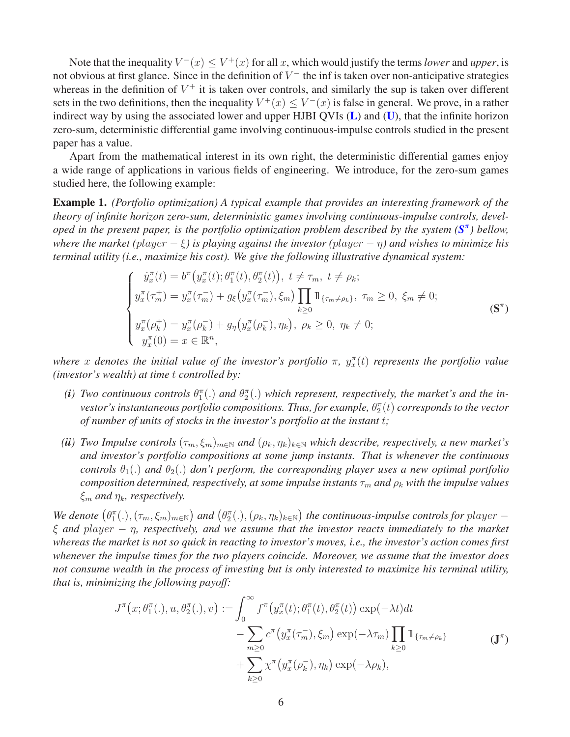Note that the inequality $V^-(x) \leq V^+(x)$ for all $x$, which would justify the terms *lower* and *upper*, is not obvious at first glance. Since in the definition of $V^-$ the inf is taken over non-anticipative strategies whereas in the definition of $V^+$ it is taken over controls, and similarly the sup is taken over different sets in the two definitions, then the inequality $V^+(x) \leq V^-(x)$ is false in general. We prove, in a rather indirect way by using the associated lower and upper HJBI QVIs (**L**) and (**U**), that the infinite horizon zero-sum, deterministic differential game involving continuous-impulse controls studied in the present paper has a value.

Apart from the mathematical interest in its own right, the deterministic differential games enjoy a wide range of applications in various fields of engineering. We introduce, for the zero-sum games studied here, the following example:

**Example 1.** *(Portfolio optimization) A typical example that provides an interesting framework of the theory of infinite horizon zero-sum, deterministic games involving continuous-impulse controls, developed in the present paper, is the portfolio optimization problem described by the system ($\mathbf{S}^\pi$) bellow, where the market ($player - \xi$) is playing against the investor ($player - \eta$) and wishes to minimize his terminal utility (i.e., maximize his cost). We give the following illustrative dynamical system:*

$$
\begin{cases}
\dot{y}_x^\pi(t) = b^\pi\big(y_x^\pi(t);\theta_1^\pi(t),\theta_2^\pi(t)\big),\ t \neq \tau_m,\ t \neq \rho_k; \\
y_x^\pi(\tau_m^+) = y_x^\pi(\tau_m^-) + g_\xi\big(y_x^\pi(\tau_m^-),\xi_m\big)\displaystyle\prod_{k\geq 0}\mathbb{1}_{\{\tau_m\neq\rho_k\}},\ \tau_m \geq 0,\ \xi_m \neq 0; \\
y_x^\pi(\rho_k^+) = y_x^\pi(\rho_k^-) + g_\eta\big(y_x^\pi(\rho_k^-),\eta_k\big),\ \rho_k \geq 0,\ \eta_k \neq 0; \\
y_x^\pi(0) = x \in \mathbb{R}^n,
\end{cases}
\tag{$\mathbf{S}^\pi$}
$$

*where $x$ denotes the initial value of the investor's portfolio $\pi$, $y_x^\pi(t)$ represents the portfolio value (investor's wealth) at time $t$ controlled by:*

- ***(i)*** *Two continuous controls $\theta_1^\pi(.)$ and $\theta_2^\pi(.)$ which represent, respectively, the market's and the investor's instantaneous portfolio compositions. Thus, for example, $\theta_2^\pi(t)$ corresponds to the vector of number of units of stocks in the investor's portfolio at the instant $t$;*
- ***(ii)*** *Two Impulse controls $(\tau_m,\xi_m)_{m\in\mathbb{N}}$ and $(\rho_k,\eta_k)_{k\in\mathbb{N}}$ which describe, respectively, a new market's and investor's portfolio compositions at some jump instants. That is whenever the continuous controls $\theta_1(.)$ and $\theta_2(.)$ don't perform, the corresponding player uses a new optimal portfolio composition determined, respectively, at some impulse instants $\tau_m$ and $\rho_k$ with the impulse values $\xi_m$ and $\eta_k$, respectively.*

*We denote $\big(\theta_1^\pi(.),(\tau_m,\xi_m)_{m\in\mathbb{N}}\big)$ and $\big(\theta_2^\pi(.),(\rho_k,\eta_k)_{k\in\mathbb{N}}\big)$ the continuous-impulse controls for $player - \xi$ and $player - \eta$, respectively, and we assume that the investor reacts immediately to the market whereas the market is not so quick in reacting to investor's moves, i.e., the investor's action comes first whenever the impulse times for the two players coincide. Moreover, we assume that the investor does not consume wealth in the process of investing but is only interested to maximize his terminal utility, that is, minimizing the following payoff:*

$$
\begin{aligned}
J^\pi\big(x;\theta_1^\pi(.),u,\theta_2^\pi(.),v\big) := &\int_0^\infty f^\pi\big(y_x^\pi(t);\theta_1^\pi(t),\theta_2^\pi(t)\big)\exp(-\lambda t)dt \\
&- \sum_{m\geq 0} c^\pi\big(y_x^\pi(\tau_m^-),\xi_m\big)\exp(-\lambda\tau_m)\prod_{k\geq 0}\mathbb{1}_{\{\tau_m\neq\rho_k\}} \\
&+ \sum_{k\geq 0}\chi^\pi\big(y_x^\pi(\rho_k^-),\eta_k\big)\exp(-\lambda\rho_k),
\end{aligned}
\tag{$\mathbf{J}^\pi$}
$$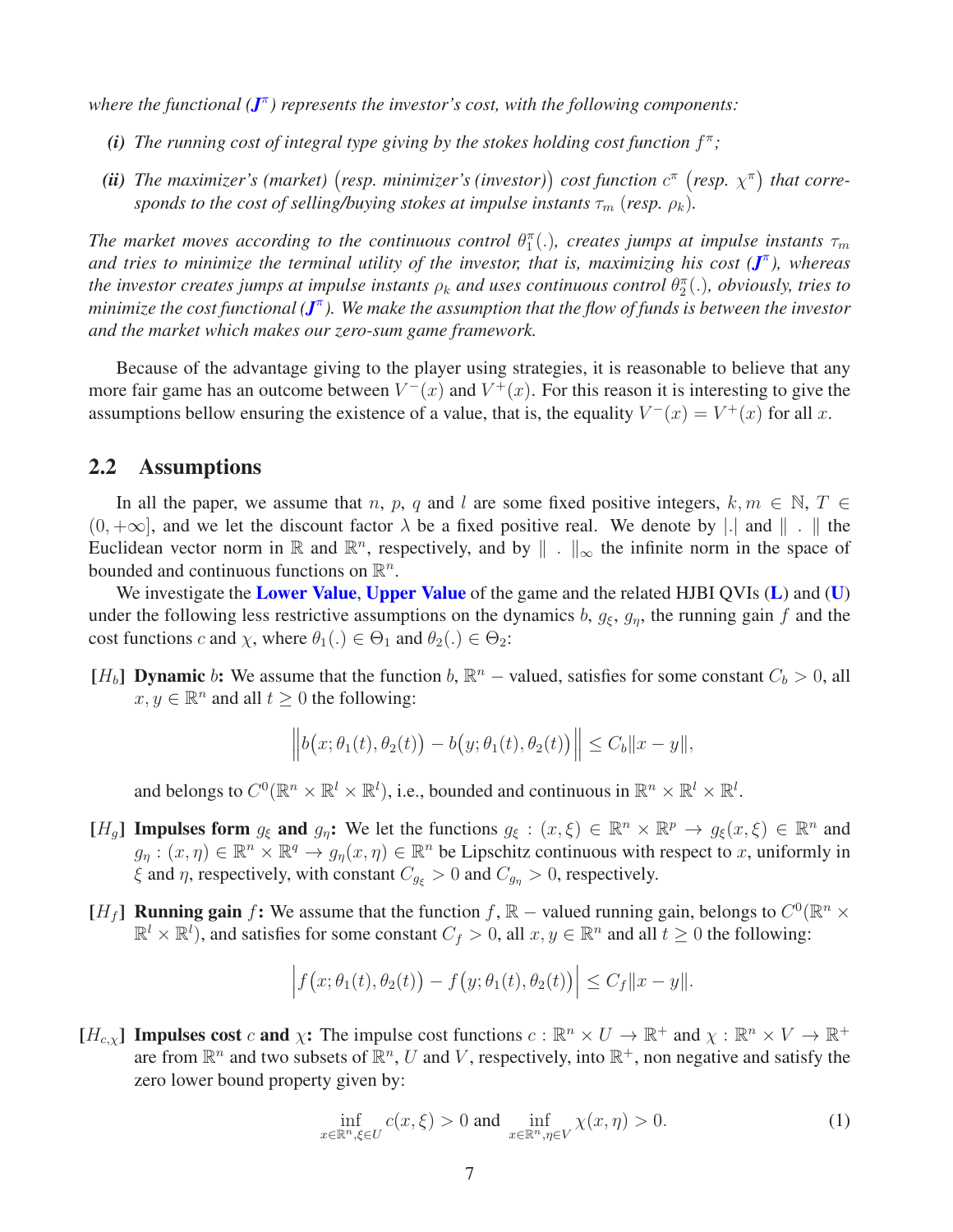*where the functional ($\boldsymbol{J}^{\pi}$) represents the investor's cost, with the following components:*

- ***(i)*** *The running cost of integral type giving by the stokes holding cost function $f^{\pi}$;*
- ***(ii)*** *The maximizer's (market) $\big($resp. minimizer's (investor)$\big)$ cost function $c^{\pi}$ $\big($resp. $\chi^{\pi}\big)$ that corresponds to the cost of selling/buying stokes at impulse instants $\tau_m$ (resp. $\rho_k$).*

*The market moves according to the continuous control $\theta_1^{\pi}(.)$, creates jumps at impulse instants $\tau_m$ and tries to minimize the terminal utility of the investor, that is, maximizing his cost ($\boldsymbol{J}^{\pi}$), whereas the investor creates jumps at impulse instants $\rho_k$ and uses continuous control $\theta_2^{\pi}(.)$, obviously, tries to minimize the cost functional ($\boldsymbol{J}^{\pi}$). We make the assumption that the flow of funds is between the investor and the market which makes our zero-sum game framework.*

Because of the advantage giving to the player using strategies, it is reasonable to believe that any more fair game has an outcome between $V^{-}(x)$ and $V^{+}(x)$. For this reason it is interesting to give the assumptions bellow ensuring the existence of a value, that is, the equality $V^{-}(x) = V^{+}(x)$ for all $x$.

## 2.2 Assumptions

In all the paper, we assume that $n$, $p$, $q$ and $l$ are some fixed positive integers, $k, m \in \mathbb{N}$, $T \in (0, +\infty]$, and we let the discount factor $\lambda$ be a fixed positive real. We denote by $|.|$ and $\| \ . \ \|$ the Euclidean vector norm in $\mathbb{R}$ and $\mathbb{R}^n$, respectively, and by $\| \ . \ \|_\infty$ the infinite norm in the space of bounded and continuous functions on $\mathbb{R}^n$.

We investigate the **Lower Value**, **Upper Value** of the game and the related HJBI QVIs (**L**) and (**U**) under the following less restrictive assumptions on the dynamics $b$, $g_\xi$, $g_\eta$, the running gain $f$ and the cost functions $c$ and $\chi$, where $\theta_1(.) \in \Theta_1$ and $\theta_2(.) \in \Theta_2$:

**[$H_b$] Dynamic $b$:** We assume that the function $b$, $\mathbb{R}^n-$ valued, satisfies for some constant $C_b > 0$, all $x, y \in \mathbb{R}^n$ and all $t \geq 0$ the following:

$$\Big\| b\big(x;\theta_1(t),\theta_2(t)\big) - b\big(y;\theta_1(t),\theta_2(t)\big) \Big\| \leq C_b \|x - y\|,$$

and belongs to $C^0(\mathbb{R}^n \times \mathbb{R}^l \times \mathbb{R}^l)$, i.e., bounded and continuous in $\mathbb{R}^n \times \mathbb{R}^l \times \mathbb{R}^l$.

**[$H_g$] Impulses form $g_\xi$ and $g_\eta$:** We let the functions $g_\xi : (x,\xi) \in \mathbb{R}^n \times \mathbb{R}^p \to g_\xi(x,\xi) \in \mathbb{R}^n$ and $g_\eta : (x,\eta) \in \mathbb{R}^n \times \mathbb{R}^q \to g_\eta(x,\eta) \in \mathbb{R}^n$ be Lipschitz continuous with respect to $x$, uniformly in $\xi$ and $\eta$, respectively, with constant $C_{g_\xi} > 0$ and $C_{g_\eta} > 0$, respectively.

**[$H_f$] Running gain $f$:** We assume that the function $f$, $\mathbb{R}-$ valued running gain, belongs to $C^0(\mathbb{R}^n \times \mathbb{R}^l \times \mathbb{R}^l)$, and satisfies for some constant $C_f > 0$, all $x, y \in \mathbb{R}^n$ and all $t \geq 0$ the following:

$$\Big| f\big(x;\theta_1(t),\theta_2(t)\big) - f\big(y;\theta_1(t),\theta_2(t)\big) \Big| \leq C_f \|x - y\|.$$

**[$H_{c,\chi}$] Impulses cost $c$ and $\chi$:** The impulse cost functions $c : \mathbb{R}^n \times U \to \mathbb{R}^+$ and $\chi : \mathbb{R}^n \times V \to \mathbb{R}^+$ are from $\mathbb{R}^n$ and two subsets of $\mathbb{R}^n$, $U$ and $V$, respectively, into $\mathbb{R}^+$, non negative and satisfy the zero lower bound property given by:

$$\inf_{x\in\mathbb{R}^n, \xi\in U} c(x,\xi) > 0 \text{ and } \inf_{x\in\mathbb{R}^n, \eta\in V} \chi(x,\eta) > 0. \tag{1}$$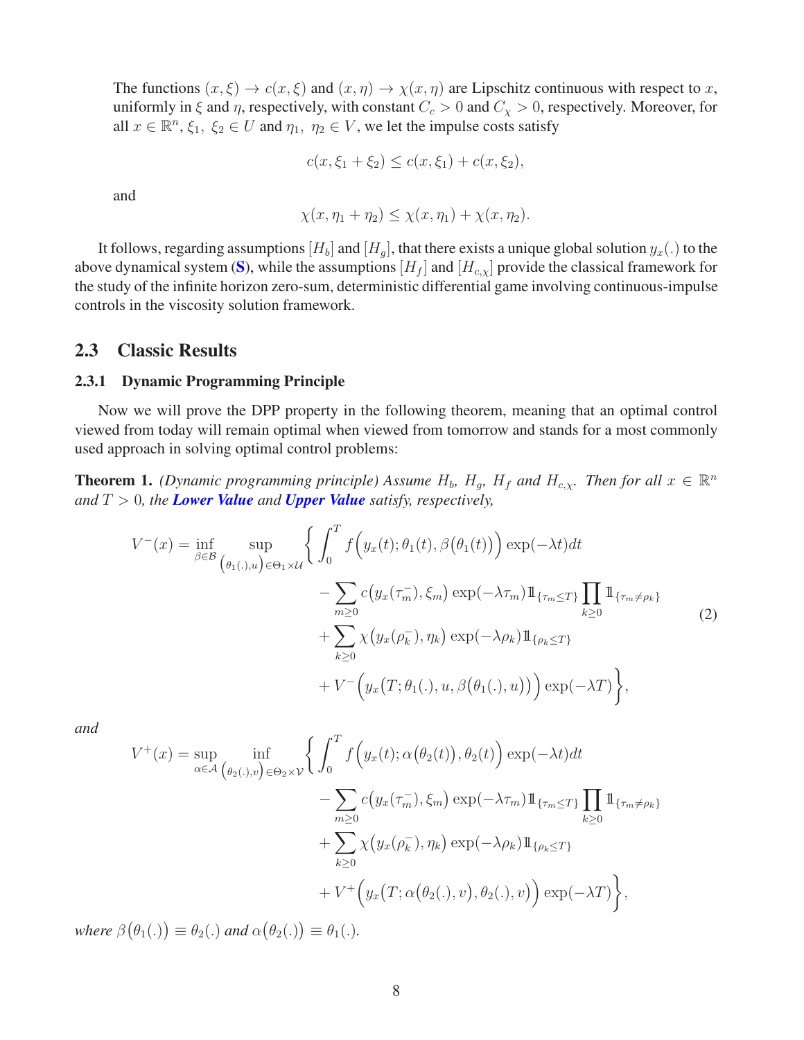The functions $(x, \xi) \to c(x, \xi)$ and $(x, \eta) \to \chi(x, \eta)$ are Lipschitz continuous with respect to $x$, uniformly in $\xi$ and $\eta$, respectively, with constant $C_c > 0$ and $C_\chi > 0$, respectively. Moreover, for all $x \in \mathbb{R}^n$, $\xi_1,\ \xi_2 \in U$ and $\eta_1,\ \eta_2 \in V$, we let the impulse costs satisfy

$$c(x, \xi_1 + \xi_2) \le c(x, \xi_1) + c(x, \xi_2),$$

and

$$\chi(x, \eta_1 + \eta_2) \le \chi(x, \eta_1) + \chi(x, \eta_2).$$

It follows, regarding assumptions $[H_b]$ and $[H_g]$, that there exists a unique global solution $y_x(.)$ to the above dynamical system (**S**), while the assumptions $[H_f]$ and $[H_{c,\chi}]$ provide the classical framework for the study of the infinite horizon zero-sum, deterministic differential game involving continuous-impulse controls in the viscosity solution framework.

## 2.3 Classic Results

### 2.3.1 Dynamic Programming Principle

Now we will prove the DPP property in the following theorem, meaning that an optimal control viewed from today will remain optimal when viewed from tomorrow and stands for a most commonly used approach in solving optimal control problems:

**Theorem 1.** *(Dynamic programming principle) Assume $H_b$, $H_g$, $H_f$ and $H_{c,\chi}$. Then for all $x \in \mathbb{R}^n$ and $T > 0$, the* ***Lower Value*** *and* ***Upper Value*** *satisfy, respectively,*

$$\begin{aligned} V^-(x) = \inf_{\beta \in \mathcal{B}} \sup_{\left(\theta_1(.), u\right) \in \Theta_1 \times \mathcal{U}} \Bigg\{ & \int_0^T f\Big(y_x(t); \theta_1(t), \beta\big(\theta_1(t)\big)\Big) \exp(-\lambda t) dt \\ & - \sum_{m \ge 0} c\big(y_x(\tau_m^-), \xi_m\big) \exp(-\lambda \tau_m) \mathbb{1}_{\{\tau_m \le T\}} \prod_{k \ge 0} \mathbb{1}_{\{\tau_m \ne \rho_k\}} \\ & + \sum_{k \ge 0} \chi\big(y_x(\rho_k^-), \eta_k\big) \exp(-\lambda \rho_k) \mathbb{1}_{\{\rho_k \le T\}} \\ & + V^-\Big(y_x\big(T; \theta_1(.), u, \beta\big(\theta_1(.), u\big)\big)\Big) \exp(-\lambda T) \Bigg\}, \end{aligned} \tag{2}$$

*and*

$$\begin{aligned} V^+(x) = \sup_{\alpha \in \mathcal{A}} \inf_{\left(\theta_2(.), v\right) \in \Theta_2 \times \mathcal{V}} \Bigg\{ & \int_0^T f\Big(y_x(t); \alpha\big(\theta_2(t)\big), \theta_2(t)\Big) \exp(-\lambda t) dt \\ & - \sum_{m \ge 0} c\big(y_x(\tau_m^-), \xi_m\big) \exp(-\lambda \tau_m) \mathbb{1}_{\{\tau_m \le T\}} \prod_{k \ge 0} \mathbb{1}_{\{\tau_m \ne \rho_k\}} \\ & + \sum_{k \ge 0} \chi\big(y_x(\rho_k^-), \eta_k\big) \exp(-\lambda \rho_k) \mathbb{1}_{\{\rho_k \le T\}} \\ & + V^+\Big(y_x\big(T; \alpha\big(\theta_2(.), v\big), \theta_2(.), v\big)\Big) \exp(-\lambda T) \Bigg\}, \end{aligned}$$

*where $\beta\big(\theta_1(.)\big) \equiv \theta_2(.)$ and $\alpha\big(\theta_2(.)\big) \equiv \theta_1(.)$.*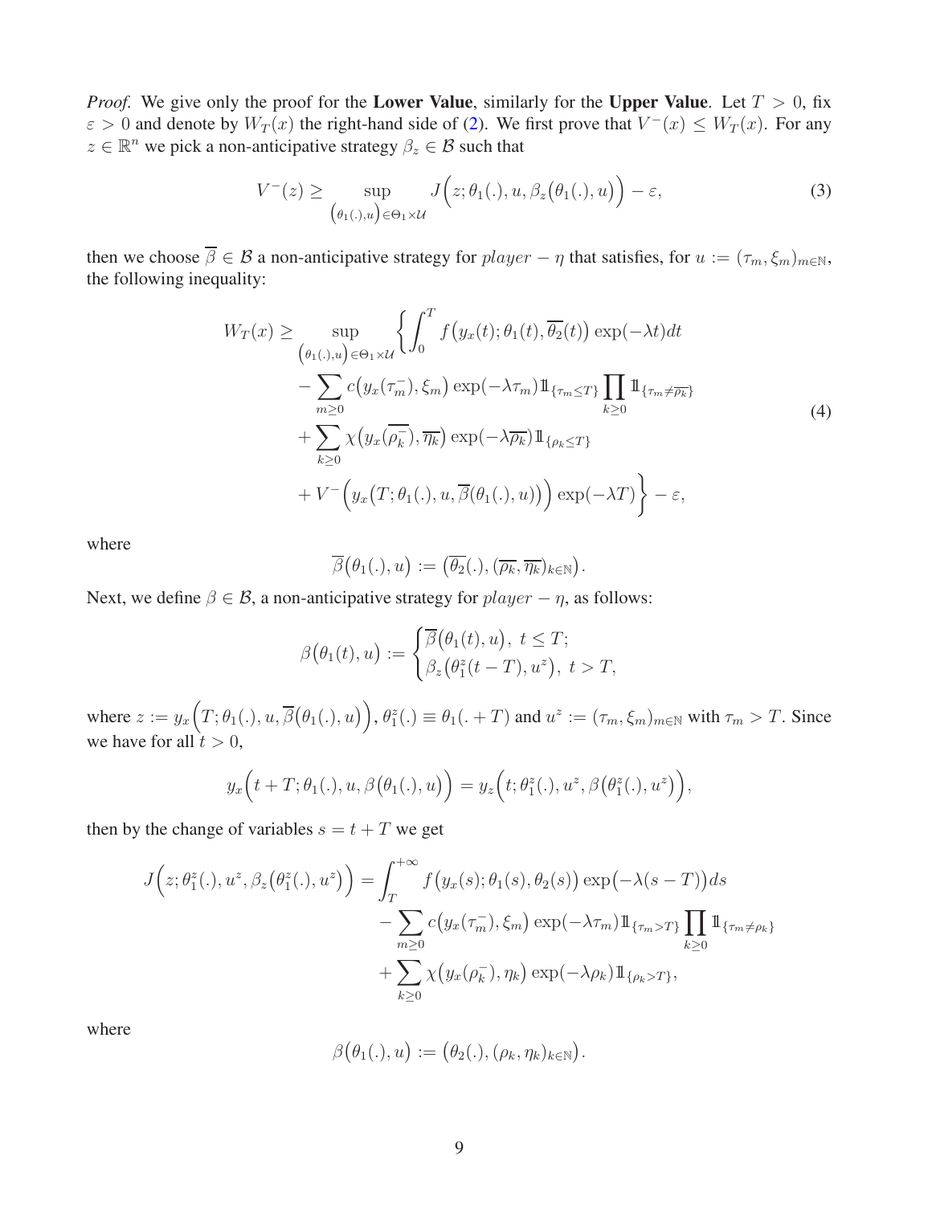*Proof.* We give only the proof for the **Lower Value**, similarly for the **Upper Value**. Let $T > 0$, fix $\varepsilon > 0$ and denote by $W_T(x)$ the right-hand side of (2). We first prove that $V^-(x) \le W_T(x)$. For any $z \in \mathbb{R}^n$ we pick a non-anticipative strategy $\beta_z \in \mathcal{B}$ such that

$$
V^-(z) \ge \sup_{\left(\theta_1(.),u\right)\in\Theta_1\times\mathcal{U}} J\Big(z;\theta_1(.),u,\beta_z\big(\theta_1(.),u\big)\Big) - \varepsilon, \tag{3}
$$

then we choose $\overline{\beta} \in \mathcal{B}$ a non-anticipative strategy for $player-\eta$ that satisfies, for $u := (\tau_m,\xi_m)_{m\in\mathbb{N}}$, the following inequality:

$$
\begin{aligned}
W_T(x) \ge \sup_{\left(\theta_1(.),u\right)\in\Theta_1\times\mathcal{U}} \Bigg\{ & \int_0^T f\big(y_x(t);\theta_1(t),\overline{\theta_2}(t)\big)\exp(-\lambda t)dt \\
& - \sum_{m\ge 0} c\big(y_x(\tau_m^-),\xi_m\big)\exp(-\lambda\tau_m)\mathbb{1}_{\{\tau_m\le T\}}\prod_{k\ge 0}\mathbb{1}_{\{\tau_m\ne\overline{\rho_k}\}} \\
& + \sum_{k\ge 0}\chi\big(y_x(\overline{\rho_k^-}),\overline{\eta_k}\big)\exp(-\lambda\overline{\rho_k})\mathbb{1}_{\{\rho_k\le T\}} \\
& + V^-\Big(y_x\big(T;\theta_1(.),u,\overline{\beta}(\theta_1(.),u)\big)\Big)\exp(-\lambda T)\Bigg\} - \varepsilon,
\end{aligned} \tag{4}
$$

where

$$
\overline{\beta}\big(\theta_1(.),u\big) := \big(\overline{\theta_2}(.),(\overline{\rho_k},\overline{\eta_k})_{k\in\mathbb{N}}\big).
$$

Next, we define $\beta \in \mathcal{B}$, a non-anticipative strategy for $player-\eta$, as follows:

$$
\beta\big(\theta_1(t),u\big) := \begin{cases} \overline{\beta}\big(\theta_1(t),u\big),\ t\le T; \\ \beta_z\big(\theta_1^z(t-T),u^z\big),\ t>T, \end{cases}
$$

where $z := y_x\Big(T;\theta_1(.),u,\overline{\beta}\big(\theta_1(.),u\big)\Big)$, $\theta_1^z(.) \equiv \theta_1(.+T)$ and $u^z := (\tau_m,\xi_m)_{m\in\mathbb{N}}$ with $\tau_m > T$. Since we have for all $t > 0$,

$$
y_x\Big(t+T;\theta_1(.),u,\beta\big(\theta_1(.),u\big)\Big) = y_z\Big(t;\theta_1^z(.),u^z,\beta\big(\theta_1^z(.),u^z\big)\Big),
$$

then by the change of variables $s = t+T$ we get

$$
\begin{aligned}
J\Big(z;\theta_1^z(.),u^z,\beta_z\big(\theta_1^z(.),u^z\big)\Big) = & \int_T^{+\infty} f\big(y_x(s);\theta_1(s),\theta_2(s)\big)\exp\big(-\lambda(s-T)\big)ds \\
& - \sum_{m\ge 0} c\big(y_x(\tau_m^-),\xi_m\big)\exp(-\lambda\tau_m)\mathbb{1}_{\{\tau_m>T\}}\prod_{k\ge 0}\mathbb{1}_{\{\tau_m\ne\rho_k\}} \\
& + \sum_{k\ge 0}\chi\big(y_x(\rho_k^-),\eta_k\big)\exp(-\lambda\rho_k)\mathbb{1}_{\{\rho_k>T\}},
\end{aligned}
$$

where

$$
\beta\big(\theta_1(.),u\big) := \big(\theta_2(.),(\rho_k,\eta_k)_{k\in\mathbb{N}}\big).
$$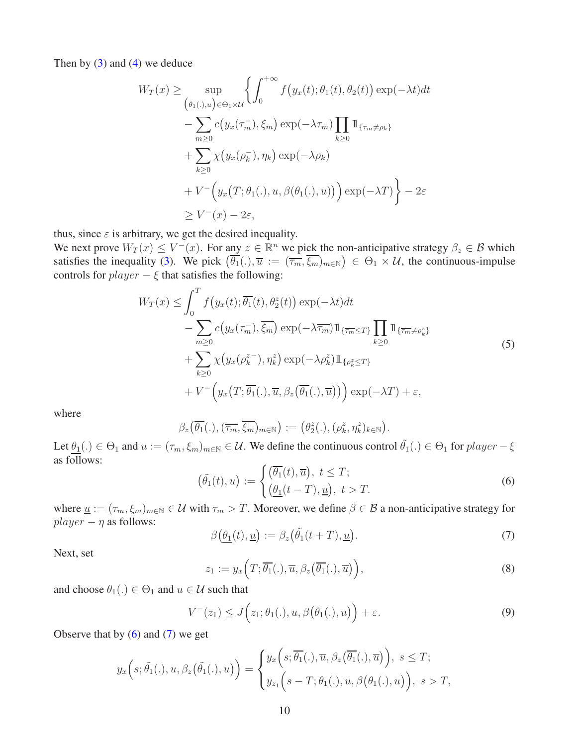Then by (3) and (4) we deduce

$$
\begin{aligned}
W_T(x) \geq & \sup_{\left(\theta_1(.),u\right)\in\Theta_1\times\mathcal{U}} \bigg\{ \int_0^{+\infty} f\big(y_x(t);\theta_1(t),\theta_2(t)\big)\exp(-\lambda t)dt \\
& - \sum_{m\geq 0} c\big(y_x(\tau_m^-),\xi_m\big)\exp(-\lambda\tau_m)\prod_{k\geq 0}\mathbb{1}_{\{\tau_m\neq\rho_k\}} \\
& + \sum_{k\geq 0}\chi\big(y_x(\rho_k^-),\eta_k\big)\exp(-\lambda\rho_k) \\
& + V^-\Big(y_x\big(T;\theta_1(.),u,\beta(\theta_1(.),u)\big)\Big)\exp(-\lambda T)\bigg\} - 2\varepsilon \\
\geq & V^-(x) - 2\varepsilon,
\end{aligned}
$$

thus, since $\varepsilon$ is arbitrary, we get the desired inequality.

We next prove $W_T(x) \leq V^-(x)$. For any $z \in \mathbb{R}^n$ we pick the non-anticipative strategy $\beta_z \in \mathcal{B}$ which satisfies the inequality (3). We pick $\big(\overline{\theta_1}(.), \overline{u} := (\overline{\tau_m}, \overline{\xi_m})_{m\in\mathbb{N}}\big) \in \Theta_1 \times \mathcal{U}$, the continuous-impulse controls for $player-\xi$ that satisfies the following:

$$
\begin{aligned}
W_T(x) \leq & \int_0^T f\big(y_x(t);\overline{\theta_1}(t),\theta_2^z(t)\big)\exp(-\lambda t)dt \\
& - \sum_{m\geq 0} c\big(y_x(\overline{\tau_m}^-),\overline{\xi_m}\big)\exp(-\lambda\overline{\tau_m})\mathbb{1}_{\{\overline{\tau_m}\leq T\}}\prod_{k\geq 0}\mathbb{1}_{\{\overline{\tau_m}\neq\rho_k^z\}} \\
& + \sum_{k\geq 0}\chi\big(y_x(\rho_k^{z-}),\eta_k^z\big)\exp(-\lambda\rho_k^z)\mathbb{1}_{\{\rho_k^z\leq T\}} \\
& + V^-\Big(y_x\big(T;\overline{\theta_1}(.),\overline{u},\beta_z(\overline{\theta_1}(.),\overline{u})\big)\Big)\exp(-\lambda T) + \varepsilon,
\end{aligned} \tag{5}
$$

where

$$
\beta_z\big(\overline{\theta_1}(.),(\overline{\tau_m},\overline{\xi_m})_{m\in\mathbb{N}}\big) := \big(\theta_2^z(.),(\rho_k^z,\eta_k^z)_{k\in\mathbb{N}}\big).
$$

Let $\underline{\theta_1}(.) \in \Theta_1$ and $u := (\tau_m, \xi_m)_{m\in\mathbb{N}} \in \mathcal{U}$. We define the continuous control $\tilde{\theta}_1(.) \in \Theta_1$ for $player-\xi$ as follows:

$$
\big(\tilde{\theta}_1(t), u\big) := \begin{cases} \big(\overline{\theta_1}(t), \overline{u}\big), \ t \leq T; \\ \big(\underline{\theta_1}(t-T), \underline{u}\big), \ t > T. \end{cases} \tag{6}
$$

where $\underline{u} := (\tau_m, \xi_m)_{m\in\mathbb{N}} \in \mathcal{U}$ with $\tau_m > T$. Moreover, we define $\beta \in \mathcal{B}$ a non-anticipative strategy for $player-\eta$ as follows:

$$
\beta\big(\underline{\theta_1}(t), \underline{u}\big) := \beta_z\big(\tilde{\theta}_1(t+T), \underline{u}\big). \tag{7}
$$

Next, set

$$
z_1 := y_x\Big(T;\overline{\theta_1}(.),\overline{u},\beta_z\big(\overline{\theta_1}(.),\overline{u}\big)\Big), \tag{8}
$$

and choose $\theta_1(.) \in \Theta_1$ and $u \in \mathcal{U}$ such that

$$
V^-(z_1) \leq J\Big(z_1;\theta_1(.),u,\beta\big(\theta_1(.),u\big)\Big) + \varepsilon. \tag{9}
$$

Observe that by (6) and (7) we get

$$
y_x\Big(s;\tilde{\theta}_1(.),u,\beta_z\big(\tilde{\theta}_1(.),u\big)\Big) = \begin{cases} y_x\Big(s;\overline{\theta_1}(.),\overline{u},\beta_z\big(\overline{\theta_1}(.),\overline{u}\big)\Big), \ s \leq T; \\ y_{z_1}\Big(s-T;\theta_1(.),u,\beta\big(\theta_1(.),u\big)\Big), \ s > T, \end{cases}
$$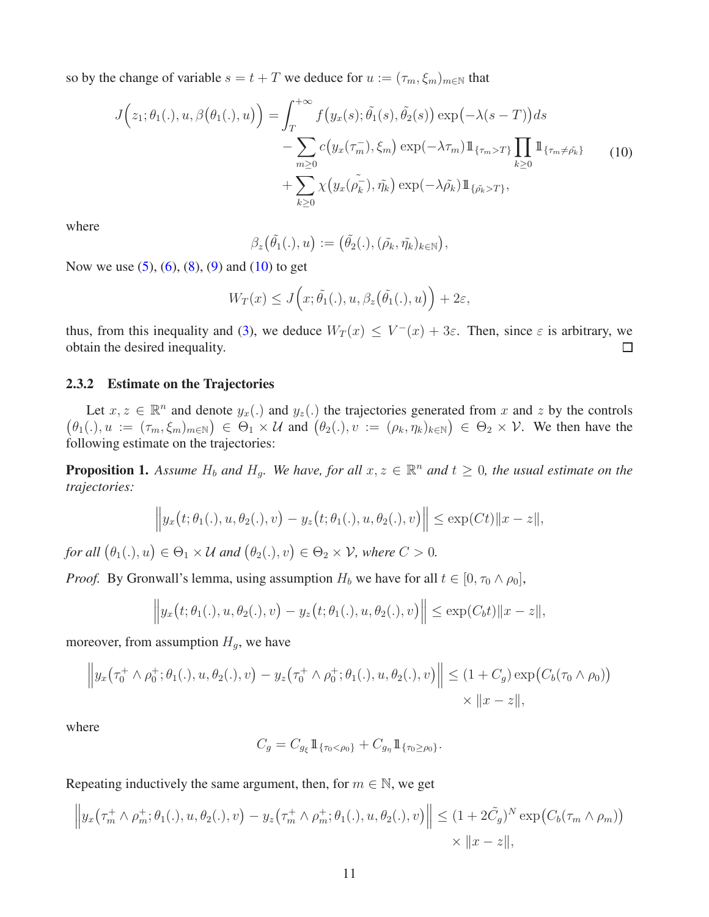so by the change of variable $s = t + T$ we deduce for $u := (\tau_m, \xi_m)_{m\in\mathbb{N}}$ that

$$
\begin{aligned}
J\Big(z_1; \theta_1(.), u, \beta\big(\theta_1(.), u\big)\Big) = & \int_T^{+\infty} f\big(y_x(s); \tilde{\theta}_1(s), \tilde{\theta}_2(s)\big) \exp\big(-\lambda(s-T)\big) ds \\
& - \sum_{m\geq 0} c\big(y_x(\tau_m^-), \xi_m\big) \exp(-\lambda \tau_m) 1\!\!1_{\{\tau_m > T\}} \prod_{k\geq 0} 1\!\!1_{\{\tau_m \neq \tilde{\rho_k}\}} \\
& + \sum_{k\geq 0} \chi\big(y_x(\tilde{\rho_k^-}), \tilde{\eta_k}\big) \exp(-\lambda \tilde{\rho_k}) 1\!\!1_{\{\tilde{\rho_k} > T\}},
\end{aligned}
\tag{10}
$$

where

$$
\beta_z\big(\tilde{\theta}_1(.), u\big) := \big(\tilde{\theta}_2(.), (\tilde{\rho_k}, \tilde{\eta_k})_{k\in\mathbb{N}}\big),
$$

Now we use (5), (6), (8), (9) and (10) to get

$$
W_T(x) \leq J\Big(x; \tilde{\theta}_1(.), u, \beta_z\big(\tilde{\theta}_1(.), u\big)\Big) + 2\varepsilon,
$$

thus, from this inequality and (3), we deduce $W_T(x) \leq V^-(x) + 3\varepsilon$. Then, since $\varepsilon$ is arbitrary, we obtain the desired inequality. ☐

### 2.3.2 Estimate on the Trajectories

Let $x, z \in \mathbb{R}^n$ and denote $y_x(.)$ and $y_z(.)$ the trajectories generated from $x$ and $z$ by the controls $\big(\theta_1(.), u := (\tau_m, \xi_m)_{m\in\mathbb{N}}\big) \in \Theta_1 \times \mathcal{U}$ and $\big(\theta_2(.), v := (\rho_k, \eta_k)_{k\in\mathbb{N}}\big) \in \Theta_2 \times \mathcal{V}$. We then have the following estimate on the trajectories:

**Proposition 1.** *Assume $H_b$ and $H_g$. We have, for all $x, z \in \mathbb{R}^n$ and $t \geq 0$, the usual estimate on the trajectories:*

$$
\Big\| y_x\big(t; \theta_1(.), u, \theta_2(.), v\big) - y_z\big(t; \theta_1(.), u, \theta_2(.), v\big) \Big\| \leq \exp(Ct) \|x - z\|,
$$

*for all $\big(\theta_1(.), u\big) \in \Theta_1 \times \mathcal{U}$ and $\big(\theta_2(.), v\big) \in \Theta_2 \times \mathcal{V}$, where $C > 0$.*

*Proof.* By Gronwall's lemma, using assumption $H_b$ we have for all $t \in [0, \tau_0 \wedge \rho_0]$,

$$
\Big\| y_x\big(t; \theta_1(.), u, \theta_2(.), v\big) - y_z\big(t; \theta_1(.), u, \theta_2(.), v\big) \Big\| \leq \exp(C_b t) \|x - z\|,
$$

moreover, from assumption $H_g$, we have

$$
\begin{aligned}
\Big\| y_x\big(\tau_0^+ \wedge \rho_0^+; \theta_1(.), u, \theta_2(.), v\big) - y_z\big(\tau_0^+ \wedge \rho_0^+; \theta_1(.), u, \theta_2(.), v\big) \Big\| \leq & (1 + C_g) \exp\big(C_b(\tau_0 \wedge \rho_0)\big) \\
& \times \|x - z\|,
\end{aligned}
$$

where

$$
C_g = C_{g_\xi} 1\!\!1_{\{\tau_0 < \rho_0\}} + C_{g_\eta} 1\!\!1_{\{\tau_0 \geq \rho_0\}}.
$$

Repeating inductively the same argument, then, for $m \in \mathbb{N}$, we get

$$
\begin{aligned}
\Big\| y_x\big(\tau_m^+ \wedge \rho_m^+; \theta_1(.), u, \theta_2(.), v\big) - y_z\big(\tau_m^+ \wedge \rho_m^+; \theta_1(.), u, \theta_2(.), v\big) \Big\| \leq & (1 + 2\tilde{C}_g)^N \exp\big(C_b(\tau_m \wedge \rho_m)\big) \\
& \times \|x - z\|,
\end{aligned}
$$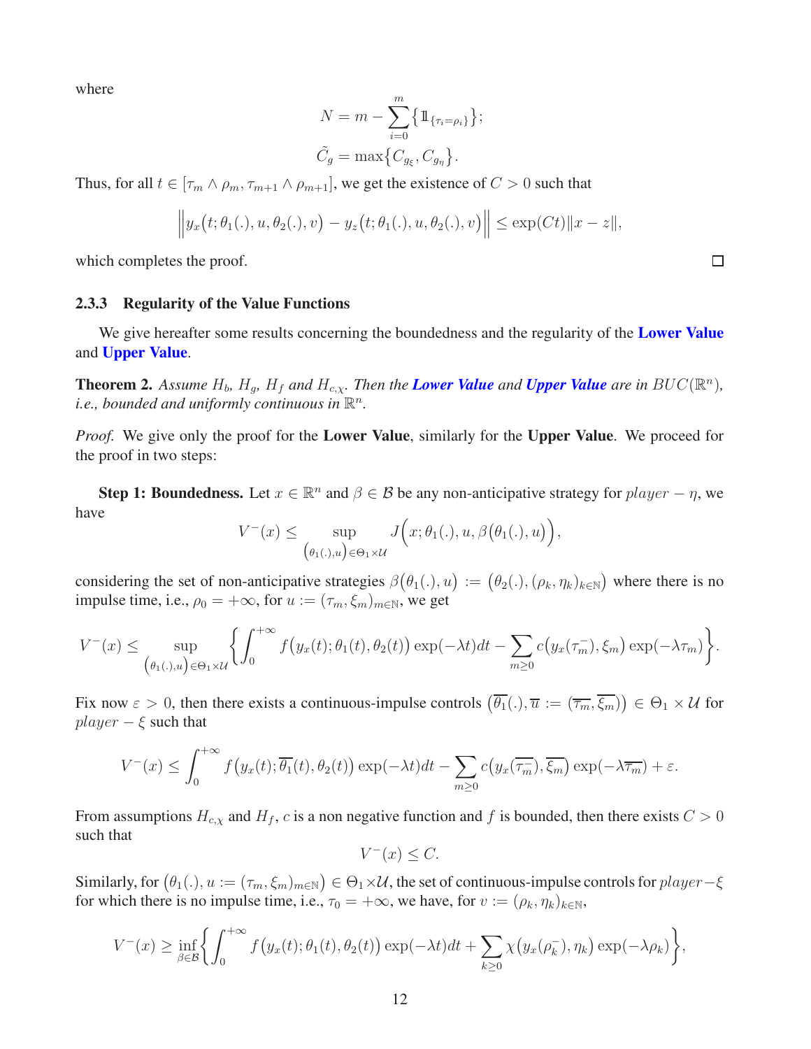where

$$N = m - \sum_{i=0}^{m} \{ 1\!\!1_{\{\tau_i = \rho_i\}} \};$$

$$\tilde{C}_g = \max\{ C_{g_\xi}, C_{g_\eta} \}.$$

Thus, for all $t \in [\tau_m \wedge \rho_m, \tau_{m+1} \wedge \rho_{m+1}]$, we get the existence of $C > 0$ such that

$$\Big\| y_x\big(t; \theta_1(.), u, \theta_2(.), v\big) - y_z\big(t; \theta_1(.), u, \theta_2(.), v\big) \Big\| \leq \exp(Ct) \| x - z \|,$$

which completes the proof. □

### 2.3.3 Regularity of the Value Functions

We give hereafter some results concerning the boundedness and the regularity of the **Lower Value** and **Upper Value**.

**Theorem 2.** *Assume $H_b$, $H_g$, $H_f$ and $H_{c,\chi}$. Then the **Lower Value** and **Upper Value** are in $BUC(\mathbb{R}^n)$, i.e., bounded and uniformly continuous in $\mathbb{R}^n$.*

*Proof.* We give only the proof for the **Lower Value**, similarly for the **Upper Value**. We proceed for the proof in two steps:

**Step 1: Boundedness.** Let $x \in \mathbb{R}^n$ and $\beta \in \mathcal{B}$ be any non-anticipative strategy for $player - \eta$, we have

$$V^-(x) \leq \sup_{\big(\theta_1(.), u\big) \in \Theta_1 \times \mathcal{U}} J\Big(x; \theta_1(.), u, \beta\big(\theta_1(.), u\big)\Big),$$

considering the set of non-anticipative strategies $\beta\big(\theta_1(.), u\big) := \big(\theta_2(.), (\rho_k, \eta_k)_{k \in \mathbb{N}}\big)$ where there is no impulse time, i.e., $\rho_0 = +\infty$, for $u := (\tau_m, \xi_m)_{m \in \mathbb{N}}$, we get

$$V^-(x) \leq \sup_{\big(\theta_1(.), u\big) \in \Theta_1 \times \mathcal{U}} \bigg\{ \int_0^{+\infty} f\big(y_x(t); \theta_1(t), \theta_2(t)\big) \exp(-\lambda t) dt - \sum_{m \geq 0} c\big(y_x(\tau_m^-), \xi_m\big) \exp(-\lambda \tau_m) \bigg\}.$$

Fix now $\varepsilon > 0$, then there exists a continuous-impulse controls $\big(\overline{\theta_1}(.), \overline{u} := (\overline{\tau_m}, \overline{\xi_m})\big) \in \Theta_1 \times \mathcal{U}$ for $player - \xi$ such that

$$V^-(x) \leq \int_0^{+\infty} f\big(y_x(t); \overline{\theta_1}(t), \theta_2(t)\big) \exp(-\lambda t) dt - \sum_{m \geq 0} c\big(y_x(\overline{\tau_m}^-), \overline{\xi_m}\big) \exp(-\lambda \overline{\tau_m}) + \varepsilon.$$

From assumptions $H_{c,\chi}$ and $H_f$, $c$ is a non negative function and $f$ is bounded, then there exists $C > 0$ such that

$$V^-(x) \leq C.$$

Similarly, for $\big(\theta_1(.), u := (\tau_m, \xi_m)_{m \in \mathbb{N}}\big) \in \Theta_1 \times \mathcal{U}$, the set of continuous-impulse controls for $player - \xi$ for which there is no impulse time, i.e., $\tau_0 = +\infty$, we have, for $v := (\rho_k, \eta_k)_{k \in \mathbb{N}}$,

$$V^-(x) \geq \inf_{\beta \in \mathcal{B}} \bigg\{ \int_0^{+\infty} f\big(y_x(t); \theta_1(t), \theta_2(t)\big) \exp(-\lambda t) dt + \sum_{k \geq 0} \chi\big(y_x(\rho_k^-), \eta_k\big) \exp(-\lambda \rho_k) \bigg\},$$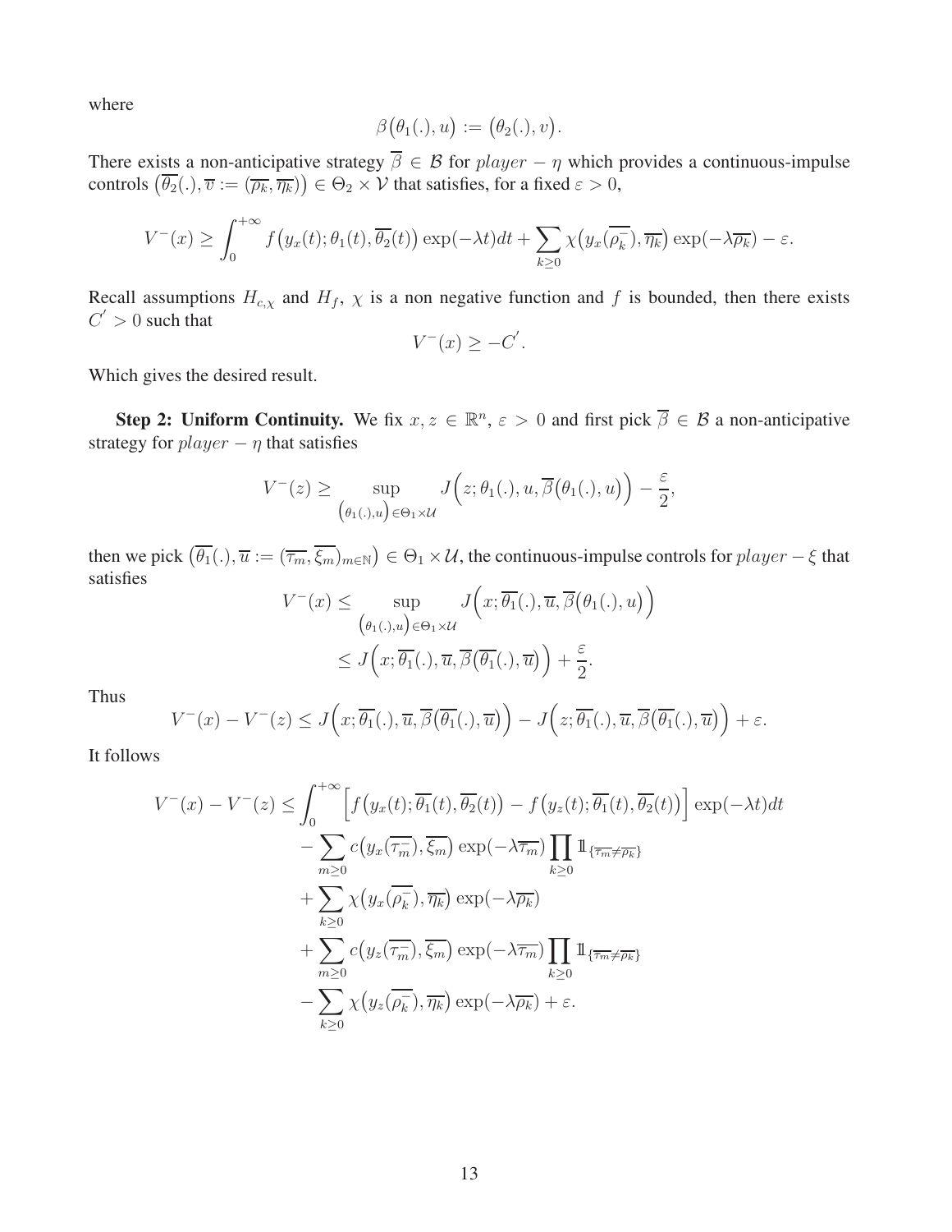where

$$\beta\big(\theta_1(.), u\big) := \big(\theta_2(.), v\big).$$

There exists a non-anticipative strategy $\overline{\beta} \in \mathcal{B}$ for $player - \eta$ which provides a continuous-impulse controls $\big(\overline{\theta_2}(.), \overline{v} := (\overline{\rho_k}, \overline{\eta_k})\big) \in \Theta_2 \times \mathcal{V}$ that satisfies, for a fixed $\varepsilon > 0$,

$$V^-(x) \geq \int_0^{+\infty} f\big(y_x(t); \theta_1(t), \overline{\theta_2}(t)\big) \exp(-\lambda t) dt + \sum_{k \geq 0} \chi\big(y_x(\overline{\rho_k^-}), \overline{\eta_k}\big) \exp(-\lambda \overline{\rho_k}) - \varepsilon.$$

Recall assumptions $H_{c,\chi}$ and $H_f$, $\chi$ is a non negative function and $f$ is bounded, then there exists $C' > 0$ such that

$$V^-(x) \geq -C'.$$

Which gives the desired result.

**Step 2: Uniform Continuity.** We fix $x, z \in \mathbb{R}^n$, $\varepsilon > 0$ and first pick $\overline{\beta} \in \mathcal{B}$ a non-anticipative strategy for $player - \eta$ that satisfies

$$V^-(z) \geq \sup_{\big(\theta_1(.), u\big) \in \Theta_1 \times \mathcal{U}} J\Big(z; \theta_1(.), u, \overline{\beta}\big(\theta_1(.), u\big)\Big) - \frac{\varepsilon}{2},$$

then we pick $\big(\overline{\theta_1}(.), \overline{u} := (\overline{\tau_m}, \overline{\xi_m})_{m \in \mathbb{N}}\big) \in \Theta_1 \times \mathcal{U}$, the continuous-impulse controls for $player - \xi$ that satisfies

$$\begin{aligned}
V^-(x) &\leq \sup_{\big(\theta_1(.), u\big) \in \Theta_1 \times \mathcal{U}} J\Big(x; \overline{\theta_1}(.), \overline{u}, \overline{\beta}\big(\theta_1(.), u\big)\Big) \\
&\leq J\Big(x; \overline{\theta_1}(.), \overline{u}, \overline{\beta}\big(\overline{\theta_1}(.), \overline{u}\big)\Big) + \frac{\varepsilon}{2}.
\end{aligned}$$

Thus

$$V^-(x) - V^-(z) \leq J\Big(x; \overline{\theta_1}(.), \overline{u}, \overline{\beta}\big(\overline{\theta_1}(.), \overline{u}\big)\Big) - J\Big(z; \overline{\theta_1}(.), \overline{u}, \overline{\beta}\big(\overline{\theta_1}(.), \overline{u}\big)\Big) + \varepsilon.$$

It follows

$$\begin{aligned}
V^-(x) - V^-(z) \leq & \int_0^{+\infty} \Big[f\big(y_x(t); \overline{\theta_1}(t), \overline{\theta_2}(t)\big) - f\big(y_z(t); \overline{\theta_1}(t), \overline{\theta_2}(t)\big)\Big] \exp(-\lambda t) dt \\
& - \sum_{m \geq 0} c\big(y_x(\overline{\tau_m^-}), \overline{\xi_m}\big) \exp(-\lambda \overline{\tau_m}) \prod_{k \geq 0} \mathbb{1}_{\{\overline{\tau_m} \neq \overline{\rho_k}\}} \\
& + \sum_{k \geq 0} \chi\big(y_x(\overline{\rho_k^-}), \overline{\eta_k}\big) \exp(-\lambda \overline{\rho_k}) \\
& + \sum_{m \geq 0} c\big(y_z(\overline{\tau_m^-}), \overline{\xi_m}\big) \exp(-\lambda \overline{\tau_m}) \prod_{k \geq 0} \mathbb{1}_{\{\overline{\tau_m} \neq \overline{\rho_k}\}} \\
& - \sum_{k \geq 0} \chi\big(y_z(\overline{\rho_k^-}), \overline{\eta_k}\big) \exp(-\lambda \overline{\rho_k}) + \varepsilon.
\end{aligned}$$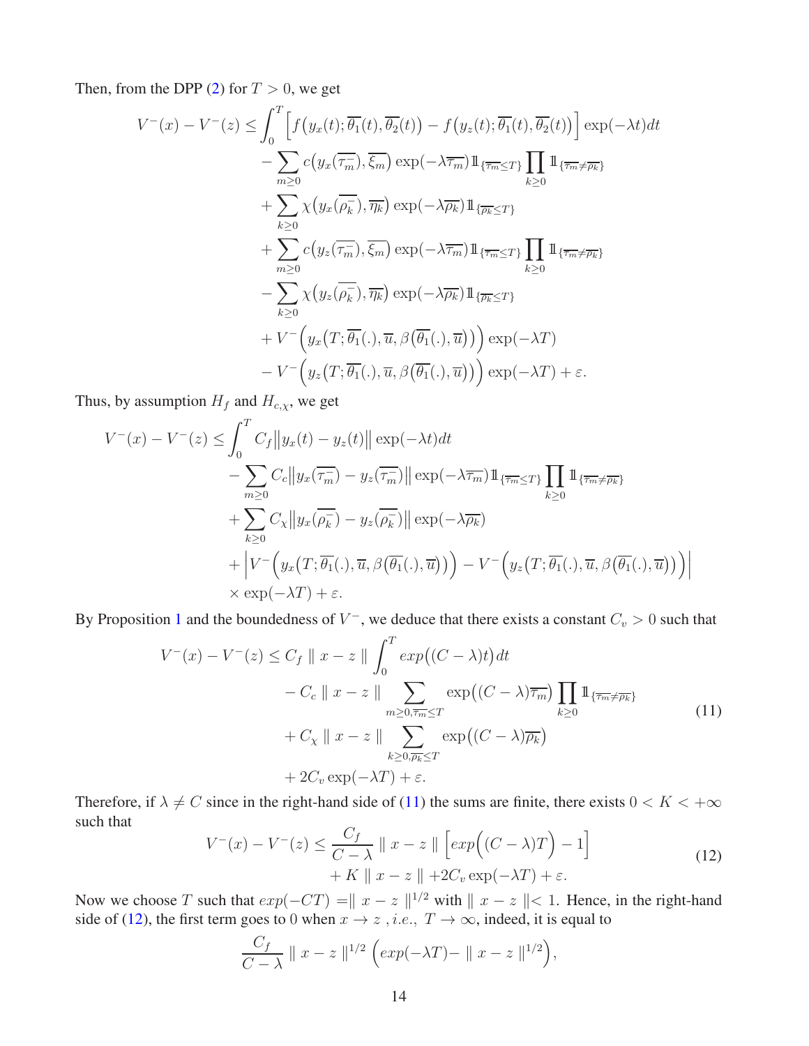Then, from the DPP (2) for $T > 0$, we get

$$
\begin{aligned}
V^-(x) - V^-(z) \leq & \int_0^T \Big[ f\big(y_x(t); \overline{\theta_1}(t), \overline{\theta_2}(t)\big) - f\big(y_z(t); \overline{\theta_1}(t), \overline{\theta_2}(t)\big) \Big] \exp(-\lambda t) dt \\
& - \sum_{m \geq 0} c\big(y_x(\overline{\tau_m^-}), \overline{\xi_m}\big) \exp(-\lambda \overline{\tau_m}) \mathbb{1}_{\{\overline{\tau_m} \leq T\}} \prod_{k \geq 0} \mathbb{1}_{\{\overline{\tau_m} \neq \overline{\rho_k}\}} \\
& + \sum_{k \geq 0} \chi\big(y_x(\overline{\rho_k^-}), \overline{\eta_k}\big) \exp(-\lambda \overline{\rho_k}) \mathbb{1}_{\{\overline{\rho_k} \leq T\}} \\
& + \sum_{m \geq 0} c\big(y_z(\overline{\tau_m^-}), \overline{\xi_m}\big) \exp(-\lambda \overline{\tau_m}) \mathbb{1}_{\{\overline{\tau_m} \leq T\}} \prod_{k \geq 0} \mathbb{1}_{\{\overline{\tau_m} \neq \overline{\rho_k}\}} \\
& - \sum_{k \geq 0} \chi\big(y_z(\overline{\rho_k^-}), \overline{\eta_k}\big) \exp(-\lambda \overline{\rho_k}) \mathbb{1}_{\{\overline{\rho_k} \leq T\}} \\
& + V^-\Big(y_x\big(T; \overline{\theta_1}(.), \overline{u}, \beta\big(\overline{\theta_1}(.), \overline{u}\big)\big)\Big) \exp(-\lambda T) \\
& - V^-\Big(y_z\big(T; \overline{\theta_1}(.), \overline{u}, \beta\big(\overline{\theta_1}(.), \overline{u}\big)\big)\Big) \exp(-\lambda T) + \varepsilon.
\end{aligned}
$$

Thus, by assumption $H_f$ and $H_{c,\chi}$, we get

$$
\begin{aligned}
V^-(x) - V^-(z) \leq & \int_0^T C_f \big\| y_x(t) - y_z(t) \big\| \exp(-\lambda t) dt \\
& - \sum_{m \geq 0} C_c \big\| y_x(\overline{\tau_m^-}) - y_z(\overline{\tau_m^-}) \big\| \exp(-\lambda \overline{\tau_m}) \mathbb{1}_{\{\overline{\tau_m} \leq T\}} \prod_{k \geq 0} \mathbb{1}_{\{\overline{\tau_m} \neq \overline{\rho_k}\}} \\
& + \sum_{k \geq 0} C_\chi \big\| y_x(\overline{\rho_k^-}) - y_z(\overline{\rho_k^-}) \big\| \exp(-\lambda \overline{\rho_k}) \\
& + \Big| V^-\Big(y_x\big(T; \overline{\theta_1}(.), \overline{u}, \beta\big(\overline{\theta_1}(.), \overline{u}\big)\big)\Big) - V^-\Big(y_z\big(T; \overline{\theta_1}(.), \overline{u}, \beta\big(\overline{\theta_1}(.), \overline{u}\big)\big)\Big) \Big| \\
& \times \exp(-\lambda T) + \varepsilon.
\end{aligned}
$$

By Proposition 1 and the boundedness of $V^-$, we deduce that there exists a constant $C_v > 0$ such that

$$
\begin{aligned}
V^-(x) - V^-(z) \leq & \, C_f \parallel x - z \parallel \int_0^T exp\big((C - \lambda)t\big) dt \\
& - C_c \parallel x - z \parallel \sum_{m \geq 0, \overline{\tau_m} \leq T} \exp\big((C - \lambda)\overline{\tau_m}\big) \prod_{k \geq 0} \mathbb{1}_{\{\overline{\tau_m} \neq \overline{\rho_k}\}} \\
& + C_\chi \parallel x - z \parallel \sum_{k \geq 0, \overline{\rho_k} \leq T} \exp\big((C - \lambda)\overline{\rho_k}\big) \\
& + 2C_v \exp(-\lambda T) + \varepsilon.
\end{aligned}
\tag{11}
$$

Therefore, if $\lambda \neq C$ since in the right-hand side of (11) the sums are finite, there exists $0 < K < +\infty$ such that

$$
\begin{aligned}
V^-(x) - V^-(z) \leq & \, \frac{C_f}{C - \lambda} \parallel x - z \parallel \Big[ exp\Big((C - \lambda)T\Big) - 1 \Big] \\
& + K \parallel x - z \parallel + 2C_v \exp(-\lambda T) + \varepsilon.
\end{aligned}
\tag{12}
$$

Now we choose $T$ such that $exp(-CT) = \parallel x - z \parallel^{1/2}$ with $\parallel x - z \parallel < 1$. Hence, in the right-hand side of (12), the first term goes to 0 when $x \to z$ , *i.e.*, $T \to \infty$, indeed, it is equal to

$$
\frac{C_f}{C - \lambda} \parallel x - z \parallel^{1/2} \Big( exp(-\lambda T) - \parallel x - z \parallel^{1/2} \Big),
$$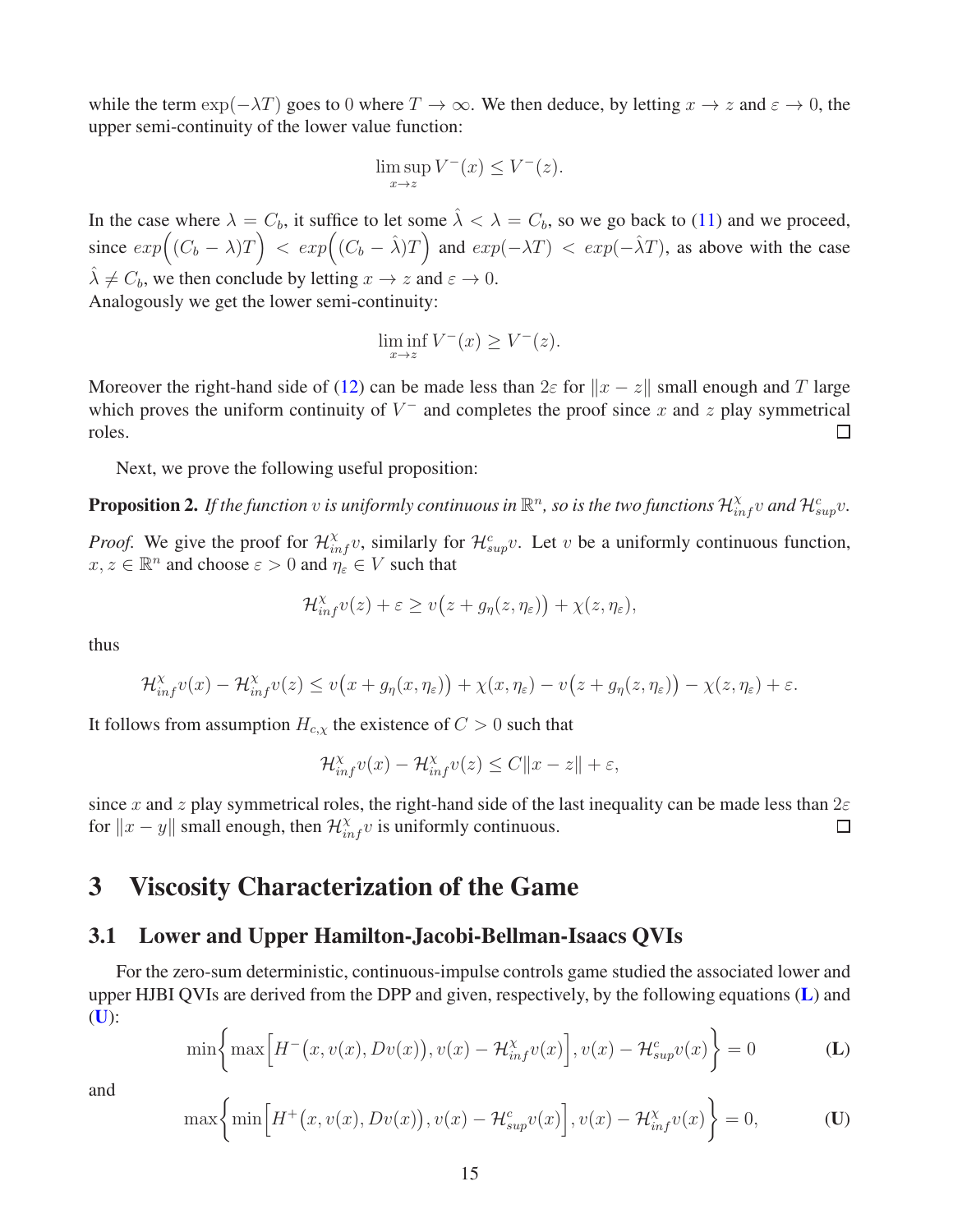while the term $\exp(-\lambda T)$ goes to $0$ where $T \to \infty$. We then deduce, by letting $x \to z$ and $\varepsilon \to 0$, the upper semi-continuity of the lower value function:

$$\limsup_{x \to z} V^-(x) \leq V^-(z).$$

In the case where $\lambda = C_b$, it suffice to let some $\hat{\lambda} < \lambda = C_b$, so we go back to (11) and we proceed, since $exp\Big((C_b - \lambda)T\Big) < exp\Big((C_b - \hat{\lambda})T\Big)$ and $exp(-\lambda T) < exp(-\hat{\lambda} T)$, as above with the case $\hat{\lambda} \neq C_b$, we then conclude by letting $x \to z$ and $\varepsilon \to 0$.
Analogously we get the lower semi-continuity:

$$\liminf_{x \to z} V^-(x) \geq V^-(z).$$

Moreover the right-hand side of (12) can be made less than $2\varepsilon$ for $\|x - z\|$ small enough and $T$ large which proves the uniform continuity of $V^-$ and completes the proof since $x$ and $z$ play symmetrical roles. □

Next, we prove the following useful proposition:

**Proposition 2.** *If the function $v$ is uniformly continuous in $\mathbb{R}^n$, so is the two functions $\mathcal{H}^{\chi}_{inf} v$ and $\mathcal{H}^{c}_{sup} v$.*

*Proof.* We give the proof for $\mathcal{H}^{\chi}_{inf} v$, similarly for $\mathcal{H}^{c}_{sup} v$. Let $v$ be a uniformly continuous function, $x, z \in \mathbb{R}^n$ and choose $\varepsilon > 0$ and $\eta_\varepsilon \in V$ such that

$$\mathcal{H}^{\chi}_{inf} v(z) + \varepsilon \geq v\big(z + g_\eta(z, \eta_\varepsilon)\big) + \chi(z, \eta_\varepsilon),$$

thus

$$\mathcal{H}^{\chi}_{inf} v(x) - \mathcal{H}^{\chi}_{inf} v(z) \leq v\big(x + g_\eta(x, \eta_\varepsilon)\big) + \chi(x, \eta_\varepsilon) - v\big(z + g_\eta(z, \eta_\varepsilon)\big) - \chi(z, \eta_\varepsilon) + \varepsilon.$$

It follows from assumption $H_{c,\chi}$ the existence of $C > 0$ such that

$$\mathcal{H}^{\chi}_{inf} v(x) - \mathcal{H}^{\chi}_{inf} v(z) \leq C\|x - z\| + \varepsilon,$$

since $x$ and $z$ play symmetrical roles, the right-hand side of the last inequality can be made less than $2\varepsilon$ for $\|x - y\|$ small enough, then $\mathcal{H}^{\chi}_{inf} v$ is uniformly continuous. □

# 3 Viscosity Characterization of the Game

## 3.1 Lower and Upper Hamilton-Jacobi-Bellman-Isaacs QVIs

For the zero-sum deterministic, continuous-impulse controls game studied the associated lower and upper HJBI QVIs are derived from the DPP and given, respectively, by the following equations (**L**) and (**U**):

$$\min\Big\{\max\Big[H^-\big(x, v(x), Dv(x)\big), v(x) - \mathcal{H}^{\chi}_{inf} v(x)\Big], v(x) - \mathcal{H}^{c}_{sup} v(x)\Big\} = 0 \tag{L}$$

and

$$\max\Big\{\min\Big[H^+\big(x, v(x), Dv(x)\big), v(x) - \mathcal{H}^{c}_{sup} v(x)\Big], v(x) - \mathcal{H}^{\chi}_{inf} v(x)\Big\} = 0, \tag{U}$$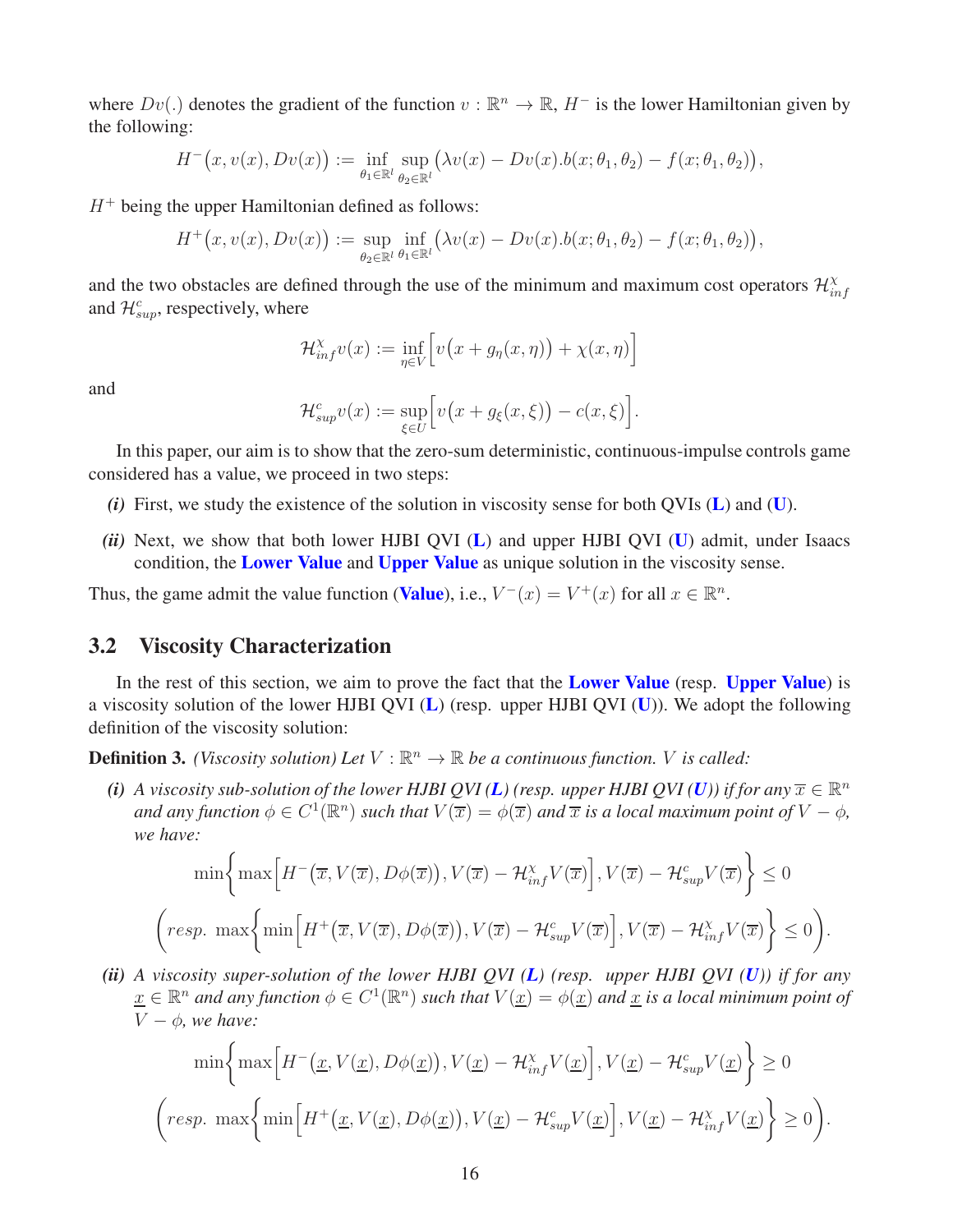where $Dv(.)$ denotes the gradient of the function $v : \mathbb{R}^n \to \mathbb{R}$, $H^-$ is the lower Hamiltonian given by the following:

$$H^-\big(x, v(x), Dv(x)\big) := \inf_{\theta_1 \in \mathbb{R}^l} \sup_{\theta_2 \in \mathbb{R}^l} \big(\lambda v(x) - Dv(x).b(x;\theta_1,\theta_2) - f(x;\theta_1,\theta_2)\big),$$

$H^+$ being the upper Hamiltonian defined as follows:

$$H^+\big(x, v(x), Dv(x)\big) := \sup_{\theta_2 \in \mathbb{R}^l} \inf_{\theta_1 \in \mathbb{R}^l} \big(\lambda v(x) - Dv(x).b(x;\theta_1,\theta_2) - f(x;\theta_1,\theta_2)\big),$$

and the two obstacles are defined through the use of the minimum and maximum cost operators $\mathcal{H}^{\chi}_{inf}$ and $\mathcal{H}^{c}_{sup}$, respectively, where

$$\mathcal{H}^{\chi}_{inf} v(x) := \inf_{\eta \in V} \Big[ v\big(x + g_\eta(x,\eta)\big) + \chi(x,\eta) \Big]$$

and

$$\mathcal{H}^{c}_{sup} v(x) := \sup_{\xi \in U} \Big[ v\big(x + g_\xi(x,\xi)\big) - c(x,\xi) \Big].$$

In this paper, our aim is to show that the zero-sum deterministic, continuous-impulse controls game considered has a value, we proceed in two steps:

- ***(i)*** First, we study the existence of the solution in viscosity sense for both QVIs (**L**) and (**U**).
- ***(ii)*** Next, we show that both lower HJBI QVI (**L**) and upper HJBI QVI (**U**) admit, under Isaacs condition, the **Lower Value** and **Upper Value** as unique solution in the viscosity sense.

Thus, the game admit the value function (**Value**), i.e., $V^-(x) = V^+(x)$ for all $x \in \mathbb{R}^n$.

## 3.2 Viscosity Characterization

In the rest of this section, we aim to prove the fact that the **Lower Value** (resp. **Upper Value**) is a viscosity solution of the lower HJBI QVI (**L**) (resp. upper HJBI QVI (**U**)). We adopt the following definition of the viscosity solution:

**Definition 3.** *(Viscosity solution) Let $V : \mathbb{R}^n \to \mathbb{R}$ be a continuous function. $V$ is called:*

***(i)*** *A viscosity sub-solution of the lower HJBI QVI (**L**) (resp. upper HJBI QVI (**U**)) if for any $\overline{x} \in \mathbb{R}^n$ and any function $\phi \in C^1(\mathbb{R}^n)$ such that $V(\overline{x}) = \phi(\overline{x})$ and $\overline{x}$ is a local maximum point of $V - \phi$, we have:*

$$\min\Big\{ \max\Big[ H^-\big(\overline{x}, V(\overline{x}), D\phi(\overline{x})\big), V(\overline{x}) - \mathcal{H}^{\chi}_{inf} V(\overline{x}) \Big], V(\overline{x}) - \mathcal{H}^{c}_{sup} V(\overline{x}) \Big\} \leq 0$$

$$\bigg( resp.\ \max\Big\{ \min\Big[ H^+\big(\overline{x}, V(\overline{x}), D\phi(\overline{x})\big), V(\overline{x}) - \mathcal{H}^{c}_{sup} V(\overline{x}) \Big], V(\overline{x}) - \mathcal{H}^{\chi}_{inf} V(\overline{x}) \Big\} \leq 0 \bigg).$$

***(ii)*** *A viscosity super-solution of the lower HJBI QVI (**L**) (resp. upper HJBI QVI (**U**)) if for any $\underline{x} \in \mathbb{R}^n$ and any function $\phi \in C^1(\mathbb{R}^n)$ such that $V(\underline{x}) = \phi(\underline{x})$ and $\underline{x}$ is a local minimum point of $V - \phi$, we have:*

$$\min\Big\{ \max\Big[ H^-\big(\underline{x}, V(\underline{x}), D\phi(\underline{x})\big), V(\underline{x}) - \mathcal{H}^{\chi}_{inf} V(\underline{x}) \Big], V(\underline{x}) - \mathcal{H}^{c}_{sup} V(\underline{x}) \Big\} \geq 0$$

$$\bigg( resp.\ \max\Big\{ \min\Big[ H^+\big(\underline{x}, V(\underline{x}), D\phi(\underline{x})\big), V(\underline{x}) - \mathcal{H}^{c}_{sup} V(\underline{x}) \Big], V(\underline{x}) - \mathcal{H}^{\chi}_{inf} V(\underline{x}) \Big\} \geq 0 \bigg).$$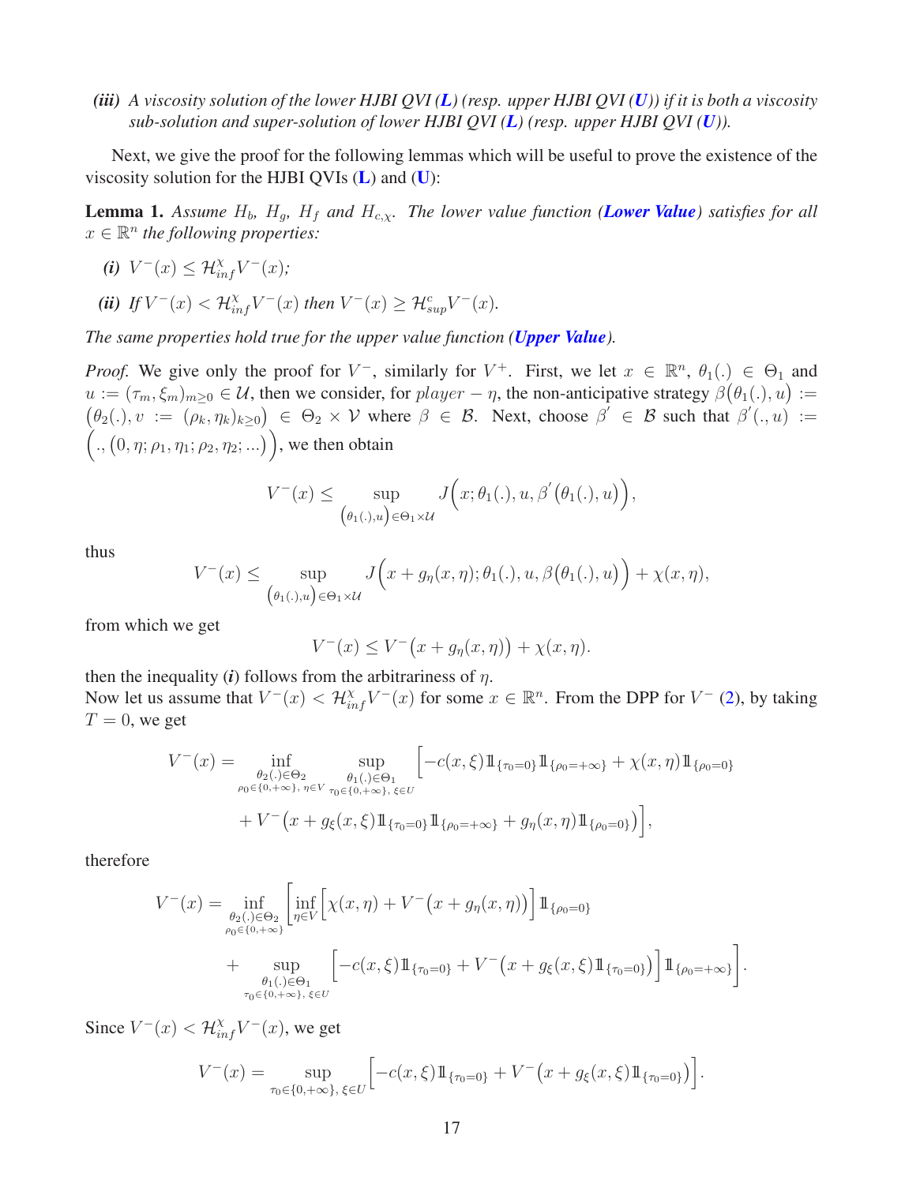***(iii)*** *A viscosity solution of the lower HJBI QVI (**L**) (resp. upper HJBI QVI (**U**)) if it is both a viscosity sub-solution and super-solution of lower HJBI QVI (**L**) (resp. upper HJBI QVI (**U**)).*

Next, we give the proof for the following lemmas which will be useful to prove the existence of the viscosity solution for the HJBI QVIs (**L**) and (**U**):

**Lemma 1.** *Assume $H_b$, $H_g$, $H_f$ and $H_{c,\chi}$. The lower value function (**Lower Value**) satisfies for all $x \in \mathbb{R}^n$ the following properties:*

***(i)*** $V^-(x) \leq \mathcal{H}^\chi_{inf} V^-(x)$*;*

***(ii)*** *If $V^-(x) < \mathcal{H}^\chi_{inf} V^-(x)$ then $V^-(x) \geq \mathcal{H}^c_{sup} V^-(x)$.*

*The same properties hold true for the upper value function (**Upper Value**).*

*Proof.* We give only the proof for $V^-$, similarly for $V^+$. First, we let $x \in \mathbb{R}^n$, $\theta_1(.) \in \Theta_1$ and $u := (\tau_m, \xi_m)_{m\geq 0} \in \mathcal{U}$, then we consider, for $player-\eta$, the non-anticipative strategy $\beta\big(\theta_1(.), u\big) := \big(\theta_2(.), v := (\rho_k, \eta_k)_{k\geq 0}\big) \in \Theta_2 \times \mathcal{V}$ where $\beta \in \mathcal{B}$. Next, choose $\beta^{'} \in \mathcal{B}$ such that $\beta^{'}(., u) := \Big(., \big(0, \eta; \rho_1, \eta_1; \rho_2, \eta_2; ...\big)\Big)$, we then obtain

$$V^-(x) \leq \sup_{\big(\theta_1(.), u\big) \in \Theta_1 \times \mathcal{U}} J\Big(x; \theta_1(.), u, \beta^{'}\big(\theta_1(.), u\big)\Big),$$

thus

$$V^-(x) \leq \sup_{\big(\theta_1(.), u\big) \in \Theta_1 \times \mathcal{U}} J\Big(x + g_\eta(x, \eta); \theta_1(.), u, \beta\big(\theta_1(.), u\big)\Big) + \chi(x, \eta),$$

from which we get

$$V^-(x) \leq V^-\big(x + g_\eta(x, \eta)\big) + \chi(x, \eta).$$

then the inequality ***(i)*** follows from the arbitrariness of $\eta$.
Now let us assume that $V^-(x) < \mathcal{H}^\chi_{inf} V^-(x)$ for some $x \in \mathbb{R}^n$. From the DPP for $V^-$ (2), by taking $T = 0$, we get

$$\begin{aligned}
V^-(x) = \inf_{\substack{\theta_2(.) \in \Theta_2 \\ \rho_0 \in \{0, +\infty\},\, \eta \in V}} \sup_{\substack{\theta_1(.) \in \Theta_1 \\ \tau_0 \in \{0, +\infty\},\, \xi \in U}} &\Big[-c(x, \xi) \mathbb{1}_{\{\tau_0 = 0\}} \mathbb{1}_{\{\rho_0 = +\infty\}} + \chi(x, \eta) \mathbb{1}_{\{\rho_0 = 0\}} \\
&+ V^-\big(x + g_\xi(x, \xi) \mathbb{1}_{\{\tau_0 = 0\}} \mathbb{1}_{\{\rho_0 = +\infty\}} + g_\eta(x, \eta) \mathbb{1}_{\{\rho_0 = 0\}}\big)\Big],
\end{aligned}$$

therefore

$$\begin{aligned}
V^-(x) = \inf_{\substack{\theta_2(.) \in \Theta_2 \\ \rho_0 \in \{0, +\infty\}}} &\Bigg[\inf_{\eta \in V}\Big[\chi(x, \eta) + V^-\big(x + g_\eta(x, \eta)\big)\Big] \mathbb{1}_{\{\rho_0 = 0\}} \\
&+ \sup_{\substack{\theta_1(.) \in \Theta_1 \\ \tau_0 \in \{0, +\infty\},\, \xi \in U}} \Big[-c(x, \xi) \mathbb{1}_{\{\tau_0 = 0\}} + V^-\big(x + g_\xi(x, \xi) \mathbb{1}_{\{\tau_0 = 0\}}\big)\Big] \mathbb{1}_{\{\rho_0 = +\infty\}}\Bigg].
\end{aligned}$$

Since $V^-(x) < \mathcal{H}^\chi_{inf} V^-(x)$, we get

$$V^-(x) = \sup_{\tau_0 \in \{0, +\infty\},\, \xi \in U} \Big[-c(x, \xi) \mathbb{1}_{\{\tau_0 = 0\}} + V^-\big(x + g_\xi(x, \xi) \mathbb{1}_{\{\tau_0 = 0\}}\big)\Big].$$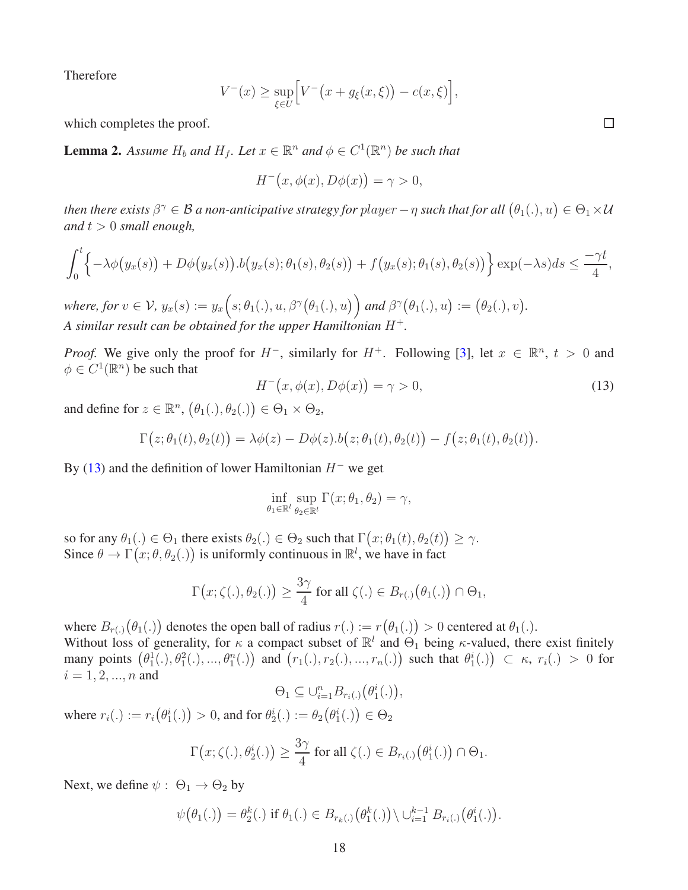Therefore

$$V^-(x) \geq \sup_{\xi \in U} \Big[ V^-\big(x + g_\xi(x, \xi)\big) - c(x, \xi) \Big],$$

which completes the proof. $\square$

**Lemma 2.** *Assume $H_b$ and $H_f$. Let $x \in \mathbb{R}^n$ and $\phi \in C^1(\mathbb{R}^n)$ be such that*

$$H^-\big(x, \phi(x), D\phi(x)\big) = \gamma > 0,$$

*then there exists $\beta^\gamma \in \mathcal{B}$ a non-anticipative strategy for $player-\eta$ such that for all $\big(\theta_1(.), u\big) \in \Theta_1 \times \mathcal{U}$ and $t > 0$ small enough,*

$$\int_0^t \Big\{ -\lambda\phi\big(y_x(s)\big) + D\phi\big(y_x(s)\big).b\big(y_x(s); \theta_1(s), \theta_2(s)\big) + f\big(y_x(s); \theta_1(s), \theta_2(s)\big) \Big\} \exp(-\lambda s) ds \leq \frac{-\gamma t}{4},$$

*where, for $v \in \mathcal{V}$, $y_x(s) := y_x\Big(s; \theta_1(.), u, \beta^\gamma\big(\theta_1(.), u\big)\Big)$ and $\beta^\gamma\big(\theta_1(.), u\big) := \big(\theta_2(.), v\big)$.*
*A similar result can be obtained for the upper Hamiltonian $H^+$.*

*Proof.* We give only the proof for $H^-$, similarly for $H^+$. Following [3], let $x \in \mathbb{R}^n$, $t > 0$ and $\phi \in C^1(\mathbb{R}^n)$ be such that

$$H^-\big(x, \phi(x), D\phi(x)\big) = \gamma > 0, \tag{13}$$

and define for $z \in \mathbb{R}^n$, $\big(\theta_1(.), \theta_2(.)\big) \in \Theta_1 \times \Theta_2$,

$$\Gamma\big(z; \theta_1(t), \theta_2(t)\big) = \lambda\phi(z) - D\phi(z).b\big(z; \theta_1(t), \theta_2(t)\big) - f\big(z; \theta_1(t), \theta_2(t)\big).$$

By (13) and the definition of lower Hamiltonian $H^-$ we get

$$\inf_{\theta_1 \in \mathbb{R}^l} \sup_{\theta_2 \in \mathbb{R}^l} \Gamma(x; \theta_1, \theta_2) = \gamma,$$

so for any $\theta_1(.) \in \Theta_1$ there exists $\theta_2(.) \in \Theta_2$ such that $\Gamma\big(x; \theta_1(t), \theta_2(t)\big) \geq \gamma$.
Since $\theta \to \Gamma\big(x; \theta, \theta_2(.)\big)$ is uniformly continuous in $\mathbb{R}^l$, we have in fact

$$\Gamma\big(x; \zeta(.), \theta_2(.)\big) \geq \frac{3\gamma}{4} \text{ for all } \zeta(.) \in B_{r(.)}\big(\theta_1(.)\big) \cap \Theta_1,$$

where $B_{r(.)}\big(\theta_1(.)\big)$ denotes the open ball of radius $r(.) := r\big(\theta_1(.)\big) > 0$ centered at $\theta_1(.)$.
Without loss of generality, for $\kappa$ a compact subset of $\mathbb{R}^l$ and $\Theta_1$ being $\kappa$-valued, there exist finitely many points $\big(\theta_1^1(.), \theta_1^2(.), ..., \theta_1^n(.)\big)$ and $\big(r_1(.), r_2(.), ..., r_n(.)\big)$ such that $\theta_1^i(.)\big) \subset \kappa$, $r_i(.) > 0$ for $i = 1, 2, ..., n$ and

$$\Theta_1 \subseteq \cup_{i=1}^n B_{r_i(.)}\big(\theta_1^i(.)\big),$$

where $r_i(.) := r_i\big(\theta_1^i(.)\big) > 0$, and for $\theta_2^i(.) := \theta_2\big(\theta_1^i(.)\big) \in \Theta_2$

$$\Gamma\big(x; \zeta(.), \theta_2^i(.)\big) \geq \frac{3\gamma}{4} \text{ for all } \zeta(.) \in B_{r_i(.)}\big(\theta_1^i(.)\big) \cap \Theta_1.$$

Next, we define $\psi : \ \Theta_1 \to \Theta_2$ by

$$\psi\big(\theta_1(.)\big) = \theta_2^k(.) \text{ if } \theta_1(.) \in B_{r_k(.)}\big(\theta_1^k(.)\big) \setminus \cup_{i=1}^{k-1} B_{r_i(.)}\big(\theta_1^i(.)\big).$$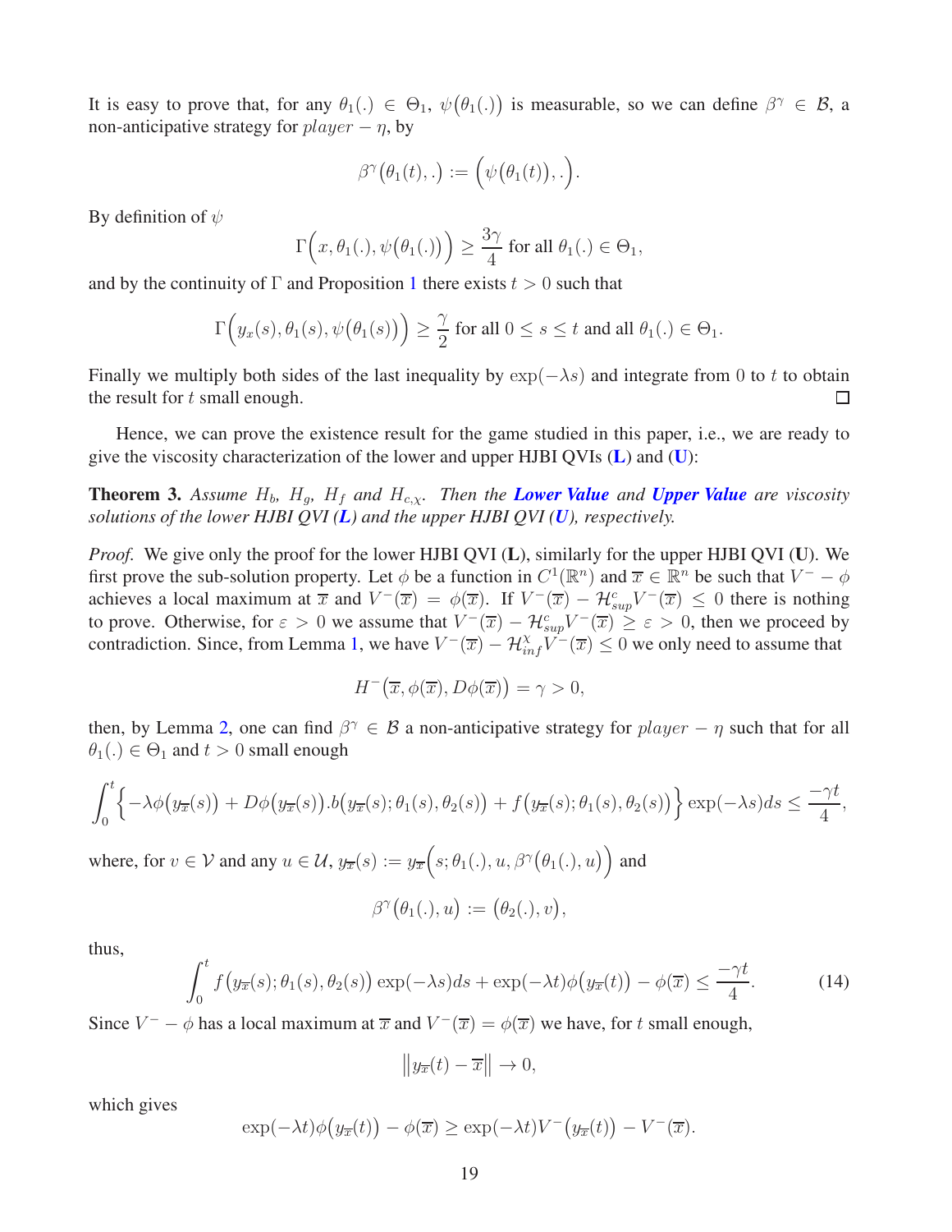It is easy to prove that, for any $\theta_1(.) \in \Theta_1$, $\psi\big(\theta_1(.)\big)$ is measurable, so we can define $\beta^\gamma \in \mathcal{B}$, a non-anticipative strategy for $player - \eta$, by

$$\beta^\gamma\big(\theta_1(t), .\big) := \Big(\psi\big(\theta_1(t)\big), .\Big).$$

By definition of $\psi$

$$\Gamma\Big(x, \theta_1(.), \psi\big(\theta_1(.)\big)\Big) \geq \frac{3\gamma}{4} \text{ for all } \theta_1(.) \in \Theta_1,$$

and by the continuity of $\Gamma$ and Proposition 1 there exists $t > 0$ such that

$$\Gamma\Big(y_x(s), \theta_1(s), \psi\big(\theta_1(s)\big)\Big) \geq \frac{\gamma}{2} \text{ for all } 0 \leq s \leq t \text{ and all } \theta_1(.) \in \Theta_1.$$

Finally we multiply both sides of the last inequality by $\exp(-\lambda s)$ and integrate from $0$ to $t$ to obtain the result for $t$ small enough. □

Hence, we can prove the existence result for the game studied in this paper, i.e., we are ready to give the viscosity characterization of the lower and upper HJBI QVIs (**L**) and (**U**):

**Theorem 3.** *Assume $H_b$, $H_g$, $H_f$ and $H_{c,\chi}$. Then the* ***Lower Value*** *and* ***Upper Value*** *are viscosity solutions of the lower HJBI QVI (**L**) and the upper HJBI QVI (**U**), respectively.*

*Proof.* We give only the proof for the lower HJBI QVI (**L**), similarly for the upper HJBI QVI (**U**). We first prove the sub-solution property. Let $\phi$ be a function in $C^1(\mathbb{R}^n)$ and $\overline{x} \in \mathbb{R}^n$ be such that $V^- - \phi$ achieves a local maximum at $\overline{x}$ and $V^-(\overline{x}) = \phi(\overline{x})$. If $V^-(\overline{x}) - \mathcal{H}^c_{sup}V^-(\overline{x}) \leq 0$ there is nothing to prove. Otherwise, for $\varepsilon > 0$ we assume that $V^-(\overline{x}) - \mathcal{H}^c_{sup}V^-(\overline{x}) \geq \varepsilon > 0$, then we proceed by contradiction. Since, from Lemma 1, we have $V^-(\overline{x}) - \mathcal{H}^\chi_{inf}V^-(\overline{x}) \leq 0$ we only need to assume that

$$H^-\big(\overline{x}, \phi(\overline{x}), D\phi(\overline{x})\big) = \gamma > 0,$$

then, by Lemma 2, one can find $\beta^\gamma \in \mathcal{B}$ a non-anticipative strategy for $player - \eta$ such that for all $\theta_1(.) \in \Theta_1$ and $t > 0$ small enough

$$\int_0^t \Big\{-\lambda\phi\big(y_{\overline{x}}(s)\big) + D\phi\big(y_{\overline{x}}(s)\big).b\big(y_{\overline{x}}(s); \theta_1(s), \theta_2(s)\big) + f\big(y_{\overline{x}}(s); \theta_1(s), \theta_2(s)\big)\Big\} \exp(-\lambda s) ds \leq \frac{-\gamma t}{4},$$

where, for $v \in \mathcal{V}$ and any $u \in \mathcal{U}$, $y_{\overline{x}}(s) := y_{\overline{x}}\Big(s; \theta_1(.), u, \beta^\gamma\big(\theta_1(.), u\big)\Big)$ and

$$\beta^\gamma\big(\theta_1(.), u\big) := \big(\theta_2(.), v\big),$$

thus,

$$\int_0^t f\big(y_{\overline{x}}(s); \theta_1(s), \theta_2(s)\big) \exp(-\lambda s) ds + \exp(-\lambda t)\phi\big(y_{\overline{x}}(t)\big) - \phi(\overline{x}) \leq \frac{-\gamma t}{4}. \tag{14}$$

Since $V^- - \phi$ has a local maximum at $\overline{x}$ and $V^-(\overline{x}) = \phi(\overline{x})$ we have, for $t$ small enough,

$$\big\|y_{\overline{x}}(t) - \overline{x}\big\| \to 0,$$

which gives

$$\exp(-\lambda t)\phi\big(y_{\overline{x}}(t)\big) - \phi(\overline{x}) \geq \exp(-\lambda t)V^-\big(y_{\overline{x}}(t)\big) - V^-(\overline{x}).$$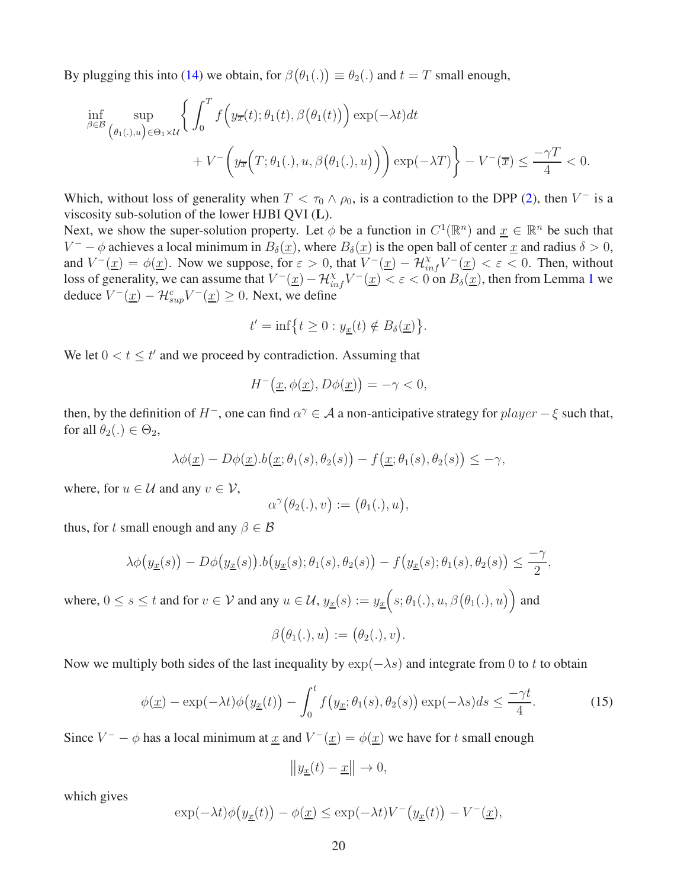By plugging this into (14) we obtain, for $\beta\big(\theta_1(.)\big) \equiv \theta_2(.)$ and $t = T$ small enough,

$$\inf_{\beta\in\mathcal{B}} \sup_{\big(\theta_1(.),u\big)\in\Theta_1\times\mathcal{U}} \bigg\{ \int_0^T f\Big(y_{\overline{x}}(t); \theta_1(t), \beta\big(\theta_1(t)\big)\Big) \exp(-\lambda t)dt \\ + V^-\bigg(y_{\overline{x}}\Big(T; \theta_1(.), u, \beta\big(\theta_1(.), u\big)\Big)\bigg) \exp(-\lambda T)\bigg\} - V^-(\overline{x}) \leq \frac{-\gamma T}{4} < 0.$$

Which, without loss of generality when $T < \tau_0 \wedge \rho_0$, is a contradiction to the DPP (2), then $V^-$ is a viscosity sub-solution of the lower HJBI QVI (**L**).

Next, we show the super-solution property. Let $\phi$ be a function in $C^1(\mathbb{R}^n)$ and $\underline{x} \in \mathbb{R}^n$ be such that $V^- - \phi$ achieves a local minimum in $B_\delta(\underline{x})$, where $B_\delta(\underline{x})$ is the open ball of center $\underline{x}$ and radius $\delta > 0$, and $V^-(\underline{x}) = \phi(\underline{x})$. Now we suppose, for $\varepsilon > 0$, that $V^-(\underline{x}) - \mathcal{H}^{\chi}_{inf} V^-(\underline{x}) < \varepsilon < 0$. Then, without loss of generality, we can assume that $V^-(\underline{x}) - \mathcal{H}^{\chi}_{inf} V^-(\underline{x}) < \varepsilon < 0$ on $B_\delta(\underline{x})$, then from Lemma 1 we deduce $V^-(\underline{x}) - \mathcal{H}^{c}_{sup} V^-(\underline{x}) \geq 0$. Next, we define

$$t' = \inf\big\{t \geq 0 : y_{\underline{x}}(t) \notin B_\delta(\underline{x})\big\}.$$

We let $0 < t \leq t'$ and we proceed by contradiction. Assuming that

$$H^-\big(\underline{x}, \phi(\underline{x}), D\phi(\underline{x})\big) = -\gamma < 0,$$

then, by the definition of $H^-$, one can find $\alpha^\gamma \in \mathcal{A}$ a non-anticipative strategy for $player - \xi$ such that, for all $\theta_2(.) \in \Theta_2$,

$$\lambda\phi(\underline{x}) - D\phi(\underline{x}).b\big(\underline{x}; \theta_1(s), \theta_2(s)\big) - f\big(\underline{x}; \theta_1(s), \theta_2(s)\big) \leq -\gamma,$$

where, for $u \in \mathcal{U}$ and any $v \in \mathcal{V}$,

$$\alpha^\gamma\big(\theta_2(.), v\big) := \big(\theta_1(.), u\big),$$

thus, for $t$ small enough and any $\beta \in \mathcal{B}$

$$\lambda\phi\big(y_{\underline{x}}(s)\big) - D\phi\big(y_{\underline{x}}(s)\big).b\big(y_{\underline{x}}(s); \theta_1(s), \theta_2(s)\big) - f\big(y_{\underline{x}}(s); \theta_1(s), \theta_2(s)\big) \leq \frac{-\gamma}{2},$$

where, $0 \leq s \leq t$ and for $v \in \mathcal{V}$ and any $u \in \mathcal{U}$, $y_{\underline{x}}(s) := y_{\underline{x}}\Big(s; \theta_1(.), u, \beta\big(\theta_1(.), u\big)\Big)$ and

$$\beta\big(\theta_1(.), u\big) := \big(\theta_2(.), v\big).$$

Now we multiply both sides of the last inequality by $\exp(-\lambda s)$ and integrate from $0$ to $t$ to obtain

$$\phi(\underline{x}) - \exp(-\lambda t)\phi\big(y_{\underline{x}}(t)\big) - \int_0^t f\big(y_{\underline{x}}; \theta_1(s), \theta_2(s)\big) \exp(-\lambda s)ds \leq \frac{-\gamma t}{4}. \tag{15}$$

Since $V^- - \phi$ has a local minimum at $\underline{x}$ and $V^-(\underline{x}) = \phi(\underline{x})$ we have for $t$ small enough

$$\big\|y_{\underline{x}}(t) - \underline{x}\big\| \to 0,$$

which gives

$$\exp(-\lambda t)\phi\big(y_{\underline{x}}(t)\big) - \phi(\underline{x}) \leq \exp(-\lambda t)V^-\big(y_{\underline{x}}(t)\big) - V^-(\underline{x}),$$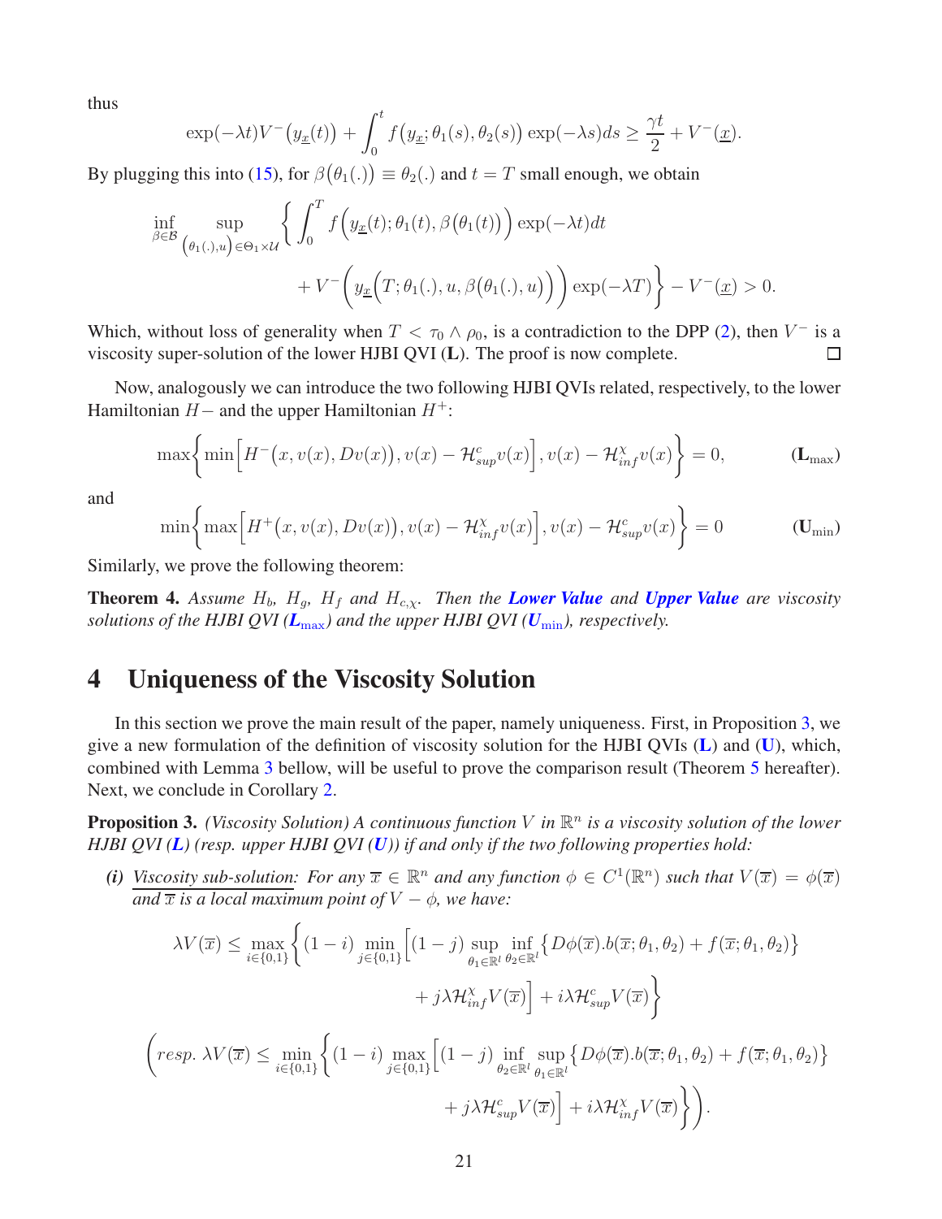thus

$$\exp(-\lambda t)V^-\big(y_{\underline{x}}(t)\big) + \int_0^t f\big(y_{\underline{x}};\theta_1(s),\theta_2(s)\big)\exp(-\lambda s)ds \geq \frac{\gamma t}{2} + V^-(\underline{x}).$$

By plugging this into (15), for $\beta\big(\theta_1(.)\big) \equiv \theta_2(.)$ and $t = T$ small enough, we obtain

$$\inf_{\beta\in\mathcal{B}} \sup_{\left(\theta_1(.),u\right)\in\Theta_1\times\mathcal{U}} \Bigg\{ \int_0^T f\Big(y_{\underline{x}}(t);\theta_1(t),\beta\big(\theta_1(t)\big)\Big)\exp(-\lambda t)dt + V^-\bigg(y_{\underline{x}}\Big(T;\theta_1(.),u,\beta\big(\theta_1(.),u\big)\Big)\bigg)\exp(-\lambda T)\Bigg\} - V^-(\underline{x}) > 0.$$

Which, without loss of generality when $T < \tau_0 \wedge \rho_0$, is a contradiction to the DPP (2), then $V^-$ is a viscosity super-solution of the lower HJBI QVI (**L**). The proof is now complete. □

Now, analogously we can introduce the two following HJBI QVIs related, respectively, to the lower Hamiltonian $H-$ and the upper Hamiltonian $H^+$:

$$\max\bigg\{\min\Big[H^-\big(x,v(x),Dv(x)\big), v(x)-\mathcal{H}^c_{sup}v(x)\Big], v(x)-\mathcal{H}^\chi_{inf}v(x)\bigg\} = 0, \qquad (\mathbf{L}_{\max})$$

and

$$\min\bigg\{\max\Big[H^+\big(x,v(x),Dv(x)\big), v(x)-\mathcal{H}^\chi_{inf}v(x)\Big], v(x)-\mathcal{H}^c_{sup}v(x)\bigg\} = 0 \qquad (\mathbf{U}_{\min})$$

Similarly, we prove the following theorem:

**Theorem 4.** *Assume $H_b$, $H_g$, $H_f$ and $H_{c,\chi}$. Then the **Lower Value** and **Upper Value** are viscosity solutions of the HJBI QVI ($\mathbf{L}_{\max}$) and the upper HJBI QVI ($\mathbf{U}_{\min}$), respectively.*

# 4 Uniqueness of the Viscosity Solution

In this section we prove the main result of the paper, namely uniqueness. First, in Proposition 3, we give a new formulation of the definition of viscosity solution for the HJBI QVIs (**L**) and (**U**), which, combined with Lemma 3 bellow, will be useful to prove the comparison result (Theorem 5 hereafter). Next, we conclude in Corollary 2.

**Proposition 3.** *(Viscosity Solution) A continuous function $V$ in $\mathbb{R}^n$ is a viscosity solution of the lower HJBI QVI (**L**) (resp. upper HJBI QVI (**U**)) if and only if the two following properties hold:*

***(i)*** *Viscosity sub-solution: For any $\overline{x} \in \mathbb{R}^n$ and any function $\phi \in C^1(\mathbb{R}^n)$ such that $V(\overline{x}) = \phi(\overline{x})$ and $\overline{x}$ is a local maximum point of $V - \phi$, we have:*

$$\lambda V(\overline{x}) \leq \max_{i\in\{0,1\}}\bigg\{(1-i)\min_{j\in\{0,1\}}\Big[(1-j)\sup_{\theta_1\in\mathbb{R}^l}\inf_{\theta_2\in\mathbb{R}^l}\big\{D\phi(\overline{x}).b(\overline{x};\theta_1,\theta_2)+f(\overline{x};\theta_1,\theta_2)\big\} + j\lambda\mathcal{H}^\chi_{inf}V(\overline{x})\Big] + i\lambda\mathcal{H}^c_{sup}V(\overline{x})\bigg\}$$

$$\bigg(resp.\ \lambda V(\overline{x}) \leq \min_{i\in\{0,1\}}\bigg\{(1-i)\max_{j\in\{0,1\}}\Big[(1-j)\inf_{\theta_2\in\mathbb{R}^l}\sup_{\theta_1\in\mathbb{R}^l}\big\{D\phi(\overline{x}).b(\overline{x};\theta_1,\theta_2)+f(\overline{x};\theta_1,\theta_2)\big\} + j\lambda\mathcal{H}^c_{sup}V(\overline{x})\Big] + i\lambda\mathcal{H}^\chi_{inf}V(\overline{x})\bigg\}\bigg).$$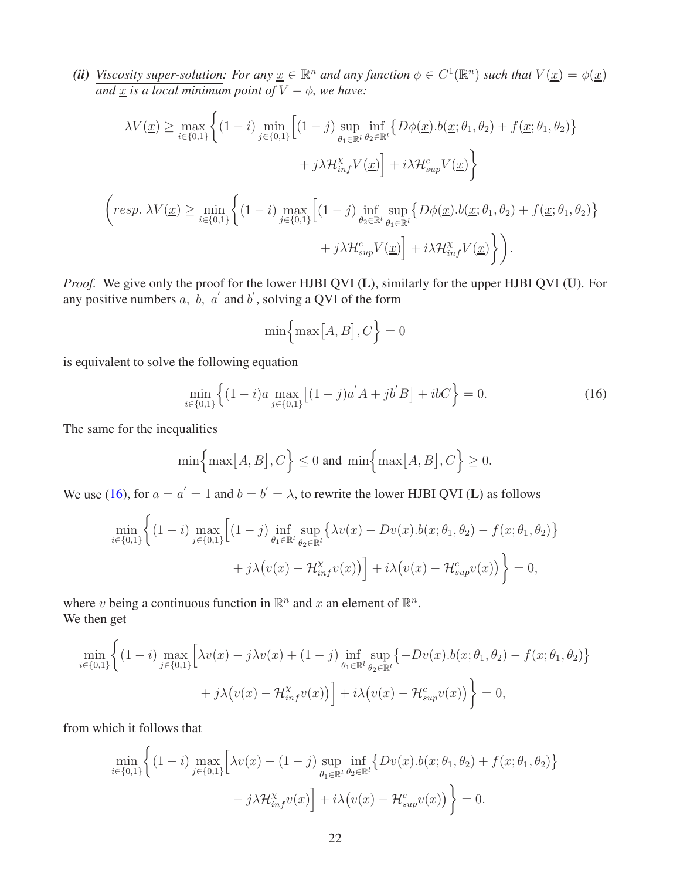***(ii)*** *Viscosity super-solution: For any $\underline{x} \in \mathbb{R}^n$ and any function $\phi \in C^1(\mathbb{R}^n)$ such that $V(\underline{x}) = \phi(\underline{x})$ and $\underline{x}$ is a local minimum point of $V - \phi$, we have:*

$$
\lambda V(\underline{x}) \geq \max_{i \in \{0,1\}} \Big\{ (1-i) \min_{j \in \{0,1\}} \Big[ (1-j) \sup_{\theta_1 \in \mathbb{R}^l} \inf_{\theta_2 \in \mathbb{R}^l} \big\{ D\phi(\underline{x}).b(\underline{x};\theta_1,\theta_2) + f(\underline{x};\theta_1,\theta_2) \big\} + j\lambda \mathcal{H}^{\chi}_{inf} V(\underline{x}) \Big] + i\lambda \mathcal{H}^{c}_{sup} V(\underline{x}) \Big\}
$$

$$
\Big( resp.\ \lambda V(\underline{x}) \geq \min_{i \in \{0,1\}} \Big\{ (1-i) \max_{j \in \{0,1\}} \Big[ (1-j) \inf_{\theta_2 \in \mathbb{R}^l} \sup_{\theta_1 \in \mathbb{R}^l} \big\{ D\phi(\underline{x}).b(\underline{x};\theta_1,\theta_2) + f(\underline{x};\theta_1,\theta_2) \big\} + j\lambda \mathcal{H}^{c}_{sup} V(\underline{x}) \Big] + i\lambda \mathcal{H}^{\chi}_{inf} V(\underline{x}) \Big\} \Big).
$$

*Proof.* We give only the proof for the lower HJBI QVI (**L**), similarly for the upper HJBI QVI (**U**). For any positive numbers $a,\ b,\ a'$ and $b'$, solving a QVI of the form

$$
\min\Big\{ \max\big[A, B\big], C \Big\} = 0
$$

is equivalent to solve the following equation

$$
\min_{i \in \{0,1\}} \Big\{ (1-i) a \max_{j \in \{0,1\}} \big[ (1-j) a' A + j b' B \big] + i b C \Big\} = 0. \tag{16}
$$

The same for the inequalities

$$
\min\Big\{ \max\big[A, B\big], C \Big\} \leq 0 \text{ and } \min\Big\{ \max\big[A, B\big], C \Big\} \geq 0.
$$

We use (16), for $a = a' = 1$ and $b = b' = \lambda$, to rewrite the lower HJBI QVI (**L**) as follows

$$
\min_{i \in \{0,1\}} \Big\{ (1-i) \max_{j \in \{0,1\}} \Big[ (1-j) \inf_{\theta_1 \in \mathbb{R}^l} \sup_{\theta_2 \in \mathbb{R}^l} \big\{ \lambda v(x) - Dv(x).b(x;\theta_1,\theta_2) - f(x;\theta_1,\theta_2) \big\} + j\lambda \big( v(x) - \mathcal{H}^{\chi}_{inf} v(x) \big) \Big] + i\lambda \big( v(x) - \mathcal{H}^{c}_{sup} v(x) \big) \Big\} = 0,
$$

where $v$ being a continuous function in $\mathbb{R}^n$ and $x$ an element of $\mathbb{R}^n$.
We then get

$$
\min_{i \in \{0,1\}} \Big\{ (1-i) \max_{j \in \{0,1\}} \Big[ \lambda v(x) - j\lambda v(x) + (1-j) \inf_{\theta_1 \in \mathbb{R}^l} \sup_{\theta_2 \in \mathbb{R}^l} \big\{ -Dv(x).b(x;\theta_1,\theta_2) - f(x;\theta_1,\theta_2) \big\} + j\lambda \big( v(x) - \mathcal{H}^{\chi}_{inf} v(x) \big) \Big] + i\lambda \big( v(x) - \mathcal{H}^{c}_{sup} v(x) \big) \Big\} = 0,
$$

from which it follows that

$$
\min_{i \in \{0,1\}} \Big\{ (1-i) \max_{j \in \{0,1\}} \Big[ \lambda v(x) - (1-j) \sup_{\theta_1 \in \mathbb{R}^l} \inf_{\theta_2 \in \mathbb{R}^l} \big\{ Dv(x).b(x;\theta_1,\theta_2) + f(x;\theta_1,\theta_2) \big\} - j\lambda \mathcal{H}^{\chi}_{inf} v(x) \Big] + i\lambda \big( v(x) - \mathcal{H}^{c}_{sup} v(x) \big) \Big\} = 0.
$$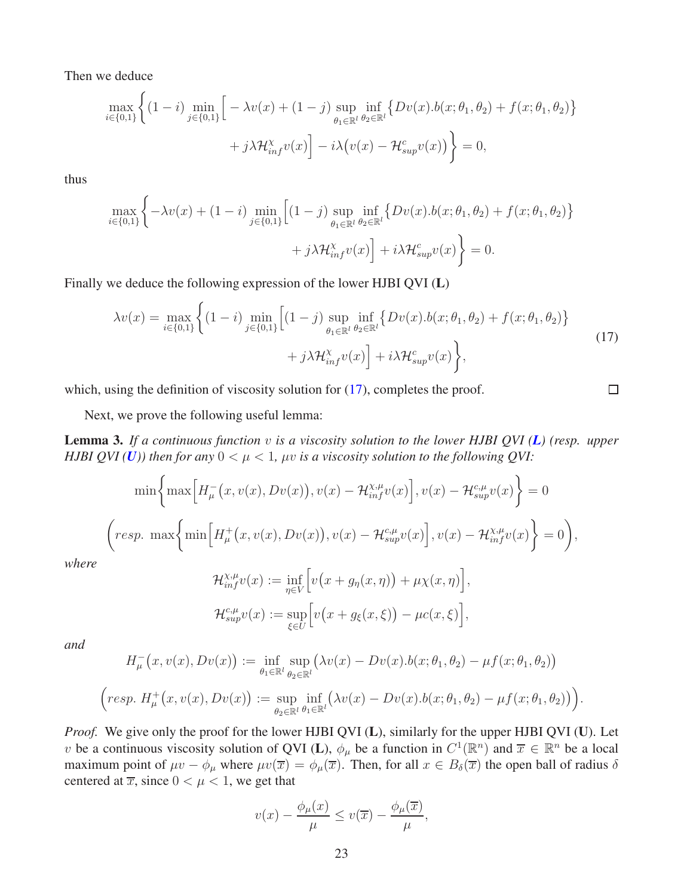Then we deduce

$$\max_{i\in\{0,1\}}\bigg\{(1-i)\min_{j\in\{0,1\}}\Big[-\lambda v(x)+(1-j)\sup_{\theta_1\in\mathbb{R}^l}\inf_{\theta_2\in\mathbb{R}^l}\big\{Dv(x).b(x;\theta_1,\theta_2)+f(x;\theta_1,\theta_2)\big\}$$
$$+j\lambda\mathcal{H}^{\chi}_{inf}v(x)\Big]-i\lambda\big(v(x)-\mathcal{H}^{c}_{sup}v(x)\big)\bigg\}=0,$$

thus

$$\max_{i\in\{0,1\}}\bigg\{-\lambda v(x)+(1-i)\min_{j\in\{0,1\}}\Big[(1-j)\sup_{\theta_1\in\mathbb{R}^l}\inf_{\theta_2\in\mathbb{R}^l}\big\{Dv(x).b(x;\theta_1,\theta_2)+f(x;\theta_1,\theta_2)\big\}$$
$$+j\lambda\mathcal{H}^{\chi}_{inf}v(x)\Big]+i\lambda\mathcal{H}^{c}_{sup}v(x)\bigg\}=0.$$

Finally we deduce the following expression of the lower HJBI QVI (**L**)

$$\lambda v(x)=\max_{i\in\{0,1\}}\bigg\{(1-i)\min_{j\in\{0,1\}}\Big[(1-j)\sup_{\theta_1\in\mathbb{R}^l}\inf_{\theta_2\in\mathbb{R}^l}\big\{Dv(x).b(x;\theta_1,\theta_2)+f(x;\theta_1,\theta_2)\big\}$$
$$+j\lambda\mathcal{H}^{\chi}_{inf}v(x)\Big]+i\lambda\mathcal{H}^{c}_{sup}v(x)\bigg\},\tag{17}$$

which, using the definition of viscosity solution for (17), completes the proof. □

Next, we prove the following useful lemma:

**Lemma 3.** *If a continuous function $v$ is a viscosity solution to the lower HJBI QVI (**L**) (resp. upper HJBI QVI (**U**)) then for any $0<\mu<1$, $\mu v$ is a viscosity solution to the following QVI:*

$$\min\bigg\{\max\Big[H^-_\mu\big(x,v(x),Dv(x)\big),v(x)-\mathcal{H}^{\chi,\mu}_{inf}v(x)\Big],v(x)-\mathcal{H}^{c,\mu}_{sup}v(x)\bigg\}=0$$

$$\bigg(resp.\ \max\bigg\{\min\Big[H^+_\mu\big(x,v(x),Dv(x)\big),v(x)-\mathcal{H}^{c,\mu}_{sup}v(x)\Big],v(x)-\mathcal{H}^{\chi,\mu}_{inf}v(x)\bigg\}=0\bigg),$$

*where*

$$\mathcal{H}^{\chi,\mu}_{inf}v(x):=\inf_{\eta\in V}\Big[v\big(x+g_\eta(x,\eta)\big)+\mu\chi(x,\eta)\Big],$$
$$\mathcal{H}^{c,\mu}_{sup}v(x):=\sup_{\xi\in U}\Big[v\big(x+g_\xi(x,\xi)\big)-\mu c(x,\xi)\Big],$$

*and*

$$H^-_\mu\big(x,v(x),Dv(x)\big):=\inf_{\theta_1\in\mathbb{R}^l}\sup_{\theta_2\in\mathbb{R}^l}\big(\lambda v(x)-Dv(x).b(x;\theta_1,\theta_2)-\mu f(x;\theta_1,\theta_2)\big)$$

$$\Big(resp.\ H^+_\mu\big(x,v(x),Dv(x)\big):=\sup_{\theta_2\in\mathbb{R}^l}\inf_{\theta_1\in\mathbb{R}^l}\big(\lambda v(x)-Dv(x).b(x;\theta_1,\theta_2)-\mu f(x;\theta_1,\theta_2)\big)\Big).$$

*Proof.* We give only the proof for the lower HJBI QVI (**L**), similarly for the upper HJBI QVI (**U**). Let $v$ be a continuous viscosity solution of QVI (**L**), $\phi_\mu$ be a function in $C^1(\mathbb{R}^n)$ and $\overline{x}\in\mathbb{R}^n$ be a local maximum point of $\mu v-\phi_\mu$ where $\mu v(\overline{x})=\phi_\mu(\overline{x})$. Then, for all $x\in B_\delta(\overline{x})$ the open ball of radius $\delta$ centered at $\overline{x}$, since $0<\mu<1$, we get that

$$v(x)-\frac{\phi_\mu(x)}{\mu}\le v(\overline{x})-\frac{\phi_\mu(\overline{x})}{\mu},$$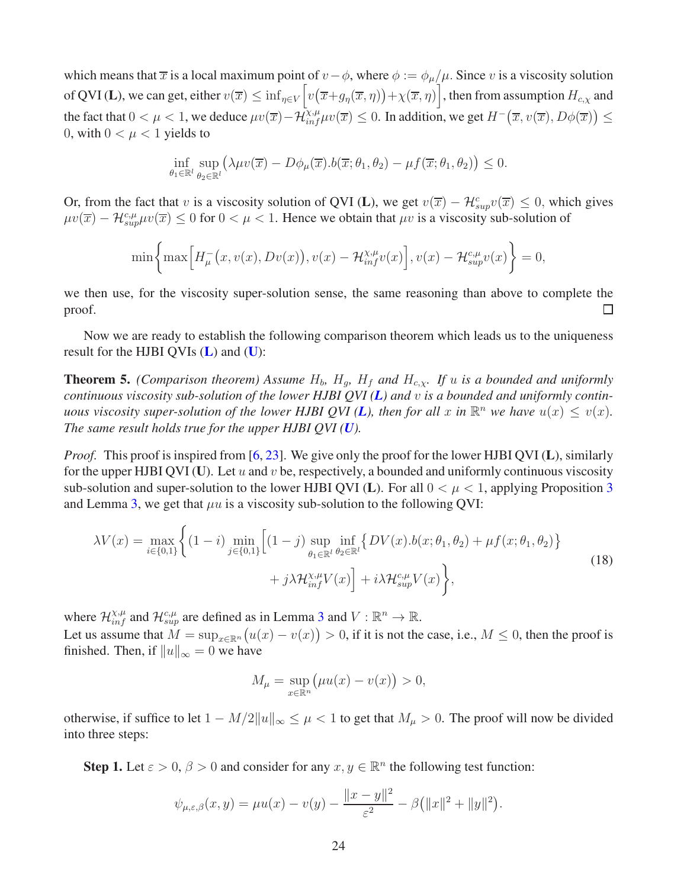which means that $\overline{x}$ is a local maximum point of $v-\phi$, where $\phi := \phi_\mu/\mu$. Since $v$ is a viscosity solution of QVI (**L**), we can get, either $v(\overline{x}) \leq \inf_{\eta\in V}\Big[v\big(\overline{x}+g_\eta(\overline{x},\eta)\big)+\chi(\overline{x},\eta)\Big]$, then from assumption $H_{c,\chi}$ and the fact that $0<\mu<1$, we deduce $\mu v(\overline{x}) - \mathcal{H}^{\chi,\mu}_{inf}\mu v(\overline{x}) \leq 0$. In addition, we get $H^-\big(\overline{x}, v(\overline{x}), D\phi(\overline{x})\big) \leq 0$, with $0<\mu<1$ yields to

$$\inf_{\theta_1\in\mathbb{R}^l}\sup_{\theta_2\in\mathbb{R}^l}\big(\lambda\mu v(\overline{x}) - D\phi_\mu(\overline{x}).b(\overline{x};\theta_1,\theta_2) - \mu f(\overline{x};\theta_1,\theta_2)\big) \leq 0.$$

Or, from the fact that $v$ is a viscosity solution of QVI (**L**), we get $v(\overline{x}) - \mathcal{H}^{c}_{sup}v(\overline{x}) \leq 0$, which gives $\mu v(\overline{x}) - \mathcal{H}^{c,\mu}_{sup}\mu v(\overline{x}) \leq 0$ for $0<\mu<1$. Hence we obtain that $\mu v$ is a viscosity sub-solution of

$$\min\bigg\{\max\Big[H^-_\mu\big(x,v(x),Dv(x)\big), v(x)-\mathcal{H}^{\chi,\mu}_{inf}v(x)\Big], v(x)-\mathcal{H}^{c,\mu}_{sup}v(x)\bigg\} = 0,$$

we then use, for the viscosity super-solution sense, the same reasoning than above to complete the proof. $\square$

Now we are ready to establish the following comparison theorem which leads us to the uniqueness result for the HJBI QVIs (**L**) and (**U**):

**Theorem 5.** *(Comparison theorem) Assume $H_b$, $H_g$, $H_f$ and $H_{c,\chi}$. If $u$ is a bounded and uniformly continuous viscosity sub-solution of the lower HJBI QVI (**L**) and $v$ is a bounded and uniformly continuous viscosity super-solution of the lower HJBI QVI (**L**), then for all $x$ in $\mathbb{R}^n$ we have $u(x) \leq v(x)$. The same result holds true for the upper HJBI QVI (**U**).*

*Proof.* This proof is inspired from [6, 23]. We give only the proof for the lower HJBI QVI (**L**), similarly for the upper HJBI QVI (**U**). Let $u$ and $v$ be, respectively, a bounded and uniformly continuous viscosity sub-solution and super-solution to the lower HJBI QVI (**L**). For all $0<\mu<1$, applying Proposition 3 and Lemma 3, we get that $\mu u$ is a viscosity sub-solution to the following QVI:

$$\begin{aligned}\lambda V(x) = \max_{i\in\{0,1\}}\bigg\{(1-i)\min_{j\in\{0,1\}}\Big[(1-j)\sup_{\theta_1\in\mathbb{R}^l}\inf_{\theta_2\in\mathbb{R}^l}\big\{DV(x).b(x;\theta_1,\theta_2)+\mu f(x;\theta_1,\theta_2)\big\}\\ + j\lambda\mathcal{H}^{\chi,\mu}_{inf}V(x)\Big] + i\lambda\mathcal{H}^{c,\mu}_{sup}V(x)\bigg\},\end{aligned} \tag{18}$$

where $\mathcal{H}^{\chi,\mu}_{inf}$ and $\mathcal{H}^{c,\mu}_{sup}$ are defined as in Lemma 3 and $V:\mathbb{R}^n\to\mathbb{R}$.
Let us assume that $M = \sup_{x\in\mathbb{R}^n}\big(u(x)-v(x)\big) > 0$, if it is not the case, i.e., $M\leq 0$, then the proof is finished. Then, if $\|u\|_\infty = 0$ we have

$$M_\mu = \sup_{x\in\mathbb{R}^n}\big(\mu u(x) - v(x)\big) > 0,$$

otherwise, if suffice to let $1 - M/2\|u\|_\infty \leq \mu < 1$ to get that $M_\mu > 0$. The proof will now be divided into three steps:

**Step 1.** Let $\varepsilon > 0$, $\beta > 0$ and consider for any $x, y \in \mathbb{R}^n$ the following test function:

$$\psi_{\mu,\varepsilon,\beta}(x,y) = \mu u(x) - v(y) - \frac{\|x-y\|^2}{\varepsilon^2} - \beta\big(\|x\|^2 + \|y\|^2\big).$$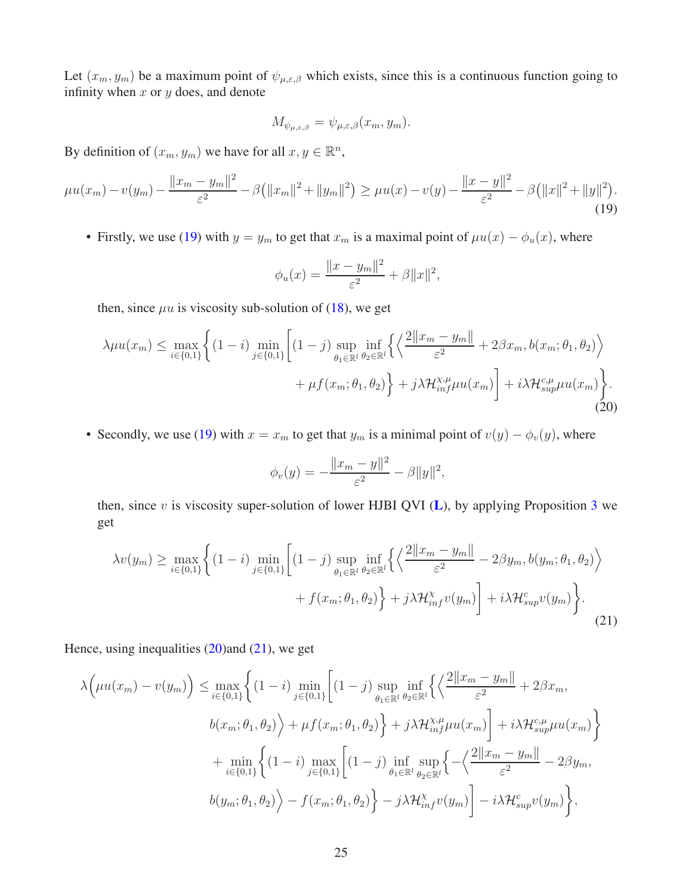Let $(x_m, y_m)$ be a maximum point of $\psi_{\mu,\varepsilon,\beta}$ which exists, since this is a continuous function going to infinity when $x$ or $y$ does, and denote

$$
M_{\psi_{\mu,\varepsilon,\beta}} = \psi_{\mu,\varepsilon,\beta}(x_m, y_m).
$$

By definition of $(x_m, y_m)$ we have for all $x, y \in \mathbb{R}^n$,

$$
\mu u(x_m) - v(y_m) - \frac{\|x_m - y_m\|^2}{\varepsilon^2} - \beta\big(\|x_m\|^2 + \|y_m\|^2\big) \geq \mu u(x) - v(y) - \frac{\|x - y\|^2}{\varepsilon^2} - \beta\big(\|x\|^2 + \|y\|^2\big). \tag{19}
$$

- Firstly, we use (19) with $y = y_m$ to get that $x_m$ is a maximal point of $\mu u(x) - \phi_u(x)$, where

  $$
  \phi_u(x) = \frac{\|x - y_m\|^2}{\varepsilon^2} + \beta\|x\|^2,
  $$

  then, since $\mu u$ is viscosity sub-solution of (18), we get

  $$
  \begin{aligned}
  \lambda \mu u(x_m) \leq \max_{i\in\{0,1\}} \bigg\{ (1-i) \min_{j\in\{0,1\}} \bigg[ (1-j) \sup_{\theta_1\in\mathbb{R}^l} \inf_{\theta_2\in\mathbb{R}^l} \Big\{ \Big\langle \frac{2\|x_m - y_m\|}{\varepsilon^2} + 2\beta x_m, b(x_m;\theta_1,\theta_2) \Big\rangle \\
  + \mu f(x_m;\theta_1,\theta_2) \Big\} + j\lambda \mathcal{H}^{\chi,\mu}_{inf} \mu u(x_m) \bigg] + i\lambda \mathcal{H}^{c,\mu}_{sup} \mu u(x_m) \bigg\}.
  \end{aligned} \tag{20}
  $$

- Secondly, we use (19) with $x = x_m$ to get that $y_m$ is a minimal point of $v(y) - \phi_v(y)$, where

  $$
  \phi_v(y) = -\frac{\|x_m - y\|^2}{\varepsilon^2} - \beta\|y\|^2,
  $$

  then, since $v$ is viscosity super-solution of lower HJBI QVI (**L**), by applying Proposition 3 we get

  $$
  \begin{aligned}
  \lambda v(y_m) \geq \max_{i\in\{0,1\}} \bigg\{ (1-i) \min_{j\in\{0,1\}} \bigg[ (1-j) \sup_{\theta_1\in\mathbb{R}^l} \inf_{\theta_2\in\mathbb{R}^l} \Big\{ \Big\langle \frac{2\|x_m - y_m\|}{\varepsilon^2} - 2\beta y_m, b(y_m;\theta_1,\theta_2) \Big\rangle \\
  + f(x_m;\theta_1,\theta_2) \Big\} + j\lambda \mathcal{H}^{\chi}_{inf} v(y_m) \bigg] + i\lambda \mathcal{H}^{c}_{sup} v(y_m) \bigg\}.
  \end{aligned} \tag{21}
  $$

Hence, using inequalities (20)and (21), we get

$$
\begin{aligned}
\lambda\Big(\mu u(x_m) - v(y_m)\Big) \leq & \max_{i\in\{0,1\}} \bigg\{ (1-i) \min_{j\in\{0,1\}} \bigg[ (1-j) \sup_{\theta_1\in\mathbb{R}^l} \inf_{\theta_2\in\mathbb{R}^l} \Big\{ \Big\langle \frac{2\|x_m - y_m\|}{\varepsilon^2} + 2\beta x_m, \\
& b(x_m;\theta_1,\theta_2) \Big\rangle + \mu f(x_m;\theta_1,\theta_2) \Big\} + j\lambda \mathcal{H}^{\chi,\mu}_{inf} \mu u(x_m) \bigg] + i\lambda \mathcal{H}^{c,\mu}_{sup} \mu u(x_m) \bigg\} \\
& + \min_{i\in\{0,1\}} \bigg\{ (1-i) \max_{j\in\{0,1\}} \bigg[ (1-j) \inf_{\theta_1\in\mathbb{R}^l} \sup_{\theta_2\in\mathbb{R}^l} \Big\{ -\Big\langle \frac{2\|x_m - y_m\|}{\varepsilon^2} - 2\beta y_m, \\
& b(y_m;\theta_1,\theta_2) \Big\rangle - f(x_m;\theta_1,\theta_2) \Big\} - j\lambda \mathcal{H}^{\chi}_{inf} v(y_m) \bigg] - i\lambda \mathcal{H}^{c}_{sup} v(y_m) \bigg\},
\end{aligned}
$$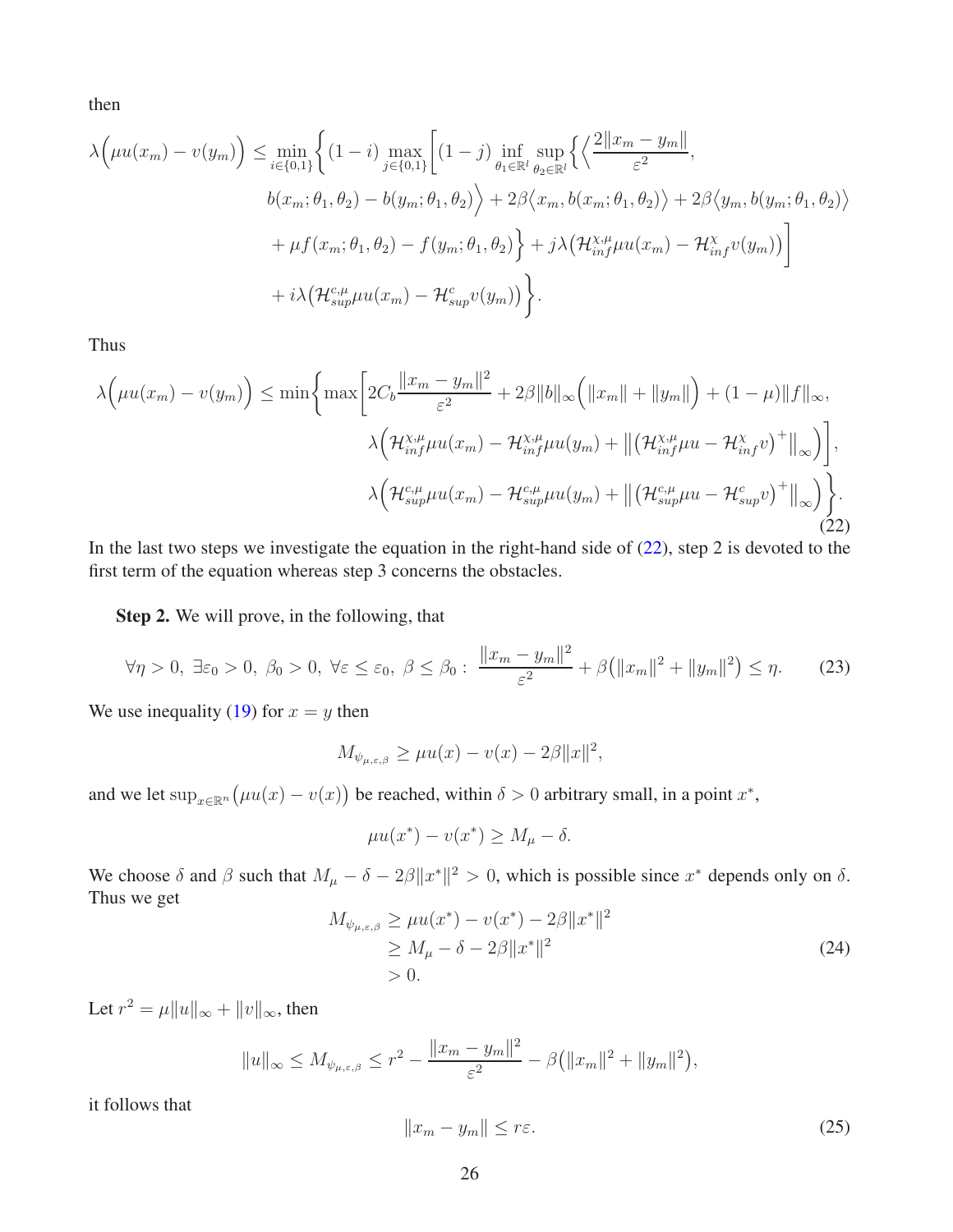then

$$
\begin{aligned}
\lambda\Big(\mu u(x_m) - v(y_m)\Big) \le \min_{i\in\{0,1\}} \Bigg\{ (1-i) \max_{j\in\{0,1\}} \Bigg[ (1-j) \inf_{\theta_1\in\mathbb{R}^l} \sup_{\theta_2\in\mathbb{R}^l} \Big\{ \Big\langle \frac{2\|x_m - y_m\|}{\varepsilon^2}, \\
b(x_m;\theta_1,\theta_2) - b(y_m;\theta_1,\theta_2) \Big\rangle + 2\beta\big\langle x_m, b(x_m;\theta_1,\theta_2)\big\rangle + 2\beta\big\langle y_m, b(y_m;\theta_1,\theta_2)\big\rangle \\
+ \mu f(x_m;\theta_1,\theta_2) - f(y_m;\theta_1,\theta_2) \Big\} + j\lambda\big(\mathcal{H}^{\chi,\mu}_{inf}\mu u(x_m) - \mathcal{H}^{\chi}_{inf} v(y_m)\big) \Bigg] \\
+ i\lambda\big(\mathcal{H}^{c,\mu}_{sup}\mu u(x_m) - \mathcal{H}^{c}_{sup} v(y_m)\big) \Bigg\}.
\end{aligned}
$$

Thus

$$
\begin{aligned}
\lambda\Big(\mu u(x_m) - v(y_m)\Big) \le \min\Bigg\{ \max\Bigg[ 2C_b \frac{\|x_m - y_m\|^2}{\varepsilon^2} + 2\beta\|b\|_\infty\Big(\|x_m\| + \|y_m\|\Big) + (1-\mu)\|f\|_\infty, \\
\lambda\Big(\mathcal{H}^{\chi,\mu}_{inf}\mu u(x_m) - \mathcal{H}^{\chi,\mu}_{inf}\mu u(y_m) + \big\|\big(\mathcal{H}^{\chi,\mu}_{inf}\mu u - \mathcal{H}^{\chi}_{inf} v\big)^+\big\|_\infty\Big)\Bigg], \\
\lambda\Big(\mathcal{H}^{c,\mu}_{sup}\mu u(x_m) - \mathcal{H}^{c,\mu}_{sup}\mu u(y_m) + \big\|\big(\mathcal{H}^{c,\mu}_{sup}\mu u - \mathcal{H}^{c}_{sup} v\big)^+\big\|_\infty\Big) \Bigg\}.
\end{aligned}
\tag{22}
$$

In the last two steps we investigate the equation in the right-hand side of (22), step 2 is devoted to the first term of the equation whereas step 3 concerns the obstacles.

**Step 2.** We will prove, in the following, that

$$
\forall \eta > 0,\ \exists \varepsilon_0 > 0,\ \beta_0 > 0,\ \forall \varepsilon \le \varepsilon_0,\ \beta \le \beta_0 :\ \frac{\|x_m - y_m\|^2}{\varepsilon^2} + \beta\big(\|x_m\|^2 + \|y_m\|^2\big) \le \eta. \tag{23}
$$

We use inequality (19) for $x = y$ then

$$
M_{\psi_{\mu,\varepsilon,\beta}} \ge \mu u(x) - v(x) - 2\beta\|x\|^2,
$$

and we let $\sup_{x\in\mathbb{R}^n}\big(\mu u(x) - v(x)\big)$ be reached, within $\delta > 0$ arbitrary small, in a point $x^*$,

$$
\mu u(x^*) - v(x^*) \ge M_\mu - \delta.
$$

We choose $\delta$ and $\beta$ such that $M_\mu - \delta - 2\beta\|x^*\|^2 > 0$, which is possible since $x^*$ depends only on $\delta$. Thus we get

$$
\begin{aligned}
M_{\psi_{\mu,\varepsilon,\beta}} &\ge \mu u(x^*) - v(x^*) - 2\beta\|x^*\|^2 \\
&\ge M_\mu - \delta - 2\beta\|x^*\|^2 \\
&> 0.
\end{aligned}
\tag{24}
$$

Let $r^2 = \mu\|u\|_\infty + \|v\|_\infty$, then

$$
\|u\|_\infty \le M_{\psi_{\mu,\varepsilon,\beta}} \le r^2 - \frac{\|x_m - y_m\|^2}{\varepsilon^2} - \beta\big(\|x_m\|^2 + \|y_m\|^2\big),
$$

it follows that

$$
\|x_m - y_m\| \le r\varepsilon. \tag{25}
$$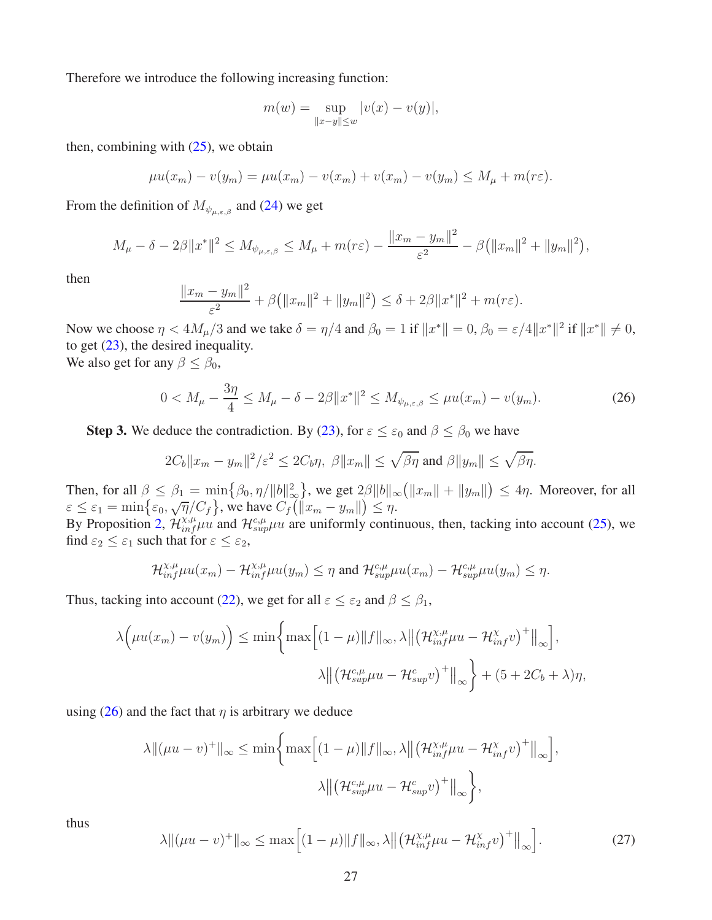Therefore we introduce the following increasing function:

$$m(w) = \sup_{\|x-y\|\le w} |v(x) - v(y)|,$$

then, combining with (25), we obtain

$$\mu u(x_m) - v(y_m) = \mu u(x_m) - v(x_m) + v(x_m) - v(y_m) \le M_\mu + m(r\varepsilon).$$

From the definition of $M_{\psi_{\mu,\varepsilon,\beta}}$ and (24) we get

$$M_\mu - \delta - 2\beta\|x^*\|^2 \le M_{\psi_{\mu,\varepsilon,\beta}} \le M_\mu + m(r\varepsilon) - \frac{\|x_m - y_m\|^2}{\varepsilon^2} - \beta\big(\|x_m\|^2 + \|y_m\|^2\big),$$

then

$$\frac{\|x_m - y_m\|^2}{\varepsilon^2} + \beta\big(\|x_m\|^2 + \|y_m\|^2\big) \le \delta + 2\beta\|x^*\|^2 + m(r\varepsilon).$$

Now we choose $\eta < 4M_\mu/3$ and we take $\delta = \eta/4$ and $\beta_0 = 1$ if $\|x^*\| = 0$, $\beta_0 = \varepsilon/4\|x^*\|^2$ if $\|x^*\| \ne 0$, to get (23), the desired inequality.
We also get for any $\beta \le \beta_0$,

$$0 < M_\mu - \frac{3\eta}{4} \le M_\mu - \delta - 2\beta\|x^*\|^2 \le M_{\psi_{\mu,\varepsilon,\beta}} \le \mu u(x_m) - v(y_m). \tag{26}$$

**Step 3.** We deduce the contradiction. By (23), for $\varepsilon \le \varepsilon_0$ and $\beta \le \beta_0$ we have

$$2C_b\|x_m - y_m\|^2/\varepsilon^2 \le 2C_b\eta,\ \beta\|x_m\| \le \sqrt{\beta\eta} \text{ and } \beta\|y_m\| \le \sqrt{\beta\eta}.$$

Then, for all $\beta \le \beta_1 = \min\{\beta_0, \eta/\|b\|_\infty^2\}$, we get $2\beta\|b\|_\infty\big(\|x_m\| + \|y_m\|\big) \le 4\eta$. Moreover, for all $\varepsilon \le \varepsilon_1 = \min\{\varepsilon_0, \sqrt{\eta}/C_f\}$, we have $C_f\big(\|x_m - y_m\|\big) \le \eta$.
By Proposition 2, $\mathcal{H}^{\chi,\mu}_{inf}\mu u$ and $\mathcal{H}^{c,\mu}_{sup}\mu u$ are uniformly continuous, then, tacking into account (25), we find $\varepsilon_2 \le \varepsilon_1$ such that for $\varepsilon \le \varepsilon_2$,

$$\mathcal{H}^{\chi,\mu}_{inf}\mu u(x_m) - \mathcal{H}^{\chi,\mu}_{inf}\mu u(y_m) \le \eta \text{ and } \mathcal{H}^{c,\mu}_{sup}\mu u(x_m) - \mathcal{H}^{c,\mu}_{sup}\mu u(y_m) \le \eta.$$

Thus, tacking into account (22), we get for all $\varepsilon \le \varepsilon_2$ and $\beta \le \beta_1$,

$$\lambda\Big(\mu u(x_m) - v(y_m)\Big) \le \min\bigg\{\max\Big[(1-\mu)\|f\|_\infty, \lambda\big\|\big(\mathcal{H}^{\chi,\mu}_{inf}\mu u - \mathcal{H}^{\chi}_{inf}v\big)^+\big\|_\infty\Big], \lambda\big\|\big(\mathcal{H}^{c,\mu}_{sup}\mu u - \mathcal{H}^{c}_{sup}v\big)^+\big\|_\infty\bigg\} + (5 + 2C_b + \lambda)\eta,$$

using (26) and the fact that $\eta$ is arbitrary we deduce

$$\lambda\|(\mu u - v)^+\|_\infty \le \min\bigg\{\max\Big[(1-\mu)\|f\|_\infty, \lambda\big\|\big(\mathcal{H}^{\chi,\mu}_{inf}\mu u - \mathcal{H}^{\chi}_{inf}v\big)^+\big\|_\infty\Big], \lambda\big\|\big(\mathcal{H}^{c,\mu}_{sup}\mu u - \mathcal{H}^{c}_{sup}v\big)^+\big\|_\infty\bigg\},$$

thus

$$\lambda\|(\mu u - v)^+\|_\infty \le \max\Big[(1-\mu)\|f\|_\infty, \lambda\big\|\big(\mathcal{H}^{\chi,\mu}_{inf}\mu u - \mathcal{H}^{\chi}_{inf}v\big)^+\big\|_\infty\Big]. \tag{27}$$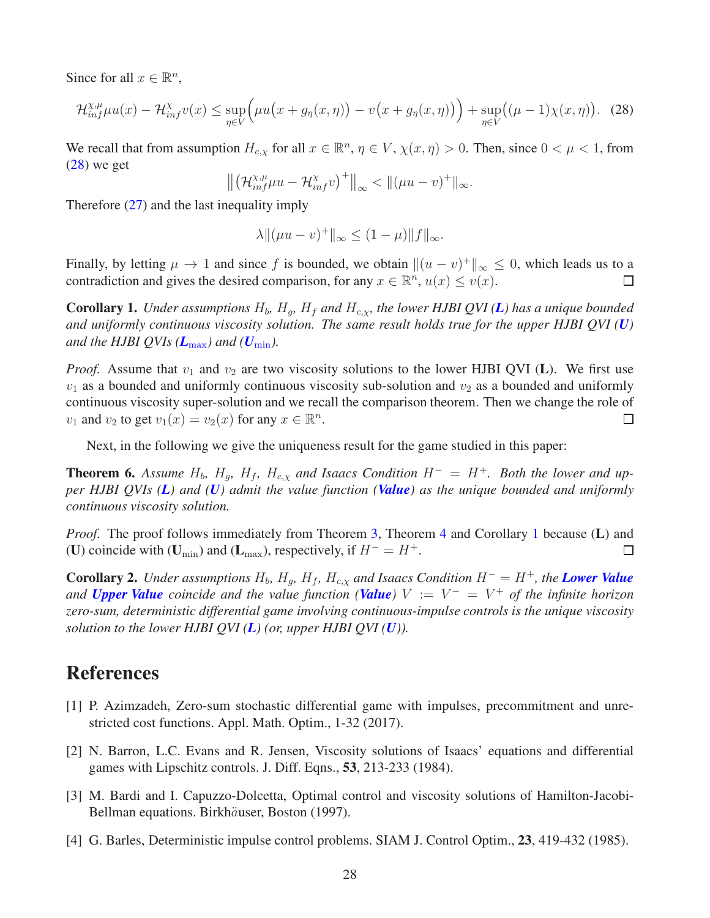Since for all $x \in \mathbb{R}^n$,

$$\mathcal{H}_{inf}^{\chi,\mu}\mu u(x) - \mathcal{H}_{inf}^{\chi}v(x) \le \sup_{\eta \in V}\Big(\mu u\big(x+g_\eta(x,\eta)\big) - v\big(x+g_\eta(x,\eta)\big)\Big) + \sup_{\eta \in V}\big((\mu-1)\chi(x,\eta)\big). \quad (28)$$

We recall that from assumption $H_{c,\chi}$ for all $x \in \mathbb{R}^n$, $\eta \in V$, $\chi(x,\eta) > 0$. Then, since $0 < \mu < 1$, from (28) we get

$$\big\| \big(\mathcal{H}_{inf}^{\chi,\mu}\mu u - \mathcal{H}_{inf}^{\chi}v\big)^+ \big\|_\infty < \|(\mu u - v)^+\|_\infty.$$

Therefore (27) and the last inequality imply

$$\lambda \|(\mu u - v)^+\|_\infty \le (1-\mu)\|f\|_\infty.$$

Finally, by letting $\mu \to 1$ and since $f$ is bounded, we obtain $\|(u-v)^+\|_\infty \le 0$, which leads us to a contradiction and gives the desired comparison, for any $x \in \mathbb{R}^n$, $u(x) \le v(x)$. ☐

**Corollary 1.** *Under assumptions $H_b$, $H_g$, $H_f$ and $H_{c,\chi}$, the lower HJBI QVI (**L**) has a unique bounded and uniformly continuous viscosity solution. The same result holds true for the upper HJBI QVI (**U**) and the HJBI QVIs ($\mathbf{L}_{\max}$) and ($\mathbf{U}_{\min}$).*

*Proof.* Assume that $v_1$ and $v_2$ are two viscosity solutions to the lower HJBI QVI (**L**). We first use $v_1$ as a bounded and uniformly continuous viscosity sub-solution and $v_2$ as a bounded and uniformly continuous viscosity super-solution and we recall the comparison theorem. Then we change the role of $v_1$ and $v_2$ to get $v_1(x) = v_2(x)$ for any $x \in \mathbb{R}^n$. ☐

Next, in the following we give the uniqueness result for the game studied in this paper:

**Theorem 6.** *Assume $H_b$, $H_g$, $H_f$, $H_{c,\chi}$ and Isaacs Condition $H^- = H^+$. Both the lower and upper HJBI QVIs (**L**) and (**U**) admit the value function (**Value**) as the unique bounded and uniformly continuous viscosity solution.*

*Proof.* The proof follows immediately from Theorem 3, Theorem 4 and Corollary 1 because (**L**) and (**U**) coincide with ($\mathbf{U}_{\min}$) and ($\mathbf{L}_{\max}$), respectively, if $H^- = H^+$. ☐

**Corollary 2.** *Under assumptions $H_b$, $H_g$, $H_f$, $H_{c,\chi}$ and Isaacs Condition $H^- = H^+$, the **Lower Value** and **Upper Value** coincide and the value function (**Value**) $V := V^- = V^+$ of the infinite horizon zero-sum, deterministic differential game involving continuous-impulse controls is the unique viscosity solution to the lower HJBI QVI (**L**) (or, upper HJBI QVI (**U**)).*

# References

[1] P. Azimzadeh, Zero-sum stochastic differential game with impulses, precommitment and unrestricted cost functions. Appl. Math. Optim., 1-32 (2017).

[2] N. Barron, L.C. Evans and R. Jensen, Viscosity solutions of Isaacs' equations and differential games with Lipschitz controls. J. Diff. Eqns., **53**, 213-233 (1984).

[3] M. Bardi and I. Capuzzo-Dolcetta, Optimal control and viscosity solutions of Hamilton-Jacobi-Bellman equations. Birkhäuser, Boston (1997).

[4] G. Barles, Deterministic impulse control problems. SIAM J. Control Optim., **23**, 419-432 (1985).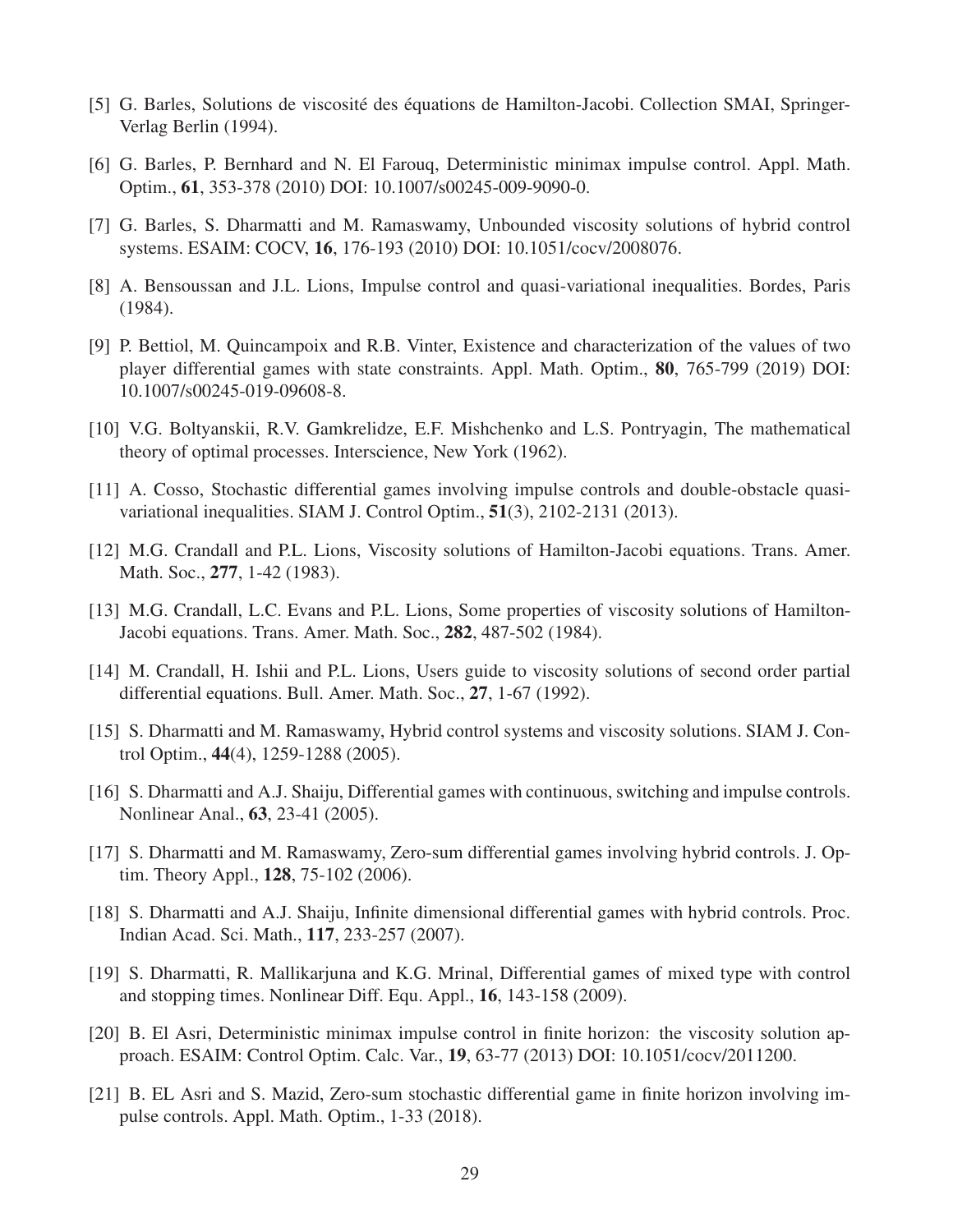[5] G. Barles, Solutions de viscosité des équations de Hamilton-Jacobi. Collection SMAI, Springer-Verlag Berlin (1994).

[6] G. Barles, P. Bernhard and N. El Farouq, Deterministic minimax impulse control. Appl. Math. Optim., **61**, 353-378 (2010) DOI: 10.1007/s00245-009-9090-0.

[7] G. Barles, S. Dharmatti and M. Ramaswamy, Unbounded viscosity solutions of hybrid control systems. ESAIM: COCV, **16**, 176-193 (2010) DOI: 10.1051/cocv/2008076.

[8] A. Bensoussan and J.L. Lions, Impulse control and quasi-variational inequalities. Bordes, Paris (1984).

[9] P. Bettiol, M. Quincampoix and R.B. Vinter, Existence and characterization of the values of two player differential games with state constraints. Appl. Math. Optim., **80**, 765-799 (2019) DOI: 10.1007/s00245-019-09608-8.

[10] V.G. Boltyanskii, R.V. Gamkrelidze, E.F. Mishchenko and L.S. Pontryagin, The mathematical theory of optimal processes. Interscience, New York (1962).

[11] A. Cosso, Stochastic differential games involving impulse controls and double-obstacle quasi-variational inequalities. SIAM J. Control Optim., **51**(3), 2102-2131 (2013).

[12] M.G. Crandall and P.L. Lions, Viscosity solutions of Hamilton-Jacobi equations. Trans. Amer. Math. Soc., **277**, 1-42 (1983).

[13] M.G. Crandall, L.C. Evans and P.L. Lions, Some properties of viscosity solutions of Hamilton-Jacobi equations. Trans. Amer. Math. Soc., **282**, 487-502 (1984).

[14] M. Crandall, H. Ishii and P.L. Lions, Users guide to viscosity solutions of second order partial differential equations. Bull. Amer. Math. Soc., **27**, 1-67 (1992).

[15] S. Dharmatti and M. Ramaswamy, Hybrid control systems and viscosity solutions. SIAM J. Control Optim., **44**(4), 1259-1288 (2005).

[16] S. Dharmatti and A.J. Shaiju, Differential games with continuous, switching and impulse controls. Nonlinear Anal., **63**, 23-41 (2005).

[17] S. Dharmatti and M. Ramaswamy, Zero-sum differential games involving hybrid controls. J. Optim. Theory Appl., **128**, 75-102 (2006).

[18] S. Dharmatti and A.J. Shaiju, Infinite dimensional differential games with hybrid controls. Proc. Indian Acad. Sci. Math., **117**, 233-257 (2007).

[19] S. Dharmatti, R. Mallikarjuna and K.G. Mrinal, Differential games of mixed type with control and stopping times. Nonlinear Diff. Equ. Appl., **16**, 143-158 (2009).

[20] B. El Asri, Deterministic minimax impulse control in finite horizon: the viscosity solution approach. ESAIM: Control Optim. Calc. Var., **19**, 63-77 (2013) DOI: 10.1051/cocv/2011200.

[21] B. EL Asri and S. Mazid, Zero-sum stochastic differential game in finite horizon involving impulse controls. Appl. Math. Optim., 1-33 (2018).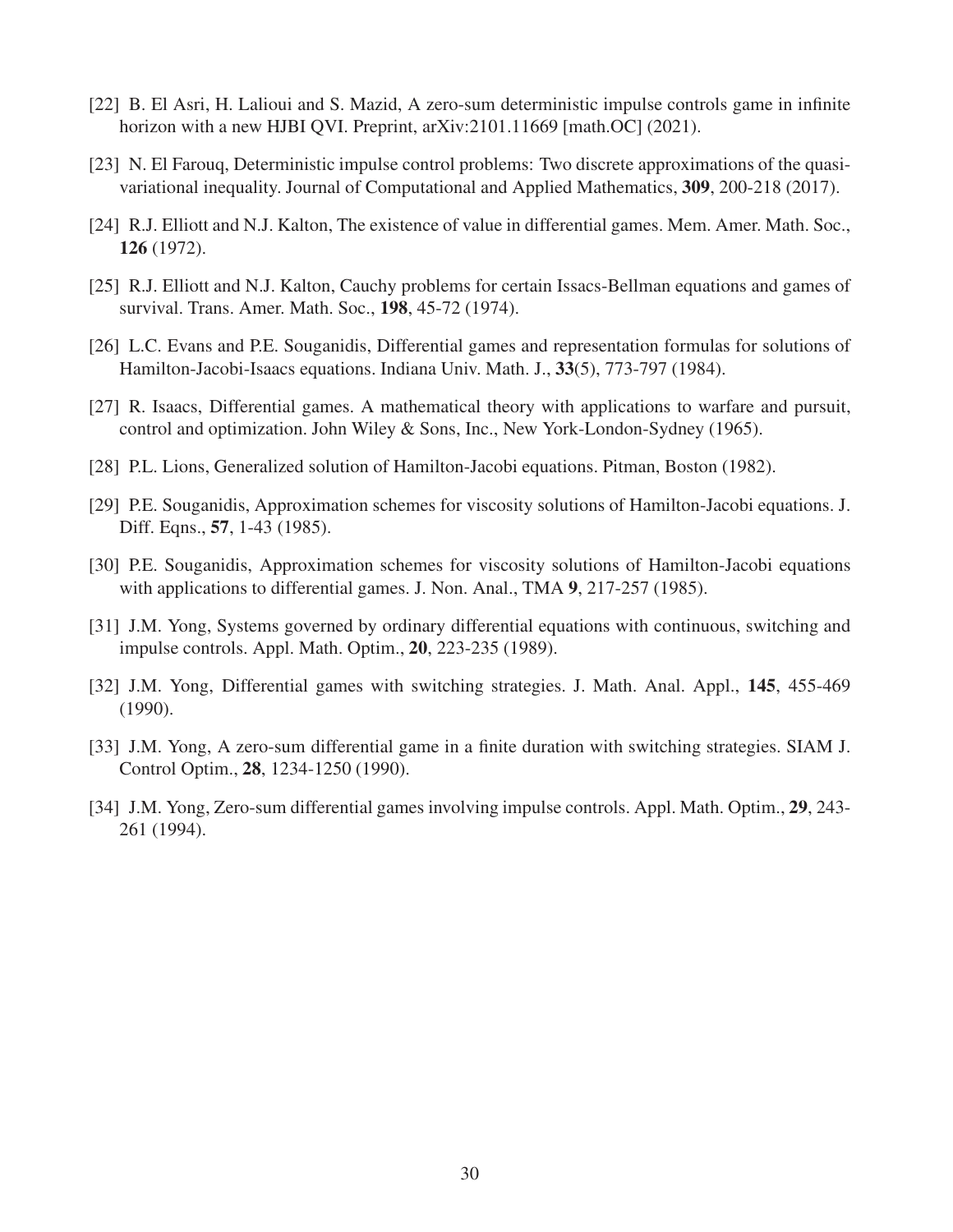[22] B. El Asri, H. Lalioui and S. Mazid, A zero-sum deterministic impulse controls game in infinite horizon with a new HJBI QVI. Preprint, arXiv:2101.11669 [math.OC] (2021).

[23] N. El Farouq, Deterministic impulse control problems: Two discrete approximations of the quasi-variational inequality. Journal of Computational and Applied Mathematics, **309**, 200-218 (2017).

[24] R.J. Elliott and N.J. Kalton, The existence of value in differential games. Mem. Amer. Math. Soc., **126** (1972).

[25] R.J. Elliott and N.J. Kalton, Cauchy problems for certain Issacs-Bellman equations and games of survival. Trans. Amer. Math. Soc., **198**, 45-72 (1974).

[26] L.C. Evans and P.E. Souganidis, Differential games and representation formulas for solutions of Hamilton-Jacobi-Isaacs equations. Indiana Univ. Math. J., **33**(5), 773-797 (1984).

[27] R. Isaacs, Differential games. A mathematical theory with applications to warfare and pursuit, control and optimization. John Wiley & Sons, Inc., New York-London-Sydney (1965).

[28] P.L. Lions, Generalized solution of Hamilton-Jacobi equations. Pitman, Boston (1982).

[29] P.E. Souganidis, Approximation schemes for viscosity solutions of Hamilton-Jacobi equations. J. Diff. Eqns., **57**, 1-43 (1985).

[30] P.E. Souganidis, Approximation schemes for viscosity solutions of Hamilton-Jacobi equations with applications to differential games. J. Non. Anal., TMA **9**, 217-257 (1985).

[31] J.M. Yong, Systems governed by ordinary differential equations with continuous, switching and impulse controls. Appl. Math. Optim., **20**, 223-235 (1989).

[32] J.M. Yong, Differential games with switching strategies. J. Math. Anal. Appl., **145**, 455-469 (1990).

[33] J.M. Yong, A zero-sum differential game in a finite duration with switching strategies. SIAM J. Control Optim., **28**, 1234-1250 (1990).

[34] J.M. Yong, Zero-sum differential games involving impulse controls. Appl. Math. Optim., **29**, 243-261 (1994).